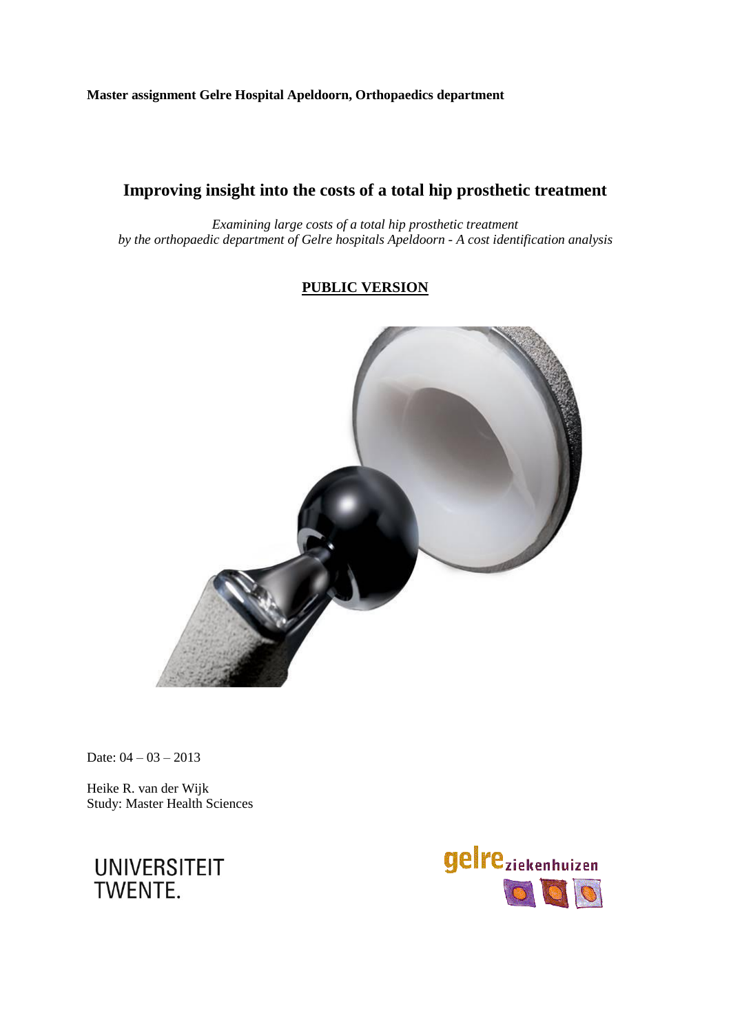**Master assignment Gelre Hospital Apeldoorn, Orthopaedics department**

# Improving insight into the costs of a total hip prosthetic treatment

*Examining large costs of a total hip prosthetic treatment*
*by the orthopaedic department of Gelre hospitals Apeldoorn - A cost identification analysis*

**PUBLIC VERSION**

Date: 04 – 03 – 2013

Heike R. van der Wijk
Study: Master Health Sciences

UNIVERSITEIT TWENTE.

gelre ziekenhuizen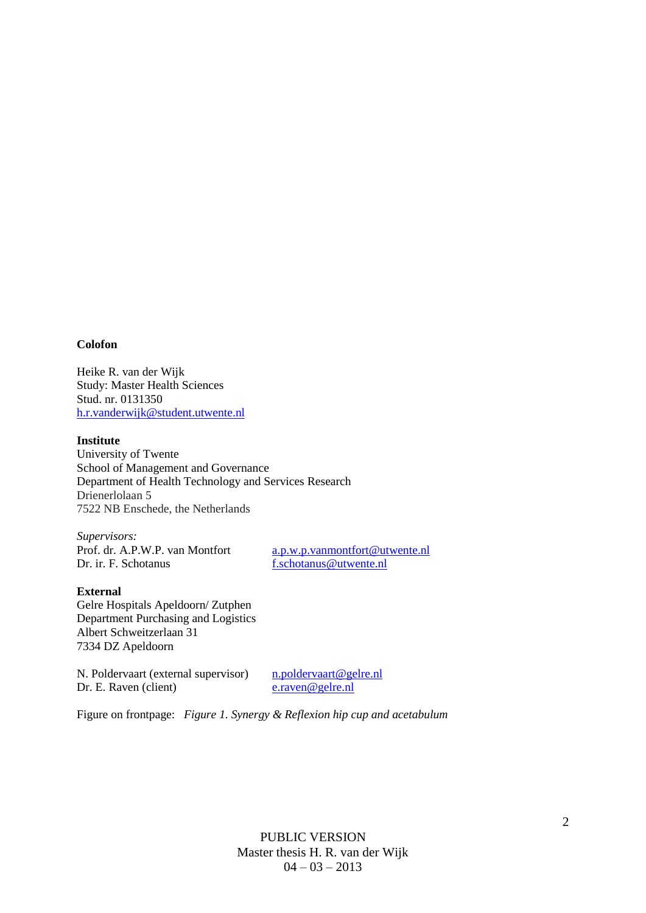**Colofon**

Heike R. van der Wijk
Study: Master Health Sciences
Stud. nr. 0131350
h.r.vanderwijk@student.utwente.nl

**Institute**
University of Twente
School of Management and Governance
Department of Health Technology and Services Research
Drienerlolaan 5
7522 NB Enschede, the Netherlands

*Supervisors:*

| | |
|---|---|
| Prof. dr. A.P.W.P. van Montfort | a.p.w.p.vanmontfort@utwente.nl |
| Dr. ir. F. Schotanus | f.schotanus@utwente.nl |

**External**
Gelre Hospitals Apeldoorn/ Zutphen
Department Purchasing and Logistics
Albert Schweitzerlaan 31
7334 DZ Apeldoorn

| | |
|---|---|
| N. Poldervaart (external supervisor) | n.poldervaart@gelre.nl |
| Dr. E. Raven (client) | e.raven@gelre.nl |

Figure on frontpage: *Figure 1. Synergy & Reflexion hip cup and acetabulum*

PUBLIC VERSION
Master thesis H. R. van der Wijk
04 – 03 – 2013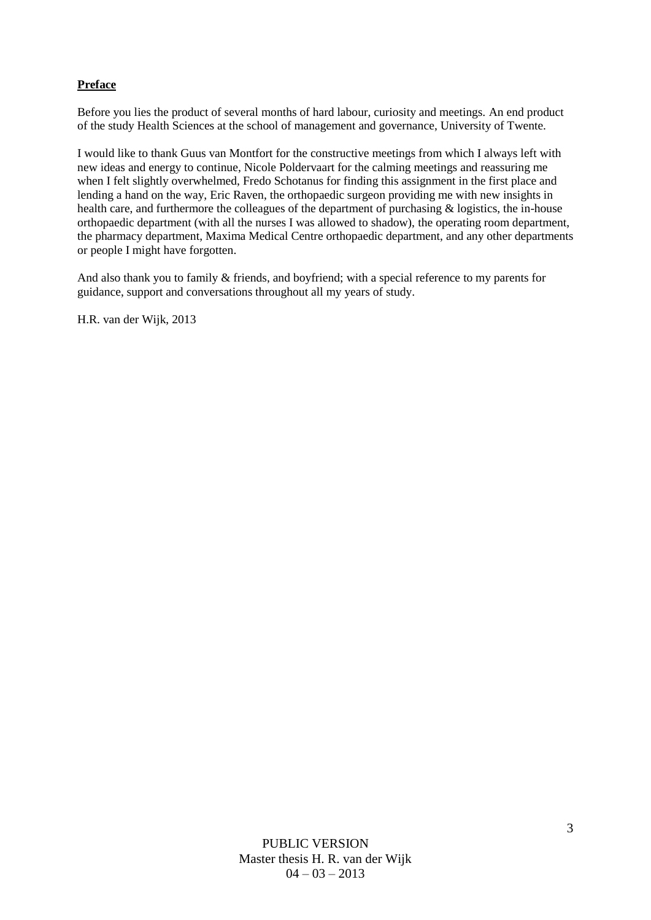## **Preface**

Before you lies the product of several months of hard labour, curiosity and meetings. An end product of the study Health Sciences at the school of management and governance, University of Twente.

I would like to thank Guus van Montfort for the constructive meetings from which I always left with new ideas and energy to continue, Nicole Poldervaart for the calming meetings and reassuring me when I felt slightly overwhelmed, Fredo Schotanus for finding this assignment in the first place and lending a hand on the way, Eric Raven, the orthopaedic surgeon providing me with new insights in health care, and furthermore the colleagues of the department of purchasing & logistics, the in-house orthopaedic department (with all the nurses I was allowed to shadow), the operating room department, the pharmacy department, Maxima Medical Centre orthopaedic department, and any other departments or people I might have forgotten.

And also thank you to family & friends, and boyfriend; with a special reference to my parents for guidance, support and conversations throughout all my years of study.

H.R. van der Wijk, 2013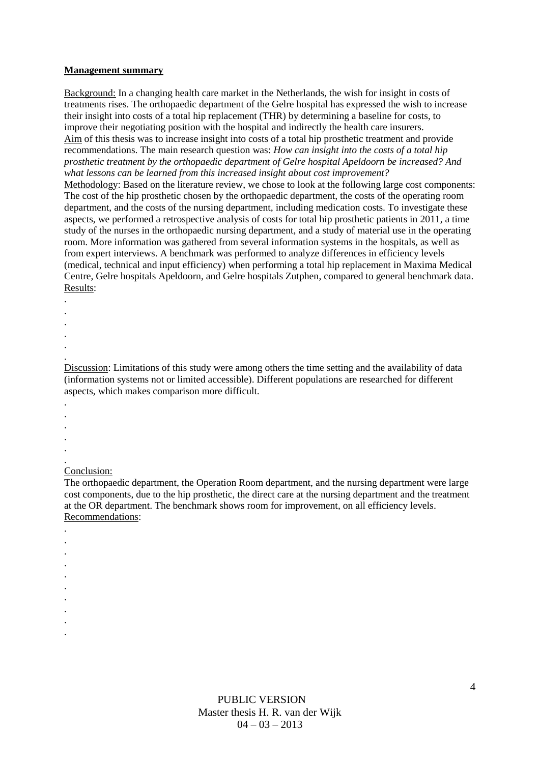**Management summary**

Background: In a changing health care market in the Netherlands, the wish for insight in costs of treatments rises. The orthopaedic department of the Gelre hospital has expressed the wish to increase their insight into costs of a total hip replacement (THR) by determining a baseline for costs, to improve their negotiating position with the hospital and indirectly the health care insurers.
Aim of this thesis was to increase insight into costs of a total hip prosthetic treatment and provide recommendations. The main research question was: *How can insight into the costs of a total hip prosthetic treatment by the orthopaedic department of Gelre hospital Apeldoorn be increased? And what lessons can be learned from this increased insight about cost improvement?*
Methodology: Based on the literature review, we chose to look at the following large cost components: The cost of the hip prosthetic chosen by the orthopaedic department, the costs of the operating room department, and the costs of the nursing department, including medication costs. To investigate these aspects, we performed a retrospective analysis of costs for total hip prosthetic patients in 2011, a time study of the nurses in the orthopaedic nursing department, and a study of material use in the operating room. More information was gathered from several information systems in the hospitals, as well as from expert interviews. A benchmark was performed to analyze differences in efficiency levels (medical, technical and input efficiency) when performing a total hip replacement in Maxima Medical Centre, Gelre hospitals Apeldoorn, and Gelre hospitals Zutphen, compared to general benchmark data.
Results:

.
.
.
.
.
.

Discussion: Limitations of this study were among others the time setting and the availability of data (information systems not or limited accessible). Different populations are researched for different aspects, which makes comparison more difficult.

.
.
.
.
.
.

Conclusion:
The orthopaedic department, the Operation Room department, and the nursing department were large cost components, due to the hip prosthetic, the direct care at the nursing department and the treatment at the OR department. The benchmark shows room for improvement, on all efficiency levels.
Recommendations:

.
.
.
.
.
.
.
.
.
.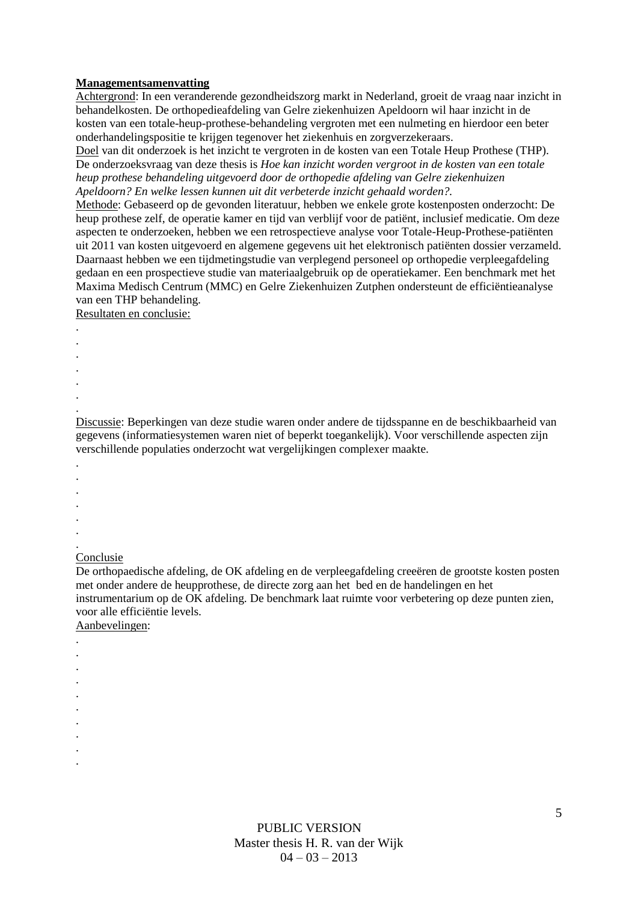**Managementsamenvatting**

Achtergrond: In een veranderende gezondheidszorg markt in Nederland, groeit de vraag naar inzicht in behandelkosten. De orthopedieafdeling van Gelre ziekenhuizen Apeldoorn wil haar inzicht in de kosten van een totale-heup-prothese-behandeling vergroten met een nulmeting en hierdoor een beter onderhandelingspositie te krijgen tegenover het ziekenhuis en zorgverzekeraars.

Doel van dit onderzoek is het inzicht te vergroten in de kosten van een Totale Heup Prothese (THP). De onderzoeksvraag van deze thesis is *Hoe kan inzicht worden vergroot in de kosten van een totale heup prothese behandeling uitgevoerd door de orthopedie afdeling van Gelre ziekenhuizen Apeldoorn? En welke lessen kunnen uit dit verbeterde inzicht gehaald worden?.*

Methode: Gebaseerd op de gevonden literatuur, hebben we enkele grote kostenposten onderzocht: De heup prothese zelf, de operatie kamer en tijd van verblijf voor de patiënt, inclusief medicatie. Om deze aspecten te onderzoeken, hebben we een retrospectieve analyse voor Totale-Heup-Prothese-patiënten uit 2011 van kosten uitgevoerd en algemene gegevens uit het elektronisch patiënten dossier verzameld. Daarnaast hebben we een tijdmetingstudie van verplegend personeel op orthopedie verpleegafdeling gedaan en een prospectieve studie van materiaalgebruik op de operatiekamer. Een benchmark met het Maxima Medisch Centrum (MMC) en Gelre Ziekenhuizen Zutphen ondersteunt de efficiëntieanalyse van een THP behandeling.

Resultaten en conclusie:

.
.
.
.
.
.
.

Discussie: Beperkingen van deze studie waren onder andere de tijdsspanne en de beschikbaarheid van gegevens (informatiesystemen waren niet of beperkt toegankelijk). Voor verschillende aspecten zijn verschillende populaties onderzocht wat vergelijkingen complexer maakte.

.
.
.
.
.
.
.

Conclusie

De orthopaedische afdeling, de OK afdeling en de verpleegafdeling creeëren de grootste kosten posten met onder andere de heupprothese, de directe zorg aan het bed en de handelingen en het instrumentarium op de OK afdeling. De benchmark laat ruimte voor verbetering op deze punten zien, voor alle efficiëntie levels.

Aanbevelingen:

.
.
.
.
.
.
.
.
.
.

PUBLIC VERSION
Master thesis H. R. van der Wijk
04 – 03 – 2013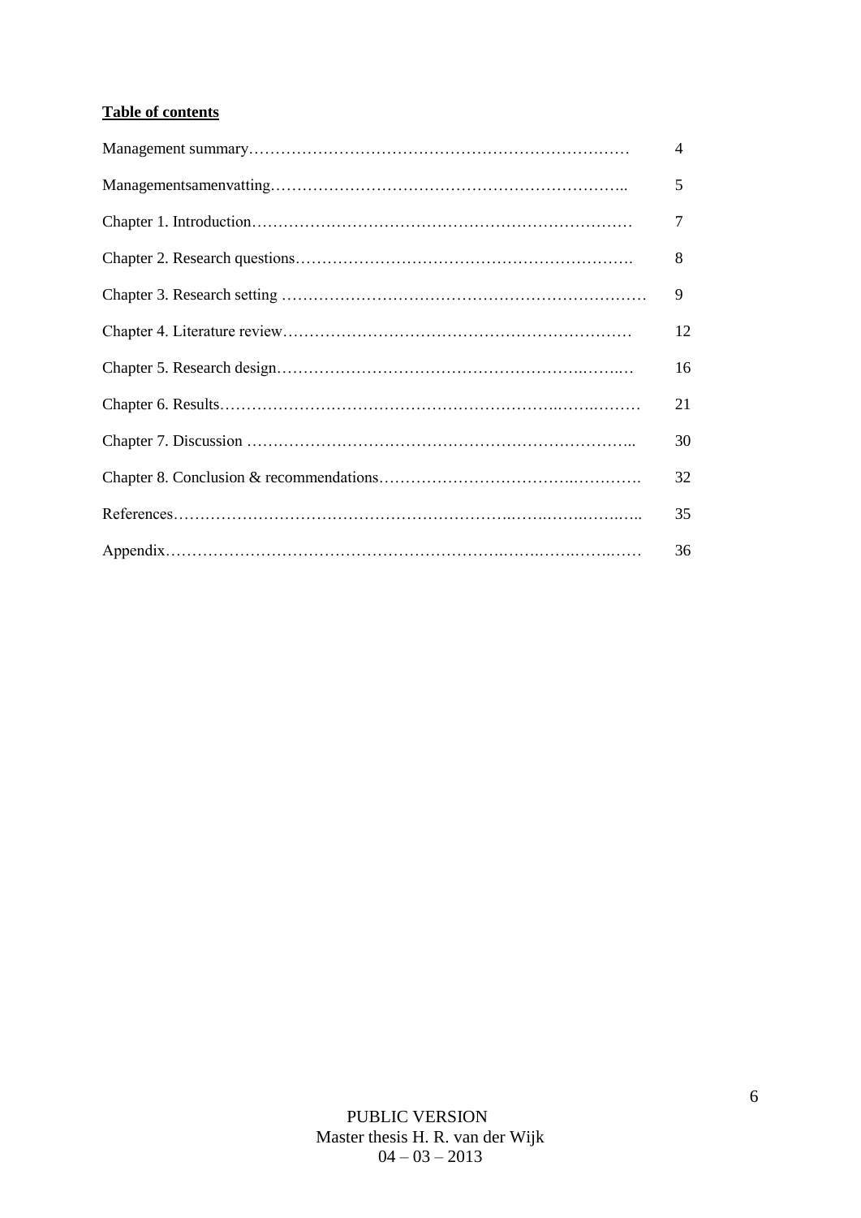**Table of contents**

| | |
|---|---|
| Management summary | 4 |
| Managementsamenvatting | 5 |
| Chapter 1. Introduction | 7 |
| Chapter 2. Research questions | 8 |
| Chapter 3. Research setting | 9 |
| Chapter 4. Literature review | 12 |
| Chapter 5. Research design | 16 |
| Chapter 6. Results | 21 |
| Chapter 7. Discussion | 30 |
| Chapter 8. Conclusion & recommendations | 32 |
| References | 35 |
| Appendix | 36 |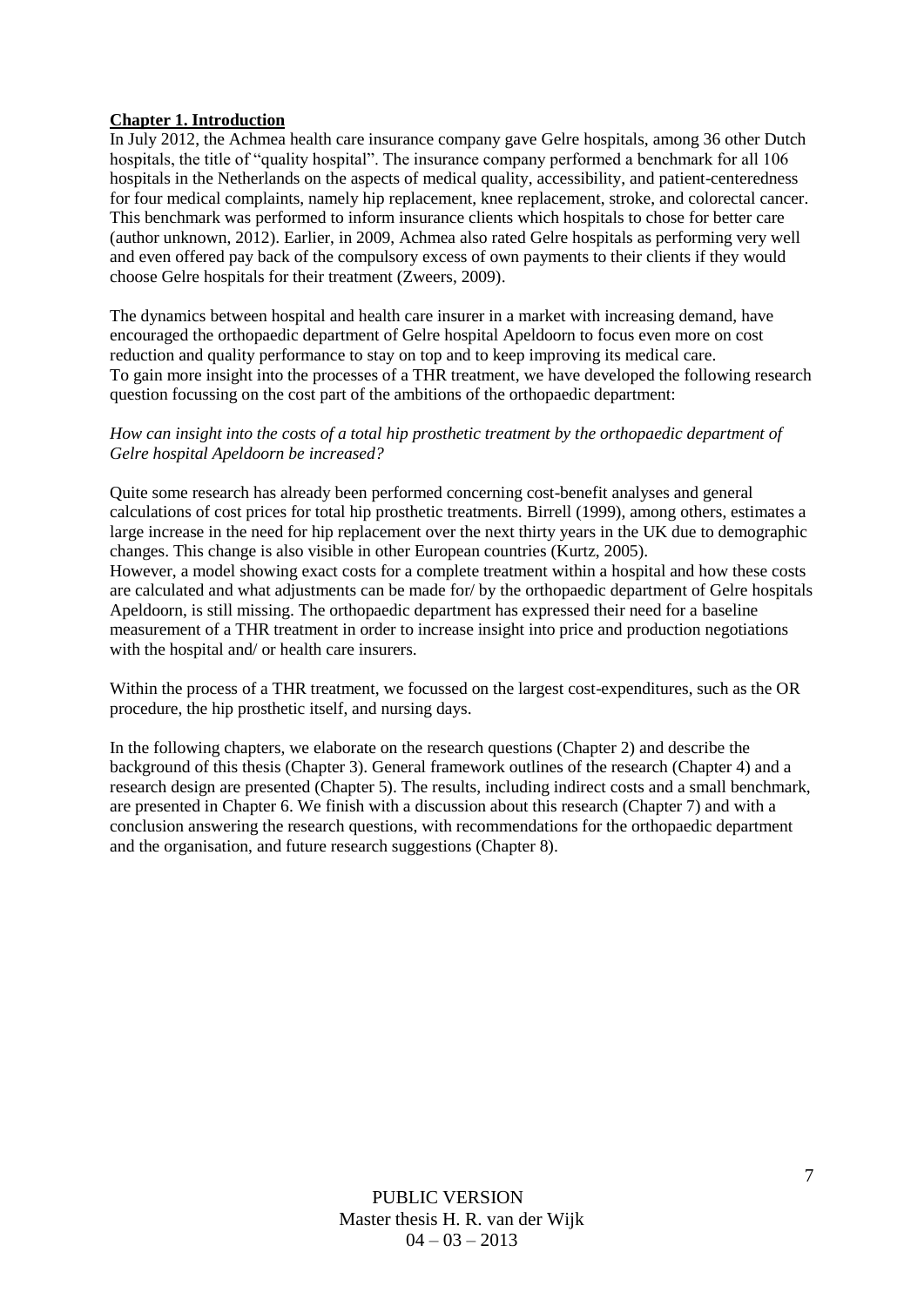## Chapter 1. Introduction

In July 2012, the Achmea health care insurance company gave Gelre hospitals, among 36 other Dutch hospitals, the title of "quality hospital". The insurance company performed a benchmark for all 106 hospitals in the Netherlands on the aspects of medical quality, accessibility, and patient-centeredness for four medical complaints, namely hip replacement, knee replacement, stroke, and colorectal cancer. This benchmark was performed to inform insurance clients which hospitals to chose for better care (author unknown, 2012). Earlier, in 2009, Achmea also rated Gelre hospitals as performing very well and even offered pay back of the compulsory excess of own payments to their clients if they would choose Gelre hospitals for their treatment (Zweers, 2009).

The dynamics between hospital and health care insurer in a market with increasing demand, have encouraged the orthopaedic department of Gelre hospital Apeldoorn to focus even more on cost reduction and quality performance to stay on top and to keep improving its medical care.
To gain more insight into the processes of a THR treatment, we have developed the following research question focussing on the cost part of the ambitions of the orthopaedic department:

*How can insight into the costs of a total hip prosthetic treatment by the orthopaedic department of Gelre hospital Apeldoorn be increased?*

Quite some research has already been performed concerning cost-benefit analyses and general calculations of cost prices for total hip prosthetic treatments. Birrell (1999), among others, estimates a large increase in the need for hip replacement over the next thirty years in the UK due to demographic changes. This change is also visible in other European countries (Kurtz, 2005).
However, a model showing exact costs for a complete treatment within a hospital and how these costs are calculated and what adjustments can be made for/ by the orthopaedic department of Gelre hospitals Apeldoorn, is still missing. The orthopaedic department has expressed their need for a baseline measurement of a THR treatment in order to increase insight into price and production negotiations with the hospital and/ or health care insurers.

Within the process of a THR treatment, we focussed on the largest cost-expenditures, such as the OR procedure, the hip prosthetic itself, and nursing days.

In the following chapters, we elaborate on the research questions (Chapter 2) and describe the background of this thesis (Chapter 3). General framework outlines of the research (Chapter 4) and a research design are presented (Chapter 5). The results, including indirect costs and a small benchmark, are presented in Chapter 6. We finish with a discussion about this research (Chapter 7) and with a conclusion answering the research questions, with recommendations for the orthopaedic department and the organisation, and future research suggestions (Chapter 8).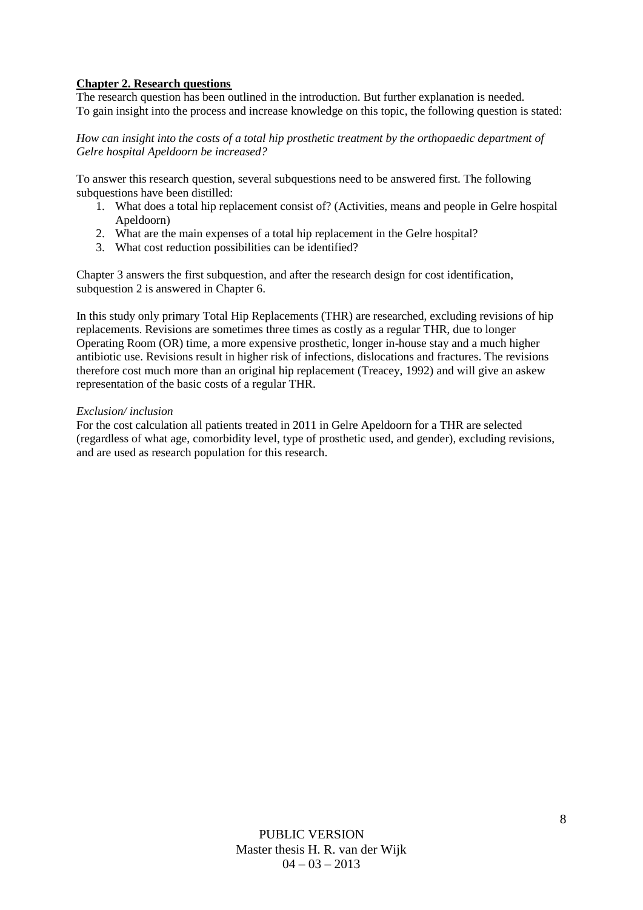## Chapter 2. Research questions

The research question has been outlined in the introduction. But further explanation is needed. To gain insight into the process and increase knowledge on this topic, the following question is stated:

*How can insight into the costs of a total hip prosthetic treatment by the orthopaedic department of Gelre hospital Apeldoorn be increased?*

To answer this research question, several subquestions need to be answered first. The following subquestions have been distilled:

1. What does a total hip replacement consist of? (Activities, means and people in Gelre hospital Apeldoorn)
2. What are the main expenses of a total hip replacement in the Gelre hospital?
3. What cost reduction possibilities can be identified?

Chapter 3 answers the first subquestion, and after the research design for cost identification, subquestion 2 is answered in Chapter 6.

In this study only primary Total Hip Replacements (THR) are researched, excluding revisions of hip replacements. Revisions are sometimes three times as costly as a regular THR, due to longer Operating Room (OR) time, a more expensive prosthetic, longer in-house stay and a much higher antibiotic use. Revisions result in higher risk of infections, dislocations and fractures. The revisions therefore cost much more than an original hip replacement (Treacey, 1992) and will give an askew representation of the basic costs of a regular THR.

*Exclusion/ inclusion*

For the cost calculation all patients treated in 2011 in Gelre Apeldoorn for a THR are selected (regardless of what age, comorbidity level, type of prosthetic used, and gender), excluding revisions, and are used as research population for this research.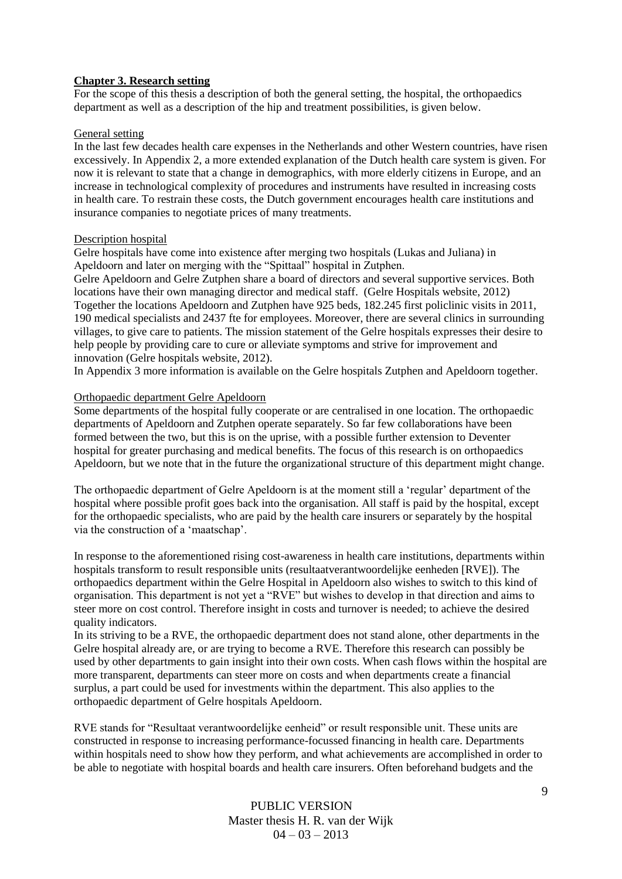## Chapter 3. Research setting

For the scope of this thesis a description of both the general setting, the hospital, the orthopaedics department as well as a description of the hip and treatment possibilities, is given below.

### General setting

In the last few decades health care expenses in the Netherlands and other Western countries, have risen excessively. In Appendix 2, a more extended explanation of the Dutch health care system is given. For now it is relevant to state that a change in demographics, with more elderly citizens in Europe, and an increase in technological complexity of procedures and instruments have resulted in increasing costs in health care. To restrain these costs, the Dutch government encourages health care institutions and insurance companies to negotiate prices of many treatments.

### Description hospital

Gelre hospitals have come into existence after merging two hospitals (Lukas and Juliana) in Apeldoorn and later on merging with the "Spittaal" hospital in Zutphen.
Gelre Apeldoorn and Gelre Zutphen share a board of directors and several supportive services. Both locations have their own managing director and medical staff. (Gelre Hospitals website, 2012)
Together the locations Apeldoorn and Zutphen have 925 beds, 182.245 first policlinic visits in 2011, 190 medical specialists and 2437 fte for employees. Moreover, there are several clinics in surrounding villages, to give care to patients. The mission statement of the Gelre hospitals expresses their desire to help people by providing care to cure or alleviate symptoms and strive for improvement and innovation (Gelre hospitals website, 2012).
In Appendix 3 more information is available on the Gelre hospitals Zutphen and Apeldoorn together.

### Orthopaedic department Gelre Apeldoorn

Some departments of the hospital fully cooperate or are centralised in one location. The orthopaedic departments of Apeldoorn and Zutphen operate separately. So far few collaborations have been formed between the two, but this is on the uprise, with a possible further extension to Deventer hospital for greater purchasing and medical benefits. The focus of this research is on orthopaedics Apeldoorn, but we note that in the future the organizational structure of this department might change.

The orthopaedic department of Gelre Apeldoorn is at the moment still a 'regular' department of the hospital where possible profit goes back into the organisation. All staff is paid by the hospital, except for the orthopaedic specialists, who are paid by the health care insurers or separately by the hospital via the construction of a 'maatschap'.

In response to the aforementioned rising cost-awareness in health care institutions, departments within hospitals transform to result responsible units (resultaatverantwoordelijke eenheden [RVE]). The orthopaedics department within the Gelre Hospital in Apeldoorn also wishes to switch to this kind of organisation. This department is not yet a "RVE" but wishes to develop in that direction and aims to steer more on cost control. Therefore insight in costs and turnover is needed; to achieve the desired quality indicators.
In its striving to be a RVE, the orthopaedic department does not stand alone, other departments in the Gelre hospital already are, or are trying to become a RVE. Therefore this research can possibly be used by other departments to gain insight into their own costs. When cash flows within the hospital are more transparent, departments can steer more on costs and when departments create a financial surplus, a part could be used for investments within the department. This also applies to the orthopaedic department of Gelre hospitals Apeldoorn.

RVE stands for "Resultaat verantwoordelijke eenheid" or result responsible unit. These units are constructed in response to increasing performance-focussed financing in health care. Departments within hospitals need to show how they perform, and what achievements are accomplished in order to be able to negotiate with hospital boards and health care insurers. Often beforehand budgets and the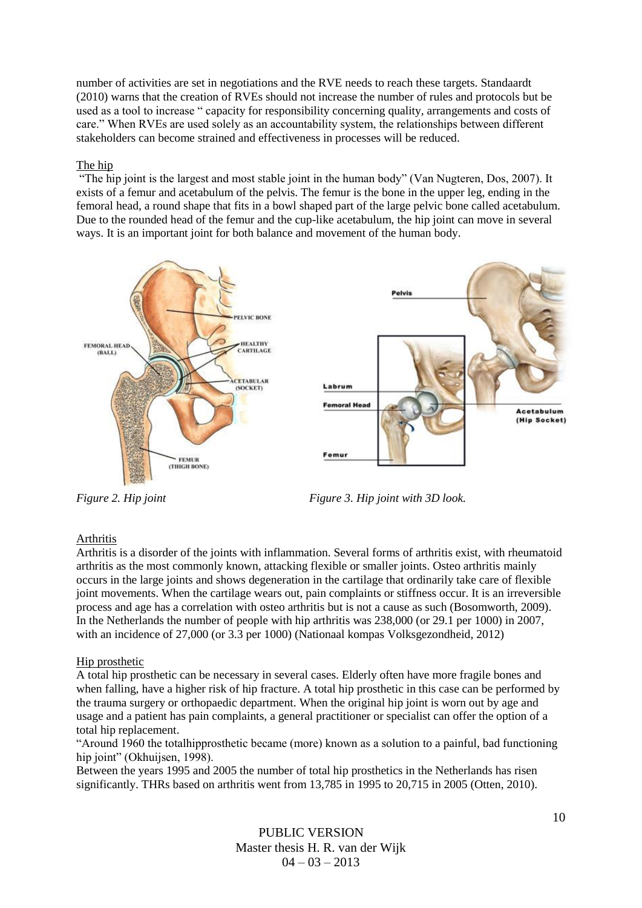number of activities are set in negotiations and the RVE needs to reach these targets. Standaardt (2010) warns that the creation of RVEs should not increase the number of rules and protocols but be used as a tool to increase " capacity for responsibility concerning quality, arrangements and costs of care." When RVEs are used solely as an accountability system, the relationships between different stakeholders can become strained and effectiveness in processes will be reduced.

## The hip

"The hip joint is the largest and most stable joint in the human body" (Van Nugteren, Dos, 2007). It exists of a femur and acetabulum of the pelvis. The femur is the bone in the upper leg, ending in the femoral head, a round shape that fits in a bowl shaped part of the large pelvic bone called acetabulum. Due to the rounded head of the femur and the cup-like acetabulum, the hip joint can move in several ways. It is an important joint for both balance and movement of the human body.

*Figure 2. Hip joint*

*Figure 3. Hip joint with 3D look.*

## Arthritis

Arthritis is a disorder of the joints with inflammation. Several forms of arthritis exist, with rheumatoid arthritis as the most commonly known, attacking flexible or smaller joints. Osteo arthritis mainly occurs in the large joints and shows degeneration in the cartilage that ordinarily take care of flexible joint movements. When the cartilage wears out, pain complaints or stiffness occur. It is an irreversible process and age has a correlation with osteo arthritis but is not a cause as such (Bosomworth, 2009). In the Netherlands the number of people with hip arthritis was 238,000 (or 29.1 per 1000) in 2007, with an incidence of 27,000 (or 3.3 per 1000) (Nationaal kompas Volksgezondheid, 2012)

## Hip prosthetic

A total hip prosthetic can be necessary in several cases. Elderly often have more fragile bones and when falling, have a higher risk of hip fracture. A total hip prosthetic in this case can be performed by the trauma surgery or orthopaedic department. When the original hip joint is worn out by age and usage and a patient has pain complaints, a general practitioner or specialist can offer the option of a total hip replacement.

"Around 1960 the totalhipprosthetic became (more) known as a solution to a painful, bad functioning hip joint" (Okhuijsen, 1998).

Between the years 1995 and 2005 the number of total hip prosthetics in the Netherlands has risen significantly. THRs based on arthritis went from 13,785 in 1995 to 20,715 in 2005 (Otten, 2010).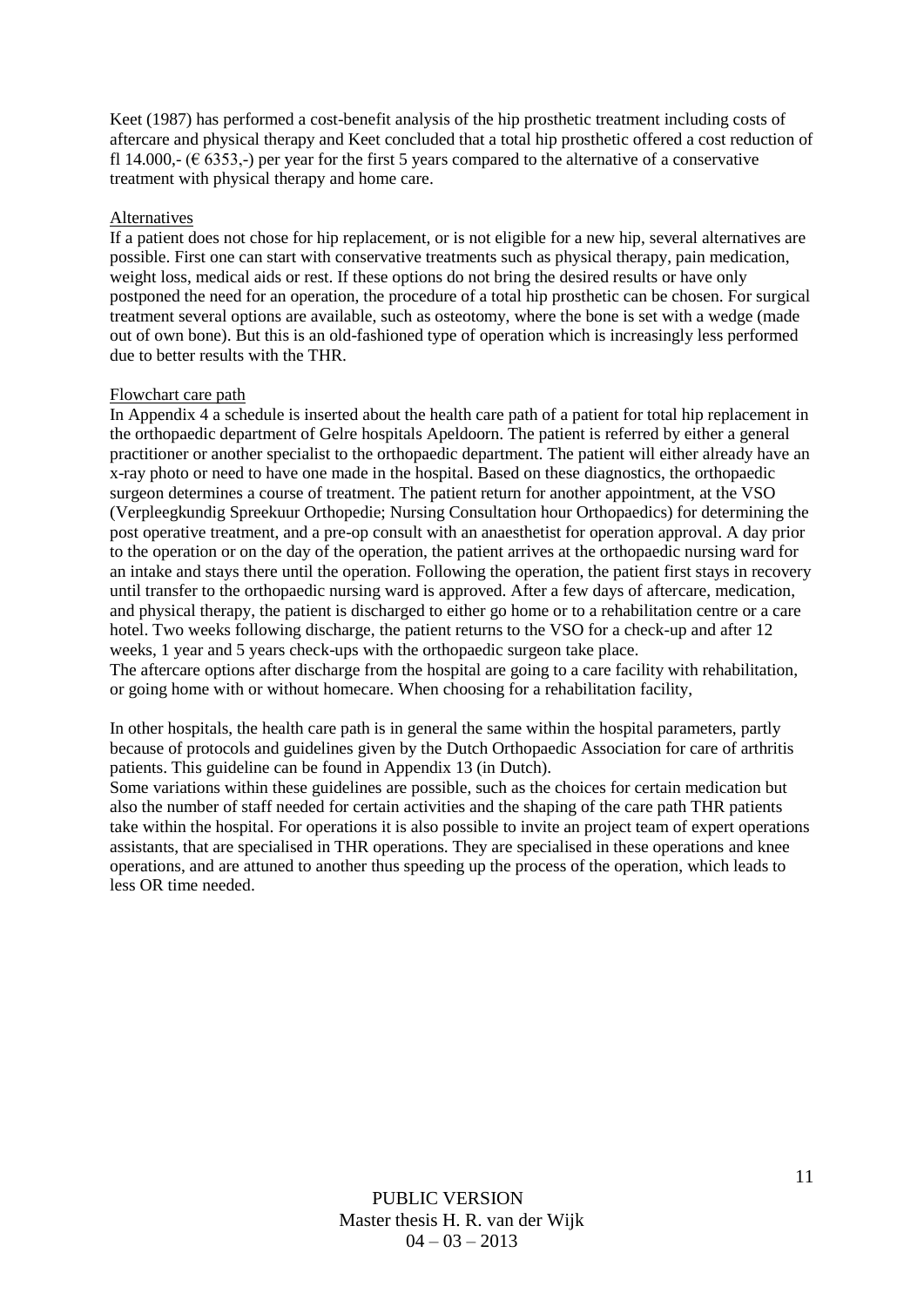Keet (1987) has performed a cost-benefit analysis of the hip prosthetic treatment including costs of aftercare and physical therapy and Keet concluded that a total hip prosthetic offered a cost reduction of fl 14.000,- (€ 6353,-) per year for the first 5 years compared to the alternative of a conservative treatment with physical therapy and home care.

Alternatives

If a patient does not chose for hip replacement, or is not eligible for a new hip, several alternatives are possible. First one can start with conservative treatments such as physical therapy, pain medication, weight loss, medical aids or rest. If these options do not bring the desired results or have only postponed the need for an operation, the procedure of a total hip prosthetic can be chosen. For surgical treatment several options are available, such as osteotomy, where the bone is set with a wedge (made out of own bone). But this is an old-fashioned type of operation which is increasingly less performed due to better results with the THR.

Flowchart care path

In Appendix 4 a schedule is inserted about the health care path of a patient for total hip replacement in the orthopaedic department of Gelre hospitals Apeldoorn. The patient is referred by either a general practitioner or another specialist to the orthopaedic department. The patient will either already have an x-ray photo or need to have one made in the hospital. Based on these diagnostics, the orthopaedic surgeon determines a course of treatment. The patient return for another appointment, at the VSO (Verpleegkundig Spreekuur Orthopedie; Nursing Consultation hour Orthopaedics) for determining the post operative treatment, and a pre-op consult with an anaesthetist for operation approval. A day prior to the operation or on the day of the operation, the patient arrives at the orthopaedic nursing ward for an intake and stays there until the operation. Following the operation, the patient first stays in recovery until transfer to the orthopaedic nursing ward is approved. After a few days of aftercare, medication, and physical therapy, the patient is discharged to either go home or to a rehabilitation centre or a care hotel. Two weeks following discharge, the patient returns to the VSO for a check-up and after 12 weeks, 1 year and 5 years check-ups with the orthopaedic surgeon take place.
The aftercare options after discharge from the hospital are going to a care facility with rehabilitation, or going home with or without homecare. When choosing for a rehabilitation facility,

In other hospitals, the health care path is in general the same within the hospital parameters, partly because of protocols and guidelines given by the Dutch Orthopaedic Association for care of arthritis patients. This guideline can be found in Appendix 13 (in Dutch).
Some variations within these guidelines are possible, such as the choices for certain medication but also the number of staff needed for certain activities and the shaping of the care path THR patients take within the hospital. For operations it is also possible to invite an project team of expert operations assistants, that are specialised in THR operations. They are specialised in these operations and knee operations, and are attuned to another thus speeding up the process of the operation, which leads to less OR time needed.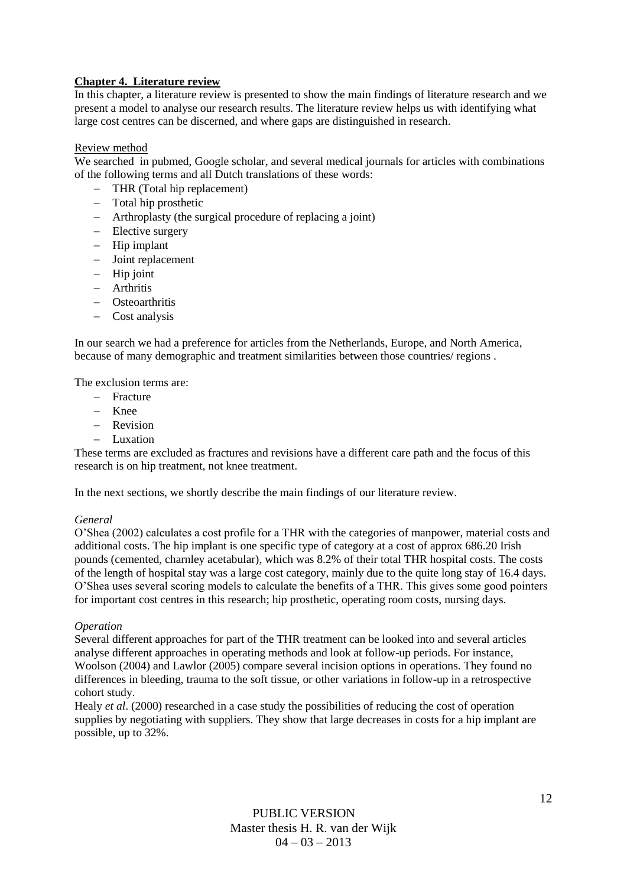## Chapter 4. Literature review

In this chapter, a literature review is presented to show the main findings of literature research and we present a model to analyse our research results. The literature review helps us with identifying what large cost centres can be discerned, and where gaps are distinguished in research.

### Review method

We searched in pubmed, Google scholar, and several medical journals for articles with combinations of the following terms and all Dutch translations of these words:

- THR (Total hip replacement)
- Total hip prosthetic
- Arthroplasty (the surgical procedure of replacing a joint)
- Elective surgery
- Hip implant
- Joint replacement
- Hip joint
- Arthritis
- Osteoarthritis
- Cost analysis

In our search we had a preference for articles from the Netherlands, Europe, and North America, because of many demographic and treatment similarities between those countries/ regions .

The exclusion terms are:

- Fracture
- Knee
- Revision
- Luxation

These terms are excluded as fractures and revisions have a different care path and the focus of this research is on hip treatment, not knee treatment.

In the next sections, we shortly describe the main findings of our literature review.

*General*

O'Shea (2002) calculates a cost profile for a THR with the categories of manpower, material costs and additional costs. The hip implant is one specific type of category at a cost of approx 686.20 Irish pounds (cemented, charnley acetabular), which was 8.2% of their total THR hospital costs. The costs of the length of hospital stay was a large cost category, mainly due to the quite long stay of 16.4 days. O'Shea uses several scoring models to calculate the benefits of a THR. This gives some good pointers for important cost centres in this research; hip prosthetic, operating room costs, nursing days.

*Operation*

Several different approaches for part of the THR treatment can be looked into and several articles analyse different approaches in operating methods and look at follow-up periods. For instance, Woolson (2004) and Lawlor (2005) compare several incision options in operations. They found no differences in bleeding, trauma to the soft tissue, or other variations in follow-up in a retrospective cohort study.

Healy *et al*. (2000) researched in a case study the possibilities of reducing the cost of operation supplies by negotiating with suppliers. They show that large decreases in costs for a hip implant are possible, up to 32%.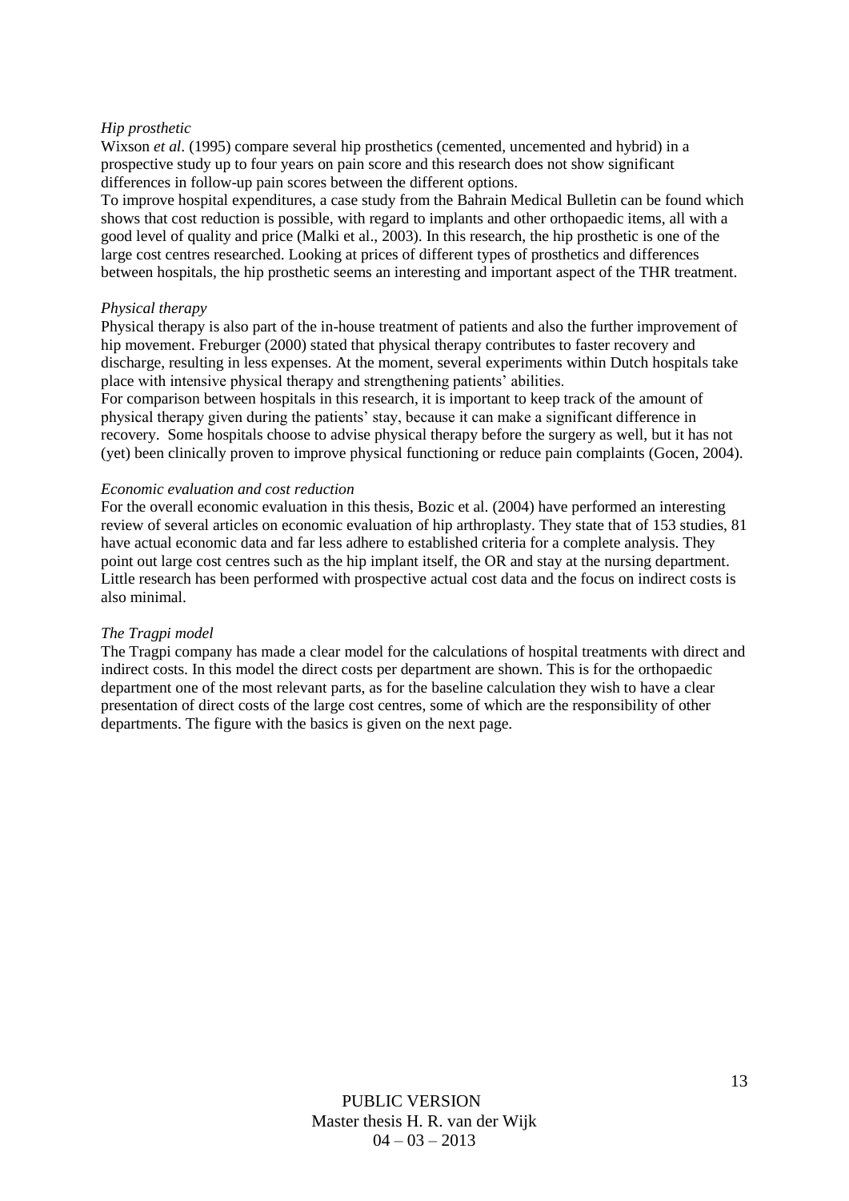*Hip prosthetic*

Wixson *et al*. (1995) compare several hip prosthetics (cemented, uncemented and hybrid) in a prospective study up to four years on pain score and this research does not show significant differences in follow-up pain scores between the different options.

To improve hospital expenditures, a case study from the Bahrain Medical Bulletin can be found which shows that cost reduction is possible, with regard to implants and other orthopaedic items, all with a good level of quality and price (Malki et al., 2003). In this research, the hip prosthetic is one of the large cost centres researched. Looking at prices of different types of prosthetics and differences between hospitals, the hip prosthetic seems an interesting and important aspect of the THR treatment.

*Physical therapy*

Physical therapy is also part of the in-house treatment of patients and also the further improvement of hip movement. Freburger (2000) stated that physical therapy contributes to faster recovery and discharge, resulting in less expenses. At the moment, several experiments within Dutch hospitals take place with intensive physical therapy and strengthening patients' abilities.

For comparison between hospitals in this research, it is important to keep track of the amount of physical therapy given during the patients' stay, because it can make a significant difference in recovery. Some hospitals choose to advise physical therapy before the surgery as well, but it has not (yet) been clinically proven to improve physical functioning or reduce pain complaints (Gocen, 2004).

*Economic evaluation and cost reduction*

For the overall economic evaluation in this thesis, Bozic et al. (2004) have performed an interesting review of several articles on economic evaluation of hip arthroplasty. They state that of 153 studies, 81 have actual economic data and far less adhere to established criteria for a complete analysis. They point out large cost centres such as the hip implant itself, the OR and stay at the nursing department. Little research has been performed with prospective actual cost data and the focus on indirect costs is also minimal.

*The Tragpi model*

The Tragpi company has made a clear model for the calculations of hospital treatments with direct and indirect costs. In this model the direct costs per department are shown. This is for the orthopaedic department one of the most relevant parts, as for the baseline calculation they wish to have a clear presentation of direct costs of the large cost centres, some of which are the responsibility of other departments. The figure with the basics is given on the next page.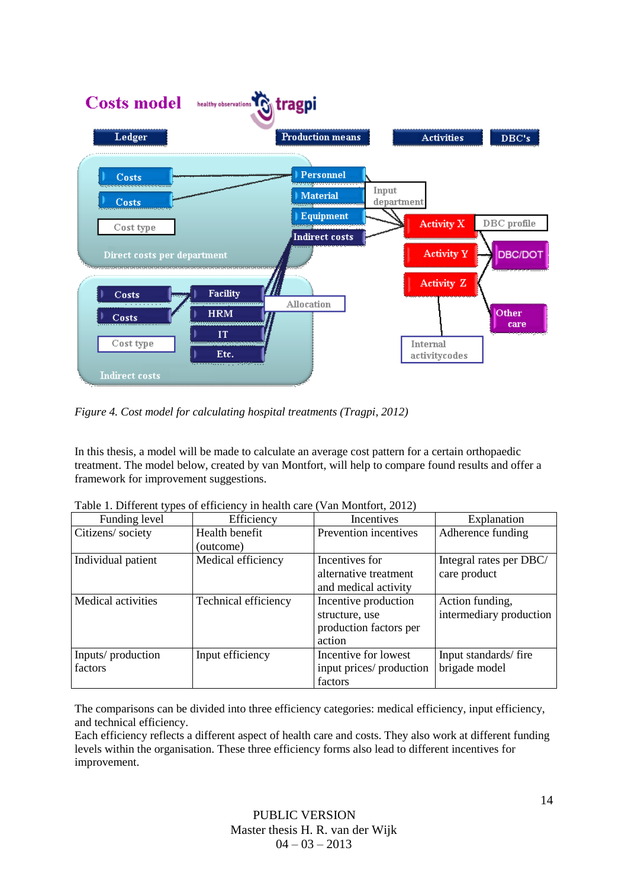*Figure 4. Cost model for calculating hospital treatments (Tragpi, 2012)*

In this thesis, a model will be made to calculate an average cost pattern for a certain orthopaedic treatment. The model below, created by van Montfort, will help to compare found results and offer a framework for improvement suggestions.

Table 1. Different types of efficiency in health care (Van Montfort, 2012)

| Funding level | Efficiency | Incentives | Explanation |
|---|---|---|---|
| Citizens/ society | Health benefit (outcome) | Prevention incentives | Adherence funding |
| Individual patient | Medical efficiency | Incentives for alternative treatment and medical activity | Integral rates per DBC/ care product |
| Medical activities | Technical efficiency | Incentive production structure, use production factors per action | Action funding, intermediary production |
| Inputs/ production factors | Input efficiency | Incentive for lowest input prices/ production factors | Input standards/ fire brigade model |

The comparisons can be divided into three efficiency categories: medical efficiency, input efficiency, and technical efficiency.
Each efficiency reflects a different aspect of health care and costs. They also work at different funding levels within the organisation. These three efficiency forms also lead to different incentives for improvement.

PUBLIC VERSION
Master thesis H. R. van der Wijk
04 – 03 – 2013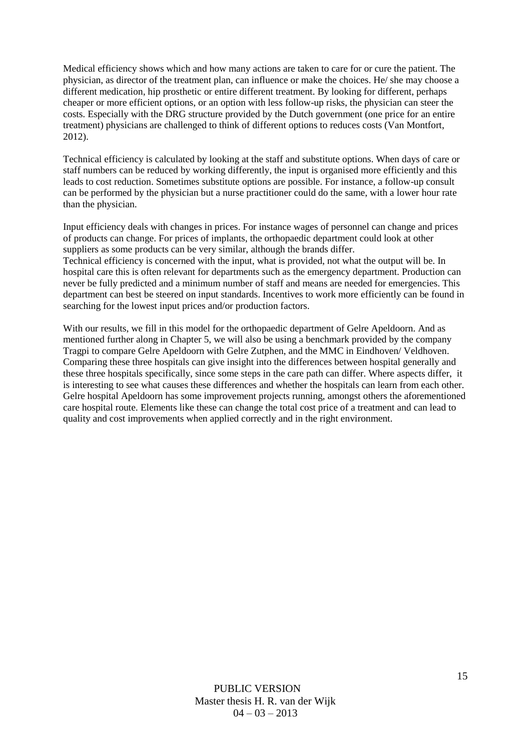Medical efficiency shows which and how many actions are taken to care for or cure the patient. The physician, as director of the treatment plan, can influence or make the choices. He/ she may choose a different medication, hip prosthetic or entire different treatment. By looking for different, perhaps cheaper or more efficient options, or an option with less follow-up risks, the physician can steer the costs. Especially with the DRG structure provided by the Dutch government (one price for an entire treatment) physicians are challenged to think of different options to reduces costs (Van Montfort, 2012).

Technical efficiency is calculated by looking at the staff and substitute options. When days of care or staff numbers can be reduced by working differently, the input is organised more efficiently and this leads to cost reduction. Sometimes substitute options are possible. For instance, a follow-up consult can be performed by the physician but a nurse practitioner could do the same, with a lower hour rate than the physician.

Input efficiency deals with changes in prices. For instance wages of personnel can change and prices of products can change. For prices of implants, the orthopaedic department could look at other suppliers as some products can be very similar, although the brands differ.
Technical efficiency is concerned with the input, what is provided, not what the output will be. In hospital care this is often relevant for departments such as the emergency department. Production can never be fully predicted and a minimum number of staff and means are needed for emergencies. This department can best be steered on input standards. Incentives to work more efficiently can be found in searching for the lowest input prices and/or production factors.

With our results, we fill in this model for the orthopaedic department of Gelre Apeldoorn. And as mentioned further along in Chapter 5, we will also be using a benchmark provided by the company Tragpi to compare Gelre Apeldoorn with Gelre Zutphen, and the MMC in Eindhoven/ Veldhoven. Comparing these three hospitals can give insight into the differences between hospital generally and these three hospitals specifically, since some steps in the care path can differ. Where aspects differ, it is interesting to see what causes these differences and whether the hospitals can learn from each other. Gelre hospital Apeldoorn has some improvement projects running, amongst others the aforementioned care hospital route. Elements like these can change the total cost price of a treatment and can lead to quality and cost improvements when applied correctly and in the right environment.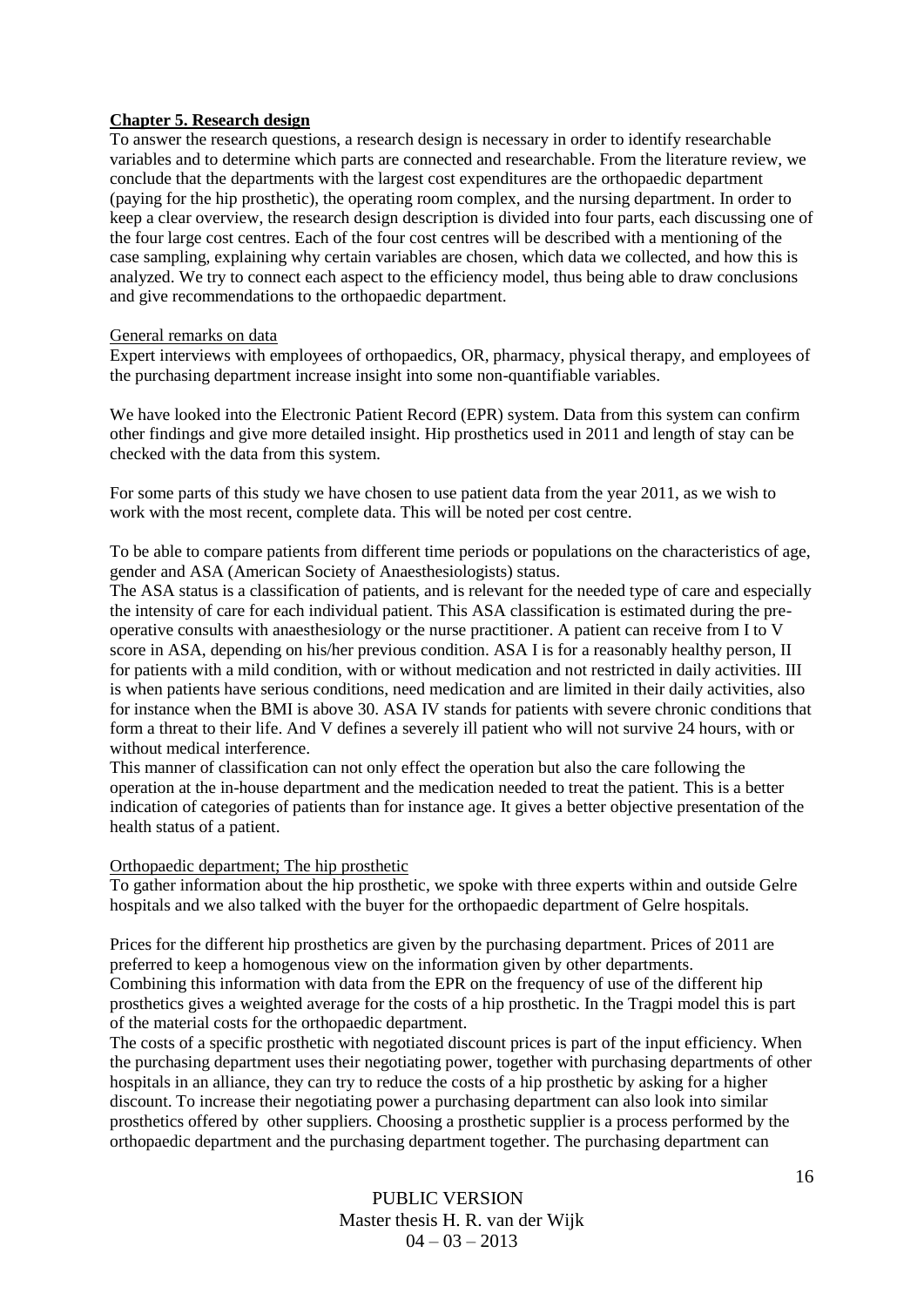## Chapter 5. Research design

To answer the research questions, a research design is necessary in order to identify researchable variables and to determine which parts are connected and researchable. From the literature review, we conclude that the departments with the largest cost expenditures are the orthopaedic department (paying for the hip prosthetic), the operating room complex, and the nursing department. In order to keep a clear overview, the research design description is divided into four parts, each discussing one of the four large cost centres. Each of the four cost centres will be described with a mentioning of the case sampling, explaining why certain variables are chosen, which data we collected, and how this is analyzed. We try to connect each aspect to the efficiency model, thus being able to draw conclusions and give recommendations to the orthopaedic department.

### General remarks on data

Expert interviews with employees of orthopaedics, OR, pharmacy, physical therapy, and employees of the purchasing department increase insight into some non-quantifiable variables.

We have looked into the Electronic Patient Record (EPR) system. Data from this system can confirm other findings and give more detailed insight. Hip prosthetics used in 2011 and length of stay can be checked with the data from this system.

For some parts of this study we have chosen to use patient data from the year 2011, as we wish to work with the most recent, complete data. This will be noted per cost centre.

To be able to compare patients from different time periods or populations on the characteristics of age, gender and ASA (American Society of Anaesthesiologists) status.

The ASA status is a classification of patients, and is relevant for the needed type of care and especially the intensity of care for each individual patient. This ASA classification is estimated during the pre-operative consults with anaesthesiology or the nurse practitioner. A patient can receive from I to V score in ASA, depending on his/her previous condition. ASA I is for a reasonably healthy person, II for patients with a mild condition, with or without medication and not restricted in daily activities. III is when patients have serious conditions, need medication and are limited in their daily activities, also for instance when the BMI is above 30. ASA IV stands for patients with severe chronic conditions that form a threat to their life. And V defines a severely ill patient who will not survive 24 hours, with or without medical interference.

This manner of classification can not only effect the operation but also the care following the operation at the in-house department and the medication needed to treat the patient. This is a better indication of categories of patients than for instance age. It gives a better objective presentation of the health status of a patient.

### Orthopaedic department; The hip prosthetic

To gather information about the hip prosthetic, we spoke with three experts within and outside Gelre hospitals and we also talked with the buyer for the orthopaedic department of Gelre hospitals.

Prices for the different hip prosthetics are given by the purchasing department. Prices of 2011 are preferred to keep a homogenous view on the information given by other departments.
Combining this information with data from the EPR on the frequency of use of the different hip prosthetics gives a weighted average for the costs of a hip prosthetic. In the Tragpi model this is part of the material costs for the orthopaedic department.

The costs of a specific prosthetic with negotiated discount prices is part of the input efficiency. When the purchasing department uses their negotiating power, together with purchasing departments of other hospitals in an alliance, they can try to reduce the costs of a hip prosthetic by asking for a higher discount. To increase their negotiating power a purchasing department can also look into similar prosthetics offered by other suppliers. Choosing a prosthetic supplier is a process performed by the orthopaedic department and the purchasing department together. The purchasing department can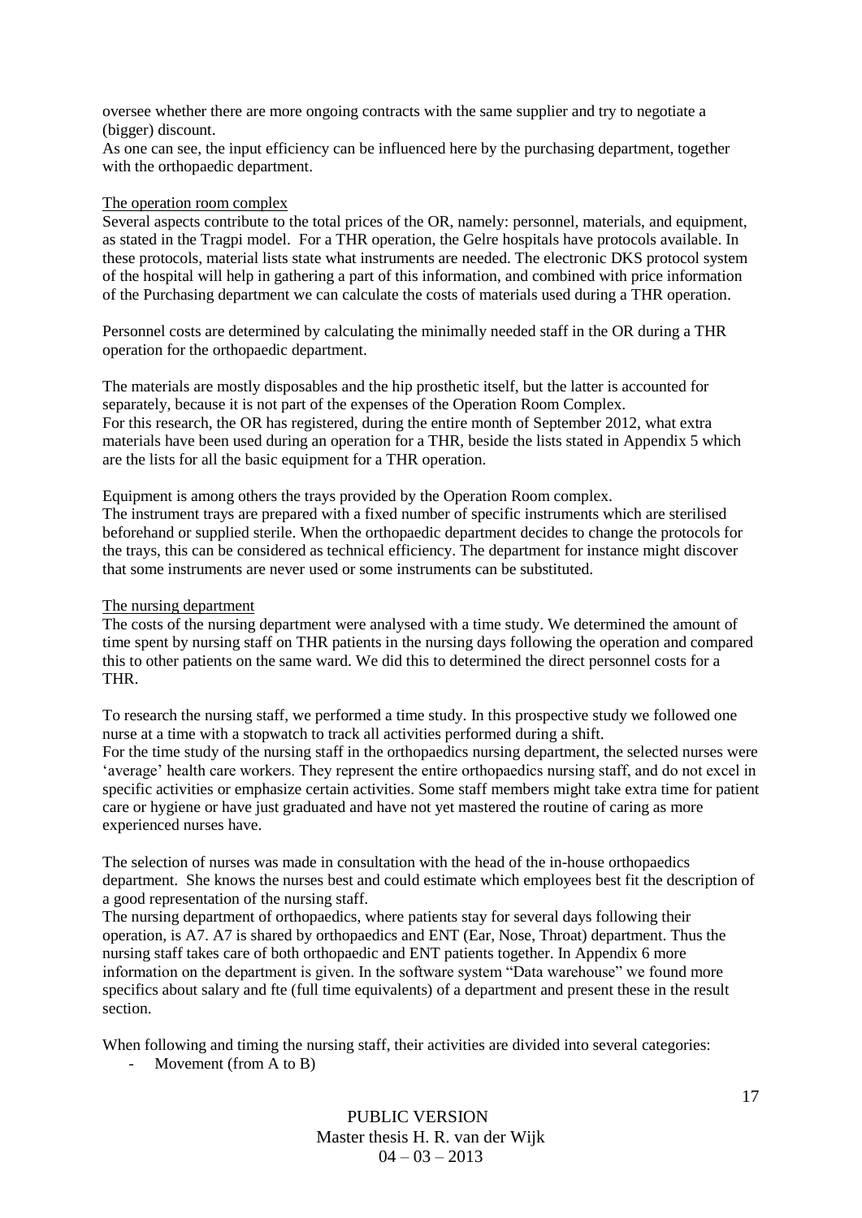oversee whether there are more ongoing contracts with the same supplier and try to negotiate a (bigger) discount.
As one can see, the input efficiency can be influenced here by the purchasing department, together with the orthopaedic department.

The operation room complex

Several aspects contribute to the total prices of the OR, namely: personnel, materials, and equipment, as stated in the Tragpi model. For a THR operation, the Gelre hospitals have protocols available. In these protocols, material lists state what instruments are needed. The electronic DKS protocol system of the hospital will help in gathering a part of this information, and combined with price information of the Purchasing department we can calculate the costs of materials used during a THR operation.

Personnel costs are determined by calculating the minimally needed staff in the OR during a THR operation for the orthopaedic department.

The materials are mostly disposables and the hip prosthetic itself, but the latter is accounted for separately, because it is not part of the expenses of the Operation Room Complex.
For this research, the OR has registered, during the entire month of September 2012, what extra materials have been used during an operation for a THR, beside the lists stated in Appendix 5 which are the lists for all the basic equipment for a THR operation.

Equipment is among others the trays provided by the Operation Room complex.
The instrument trays are prepared with a fixed number of specific instruments which are sterilised beforehand or supplied sterile. When the orthopaedic department decides to change the protocols for the trays, this can be considered as technical efficiency. The department for instance might discover that some instruments are never used or some instruments can be substituted.

The nursing department

The costs of the nursing department were analysed with a time study. We determined the amount of time spent by nursing staff on THR patients in the nursing days following the operation and compared this to other patients on the same ward. We did this to determined the direct personnel costs for a THR.

To research the nursing staff, we performed a time study. In this prospective study we followed one nurse at a time with a stopwatch to track all activities performed during a shift.
For the time study of the nursing staff in the orthopaedics nursing department, the selected nurses were 'average' health care workers. They represent the entire orthopaedics nursing staff, and do not excel in specific activities or emphasize certain activities. Some staff members might take extra time for patient care or hygiene or have just graduated and have not yet mastered the routine of caring as more experienced nurses have.

The selection of nurses was made in consultation with the head of the in-house orthopaedics department. She knows the nurses best and could estimate which employees best fit the description of a good representation of the nursing staff.
The nursing department of orthopaedics, where patients stay for several days following their operation, is A7. A7 is shared by orthopaedics and ENT (Ear, Nose, Throat) department. Thus the nursing staff takes care of both orthopaedic and ENT patients together. In Appendix 6 more information on the department is given. In the software system "Data warehouse" we found more specifics about salary and fte (full time equivalents) of a department and present these in the result section.

When following and timing the nursing staff, their activities are divided into several categories:

- Movement (from A to B)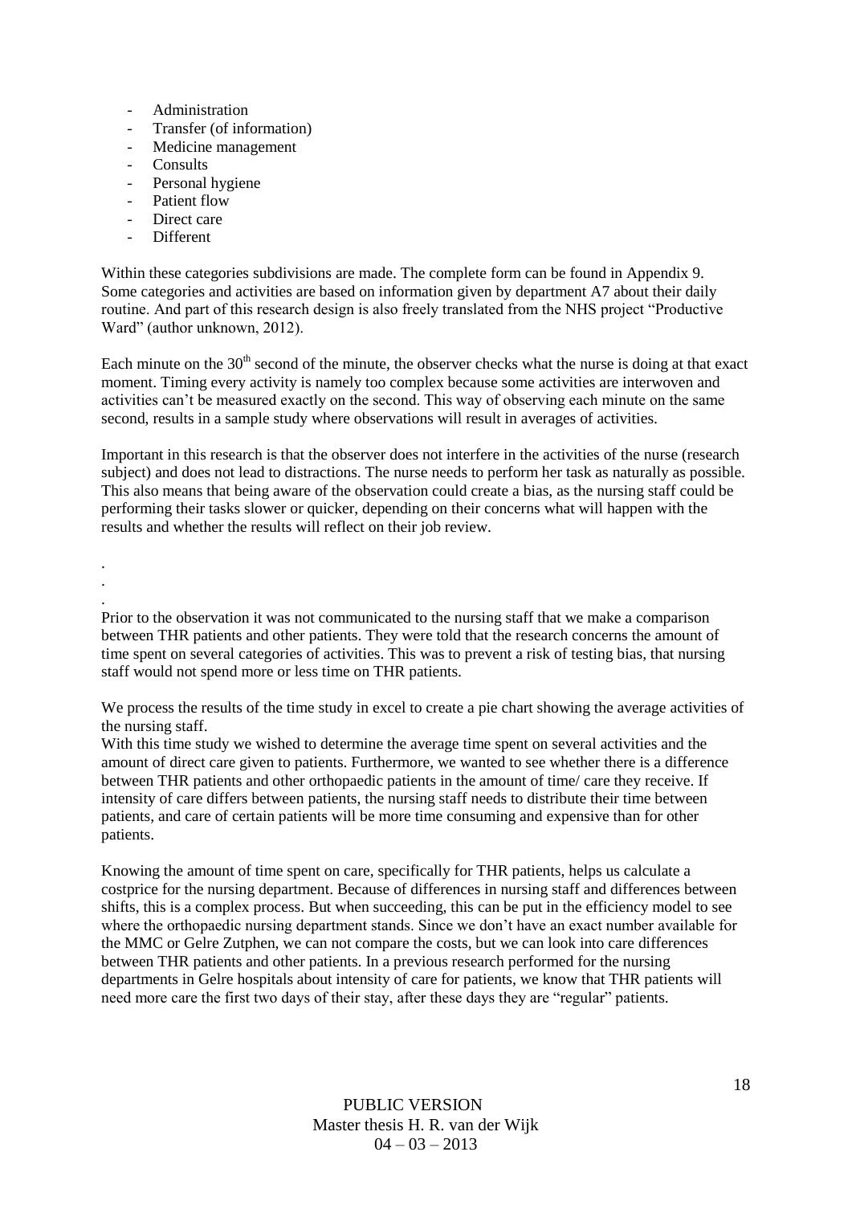- Administration
- Transfer (of information)
- Medicine management
- Consults
- Personal hygiene
- Patient flow
- Direct care
- Different

Within these categories subdivisions are made. The complete form can be found in Appendix 9. Some categories and activities are based on information given by department A7 about their daily routine. And part of this research design is also freely translated from the NHS project "Productive Ward" (author unknown, 2012).

Each minute on the 30th second of the minute, the observer checks what the nurse is doing at that exact moment. Timing every activity is namely too complex because some activities are interwoven and activities can't be measured exactly on the second. This way of observing each minute on the same second, results in a sample study where observations will result in averages of activities.

Important in this research is that the observer does not interfere in the activities of the nurse (research subject) and does not lead to distractions. The nurse needs to perform her task as naturally as possible. This also means that being aware of the observation could create a bias, as the nursing staff could be performing their tasks slower or quicker, depending on their concerns what will happen with the results and whether the results will reflect on their job review.

.
.
.

Prior to the observation it was not communicated to the nursing staff that we make a comparison between THR patients and other patients. They were told that the research concerns the amount of time spent on several categories of activities. This was to prevent a risk of testing bias, that nursing staff would not spend more or less time on THR patients.

We process the results of the time study in excel to create a pie chart showing the average activities of the nursing staff.
With this time study we wished to determine the average time spent on several activities and the amount of direct care given to patients. Furthermore, we wanted to see whether there is a difference between THR patients and other orthopaedic patients in the amount of time/ care they receive. If intensity of care differs between patients, the nursing staff needs to distribute their time between patients, and care of certain patients will be more time consuming and expensive than for other patients.

Knowing the amount of time spent on care, specifically for THR patients, helps us calculate a costprice for the nursing department. Because of differences in nursing staff and differences between shifts, this is a complex process. But when succeeding, this can be put in the efficiency model to see where the orthopaedic nursing department stands. Since we don't have an exact number available for the MMC or Gelre Zutphen, we can not compare the costs, but we can look into care differences between THR patients and other patients. In a previous research performed for the nursing departments in Gelre hospitals about intensity of care for patients, we know that THR patients will need more care the first two days of their stay, after these days they are "regular" patients.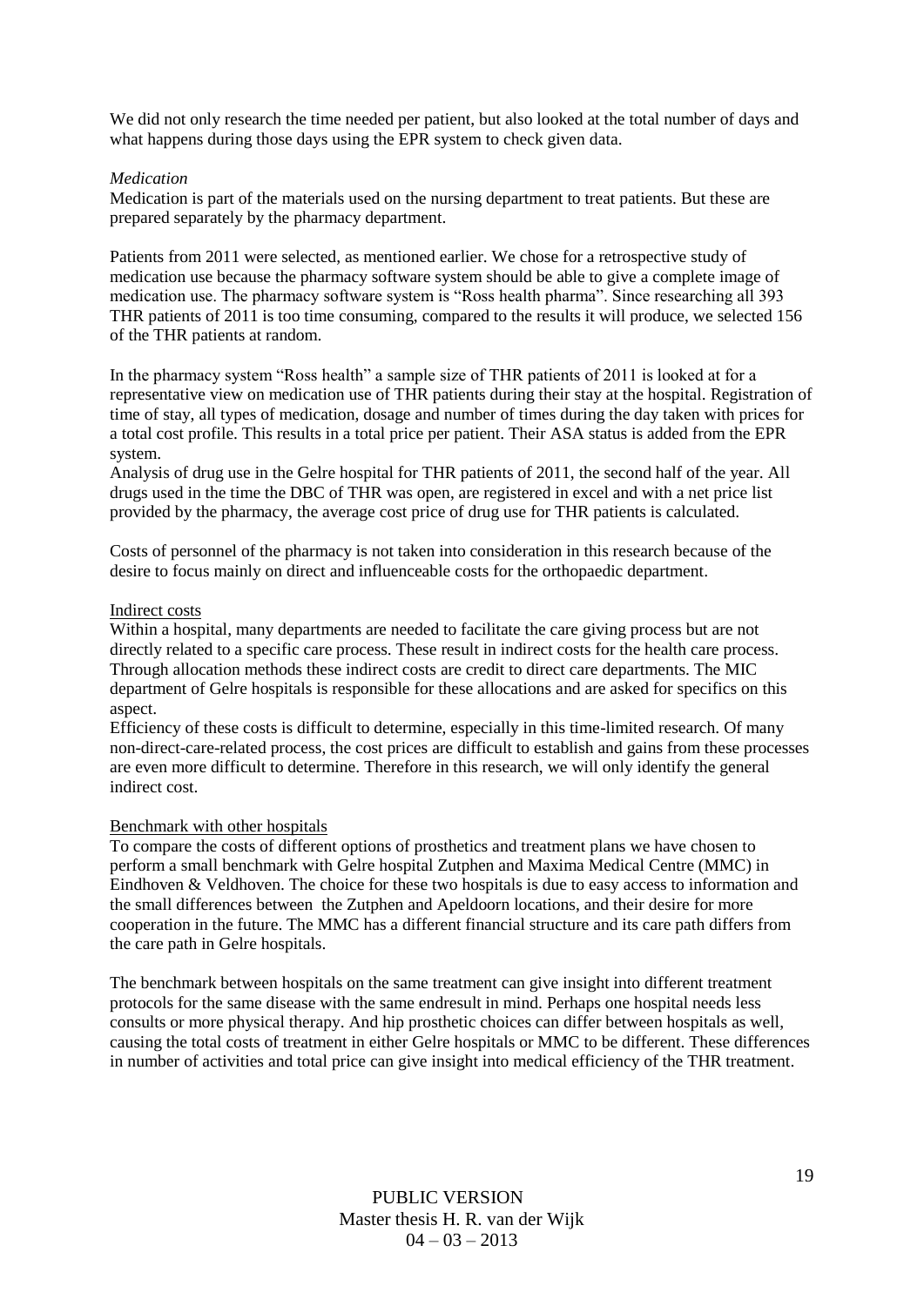We did not only research the time needed per patient, but also looked at the total number of days and what happens during those days using the EPR system to check given data.

*Medication*

Medication is part of the materials used on the nursing department to treat patients. But these are prepared separately by the pharmacy department.

Patients from 2011 were selected, as mentioned earlier. We chose for a retrospective study of medication use because the pharmacy software system should be able to give a complete image of medication use. The pharmacy software system is “Ross health pharma”. Since researching all 393 THR patients of 2011 is too time consuming, compared to the results it will produce, we selected 156 of the THR patients at random.

In the pharmacy system “Ross health” a sample size of THR patients of 2011 is looked at for a representative view on medication use of THR patients during their stay at the hospital. Registration of time of stay, all types of medication, dosage and number of times during the day taken with prices for a total cost profile. This results in a total price per patient. Their ASA status is added from the EPR system.
Analysis of drug use in the Gelre hospital for THR patients of 2011, the second half of the year. All drugs used in the time the DBC of THR was open, are registered in excel and with a net price list provided by the pharmacy, the average cost price of drug use for THR patients is calculated.

Costs of personnel of the pharmacy is not taken into consideration in this research because of the desire to focus mainly on direct and influenceable costs for the orthopaedic department.

Indirect costs

Within a hospital, many departments are needed to facilitate the care giving process but are not directly related to a specific care process. These result in indirect costs for the health care process. Through allocation methods these indirect costs are credit to direct care departments. The MIC department of Gelre hospitals is responsible for these allocations and are asked for specifics on this aspect.
Efficiency of these costs is difficult to determine, especially in this time-limited research. Of many non-direct-care-related process, the cost prices are difficult to establish and gains from these processes are even more difficult to determine. Therefore in this research, we will only identify the general indirect cost.

Benchmark with other hospitals

To compare the costs of different options of prosthetics and treatment plans we have chosen to perform a small benchmark with Gelre hospital Zutphen and Maxima Medical Centre (MMC) in Eindhoven & Veldhoven. The choice for these two hospitals is due to easy access to information and the small differences between the Zutphen and Apeldoorn locations, and their desire for more cooperation in the future. The MMC has a different financial structure and its care path differs from the care path in Gelre hospitals.

The benchmark between hospitals on the same treatment can give insight into different treatment protocols for the same disease with the same endresult in mind. Perhaps one hospital needs less consults or more physical therapy. And hip prosthetic choices can differ between hospitals as well, causing the total costs of treatment in either Gelre hospitals or MMC to be different. These differences in number of activities and total price can give insight into medical efficiency of the THR treatment.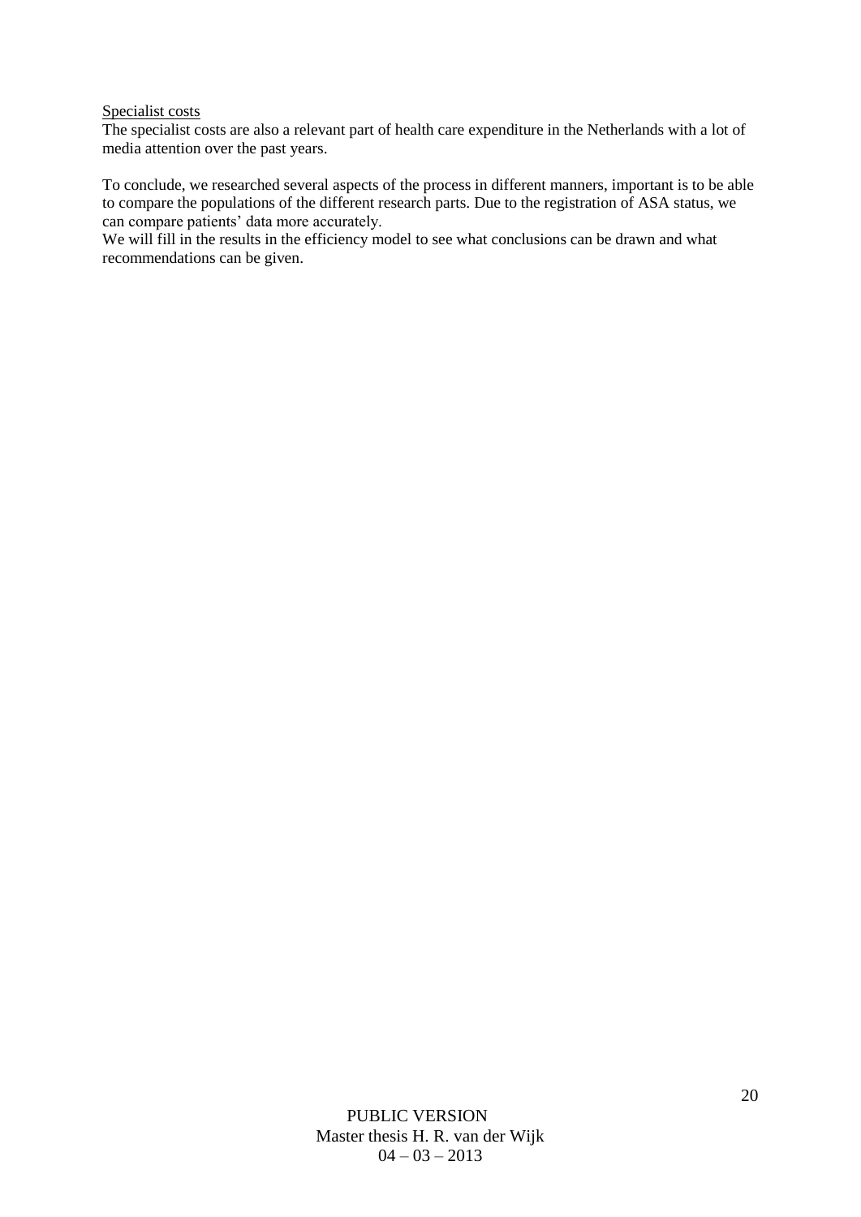Specialist costs

The specialist costs are also a relevant part of health care expenditure in the Netherlands with a lot of media attention over the past years.

To conclude, we researched several aspects of the process in different manners, important is to be able to compare the populations of the different research parts. Due to the registration of ASA status, we can compare patients' data more accurately.
We will fill in the results in the efficiency model to see what conclusions can be drawn and what recommendations can be given.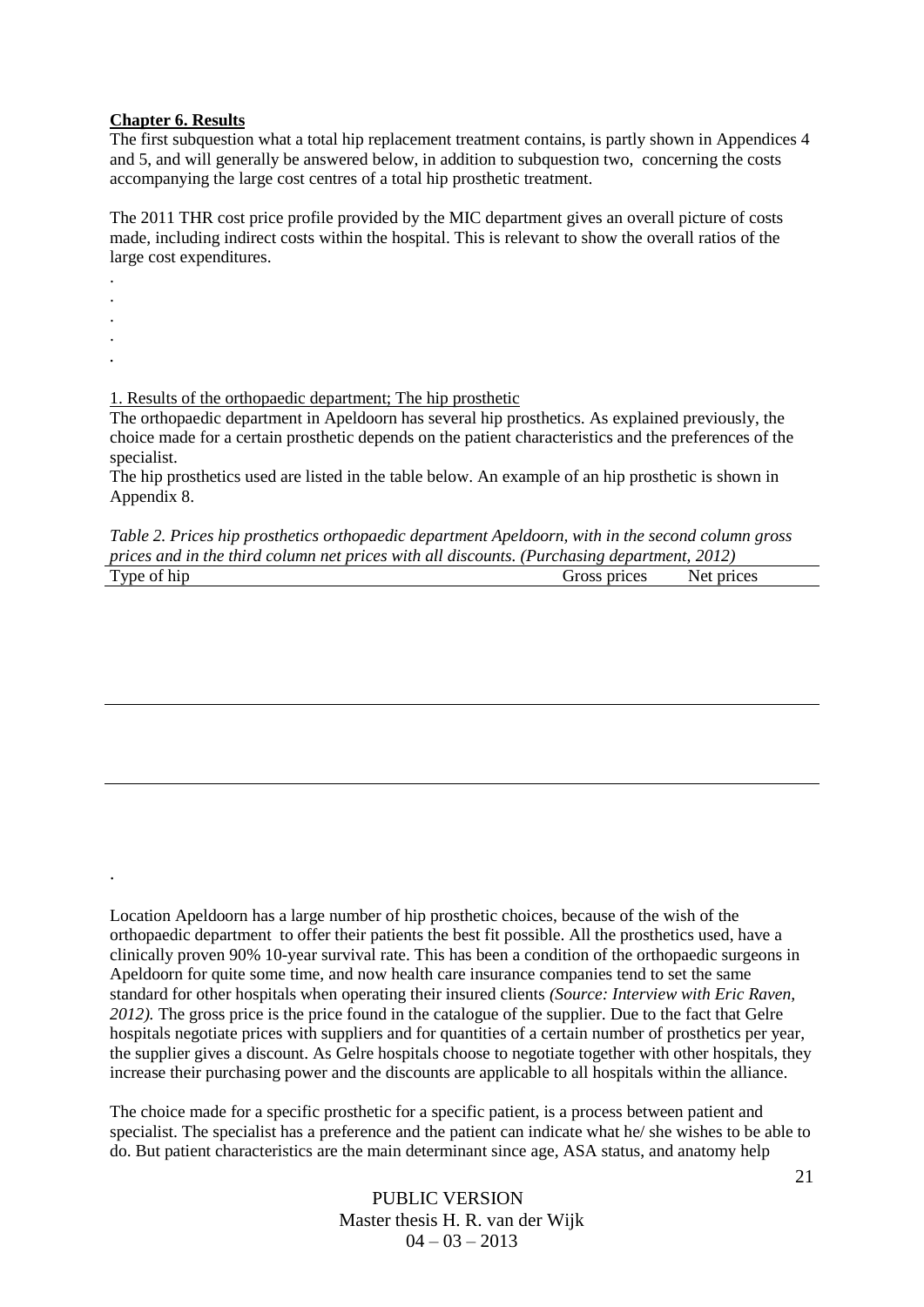**Chapter 6. Results**

The first subquestion what a total hip replacement treatment contains, is partly shown in Appendices 4 and 5, and will generally be answered below, in addition to subquestion two, concerning the costs accompanying the large cost centres of a total hip prosthetic treatment.

The 2011 THR cost price profile provided by the MIC department gives an overall picture of costs made, including indirect costs within the hospital. This is relevant to show the overall ratios of the large cost expenditures.

.
.
.
.
.

1. Results of the orthopaedic department; The hip prosthetic

The orthopaedic department in Apeldoorn has several hip prosthetics. As explained previously, the choice made for a certain prosthetic depends on the patient characteristics and the preferences of the specialist.

The hip prosthetics used are listed in the table below. An example of an hip prosthetic is shown in Appendix 8.

*Table 2. Prices hip prosthetics orthopaedic department Apeldoorn, with in the second column gross prices and in the third column net prices with all discounts. (Purchasing department, 2012)*

| Type of hip | Gross prices | Net prices |
|---|---|---|
| | | |
| | | |

.

Location Apeldoorn has a large number of hip prosthetic choices, because of the wish of the orthopaedic department to offer their patients the best fit possible. All the prosthetics used, have a clinically proven 90% 10-year survival rate. This has been a condition of the orthopaedic surgeons in Apeldoorn for quite some time, and now health care insurance companies tend to set the same standard for other hospitals when operating their insured clients *(Source: Interview with Eric Raven, 2012).* The gross price is the price found in the catalogue of the supplier. Due to the fact that Gelre hospitals negotiate prices with suppliers and for quantities of a certain number of prosthetics per year, the supplier gives a discount. As Gelre hospitals choose to negotiate together with other hospitals, they increase their purchasing power and the discounts are applicable to all hospitals within the alliance.

The choice made for a specific prosthetic for a specific patient, is a process between patient and specialist. The specialist has a preference and the patient can indicate what he/ she wishes to be able to do. But patient characteristics are the main determinant since age, ASA status, and anatomy help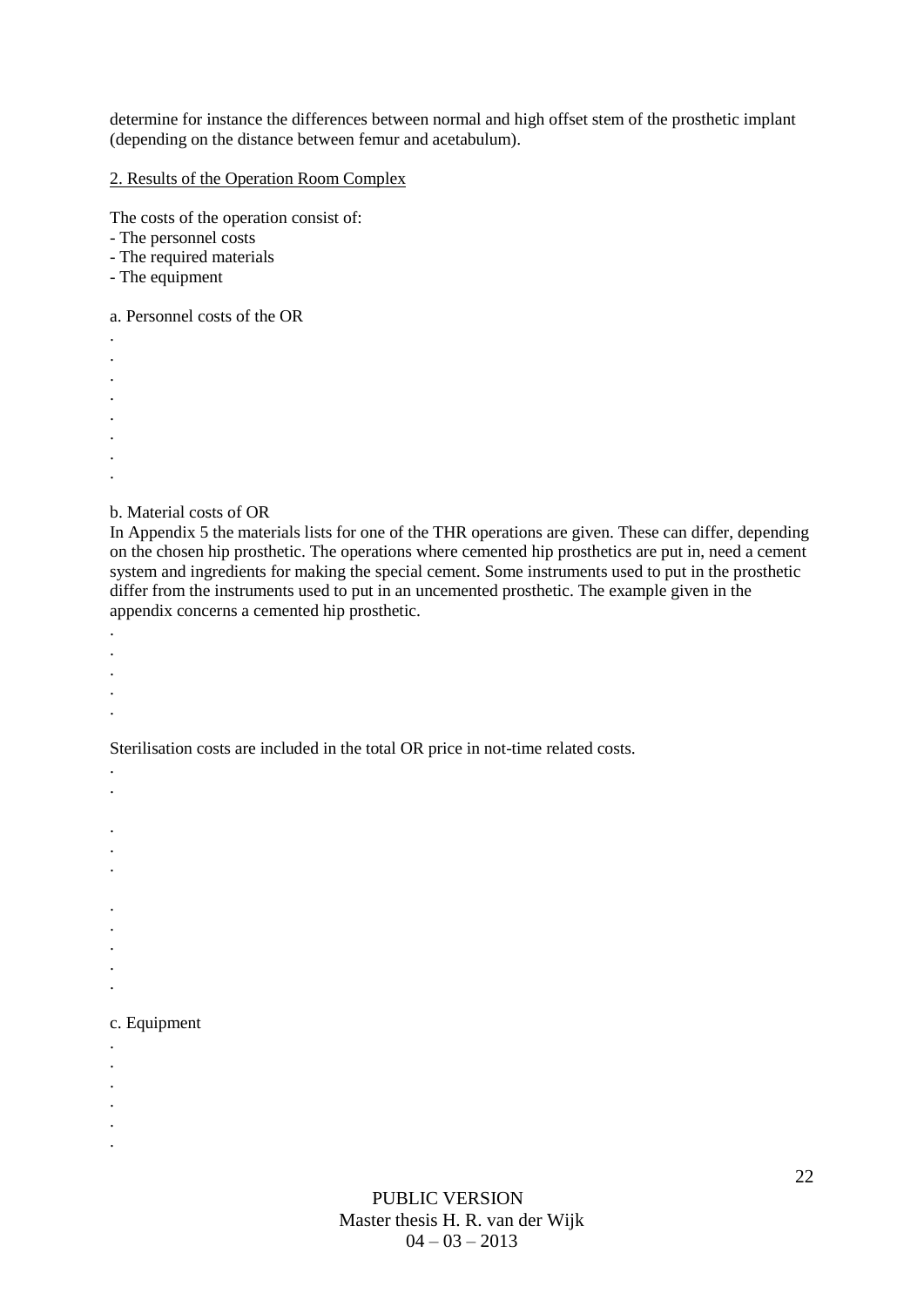determine for instance the differences between normal and high offset stem of the prosthetic implant (depending on the distance between femur and acetabulum).

2. Results of the Operation Room Complex

The costs of the operation consist of:
- The personnel costs
- The required materials
- The equipment

a. Personnel costs of the OR

.
.
.
.
.
.
.
.

b. Material costs of OR

In Appendix 5 the materials lists for one of the THR operations are given. These can differ, depending on the chosen hip prosthetic. The operations where cemented hip prosthetics are put in, need a cement system and ingredients for making the special cement. Some instruments used to put in the prosthetic differ from the instruments used to put in an uncemented prosthetic. The example given in the appendix concerns a cemented hip prosthetic.

.
.
.
.
.

Sterilisation costs are included in the total OR price in not-time related costs.

.
.

.
.
.

.
.
.
.
.

c. Equipment

.
.
.
.
.
.

PUBLIC VERSION
Master thesis H. R. van der Wijk
04 – 03 – 2013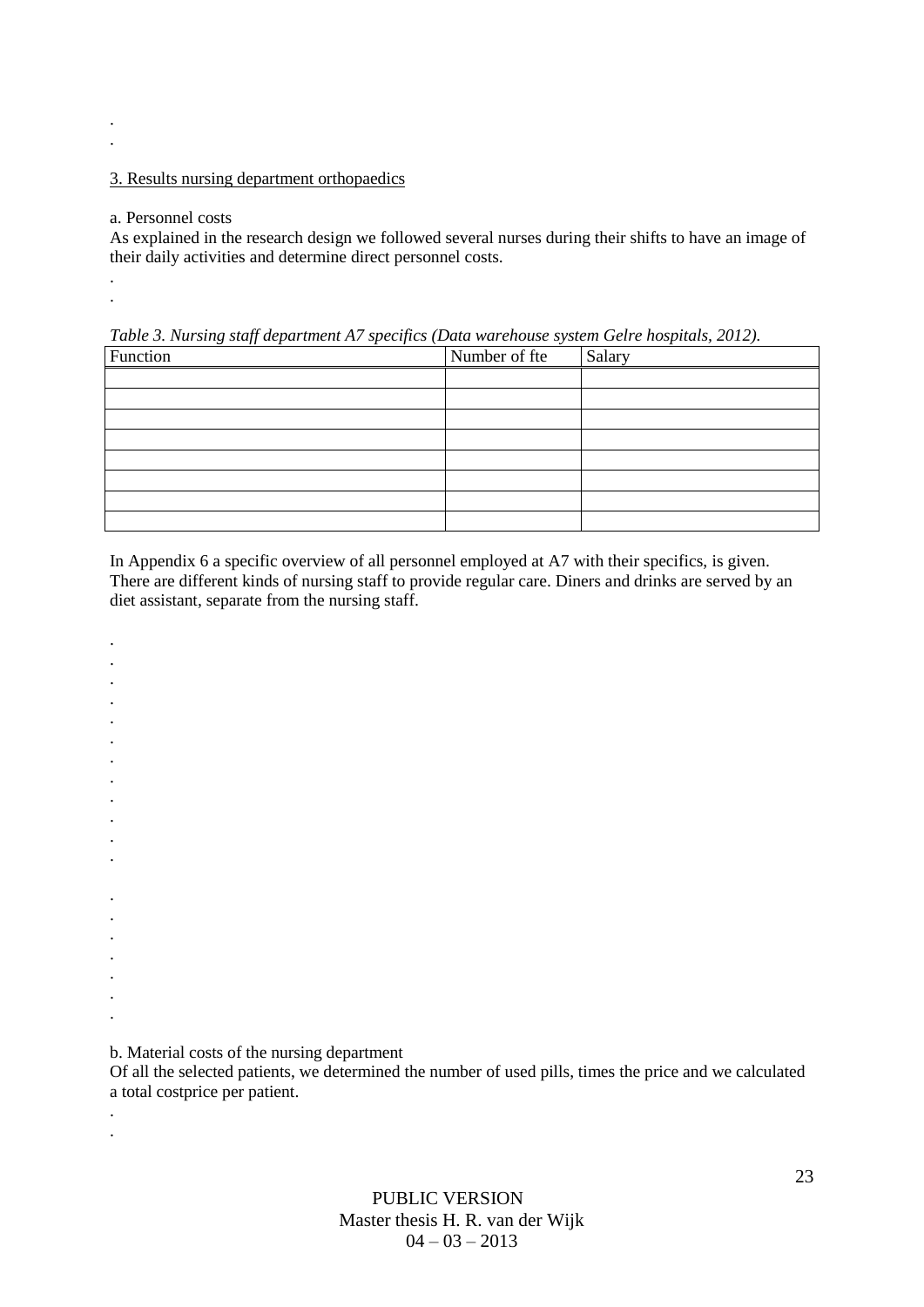.
.

## 3. Results nursing department orthopaedics

a. Personnel costs

As explained in the research design we followed several nurses during their shifts to have an image of their daily activities and determine direct personnel costs.

.
.

*Table 3. Nursing staff department A7 specifics (Data warehouse system Gelre hospitals, 2012).*

| Function | Number of fte | Salary |
|---|---|---|
| | | |
| | | |
| | | |
| | | |
| | | |
| | | |
| | | |
| | | |

In Appendix 6 a specific overview of all personnel employed at A7 with their specifics, is given. There are different kinds of nursing staff to provide regular care. Diners and drinks are served by an diet assistant, separate from the nursing staff.

.
.
.
.
.
.
.
.
.
.
.
.

.
.
.
.
.
.
.

b. Material costs of the nursing department

Of all the selected patients, we determined the number of used pills, times the price and we calculated a total costprice per patient.

.
.

PUBLIC VERSION
Master thesis H. R. van der Wijk
04 – 03 – 2013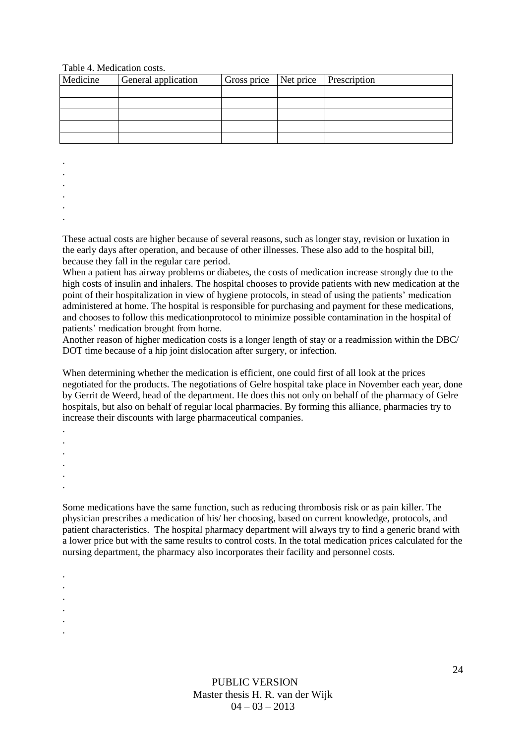Table 4. Medication costs.

| Medicine | General application | Gross price | Net price | Prescription |
|---|---|---|---|---|
| | | | | |
| | | | | |
| | | | | |
| | | | | |
| | | | | |

.
.
.
.
.
.

These actual costs are higher because of several reasons, such as longer stay, revision or luxation in the early days after operation, and because of other illnesses. These also add to the hospital bill, because they fall in the regular care period.

When a patient has airway problems or diabetes, the costs of medication increase strongly due to the high costs of insulin and inhalers. The hospital chooses to provide patients with new medication at the point of their hospitalization in view of hygiene protocols, in stead of using the patients' medication administered at home. The hospital is responsible for purchasing and payment for these medications, and chooses to follow this medicationprotocol to minimize possible contamination in the hospital of patients' medication brought from home.

Another reason of higher medication costs is a longer length of stay or a readmission within the DBC/ DOT time because of a hip joint dislocation after surgery, or infection.

When determining whether the medication is efficient, one could first of all look at the prices negotiated for the products. The negotiations of Gelre hospital take place in November each year, done by Gerrit de Weerd, head of the department. He does this not only on behalf of the pharmacy of Gelre hospitals, but also on behalf of regular local pharmacies. By forming this alliance, pharmacies try to increase their discounts with large pharmaceutical companies.

.
.
.
.
.
.

Some medications have the same function, such as reducing thrombosis risk or as pain killer. The physician prescribes a medication of his/ her choosing, based on current knowledge, protocols, and patient characteristics. The hospital pharmacy department will always try to find a generic brand with a lower price but with the same results to control costs. In the total medication prices calculated for the nursing department, the pharmacy also incorporates their facility and personnel costs.

.
.
.
.
.
.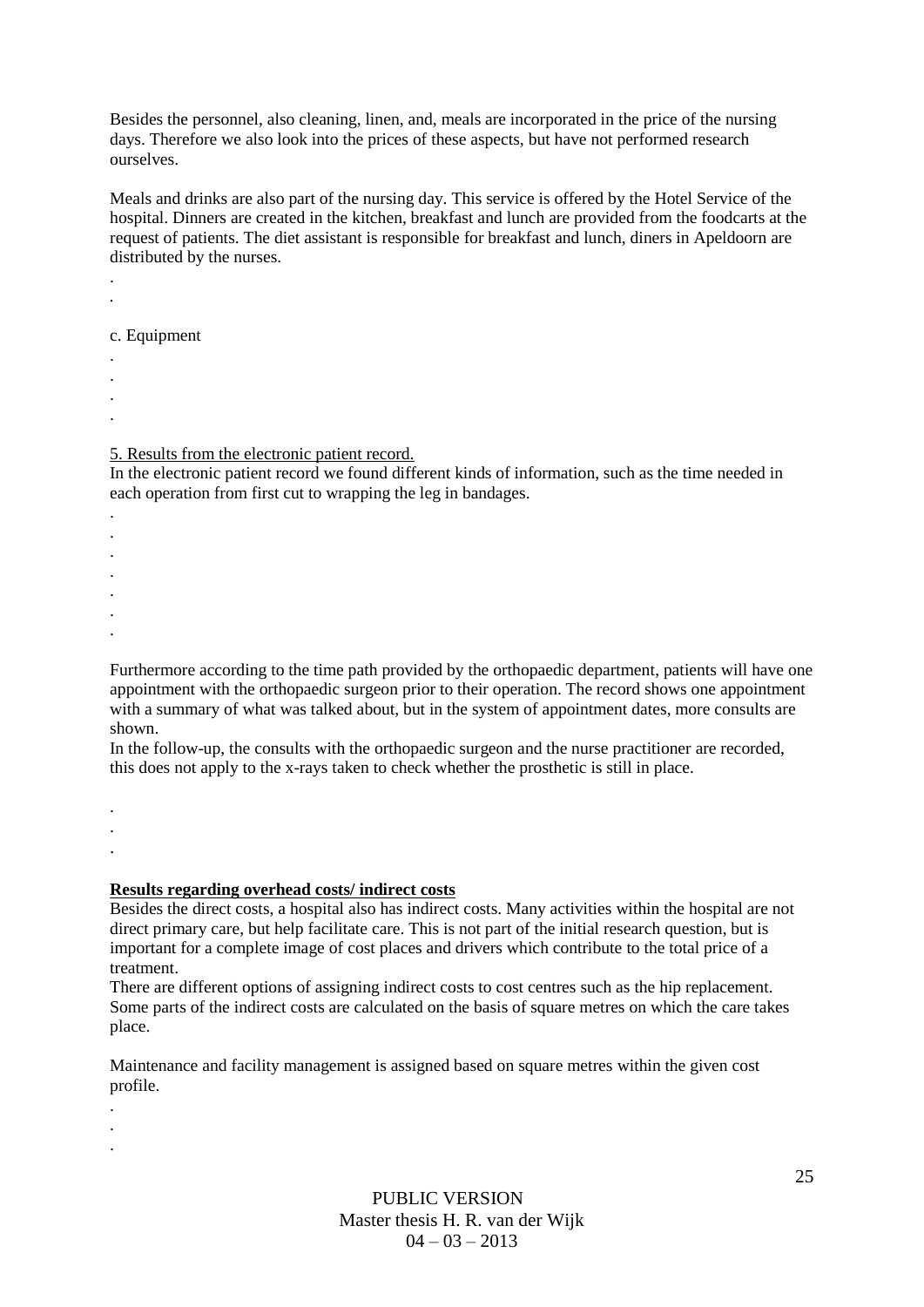Besides the personnel, also cleaning, linen, and, meals are incorporated in the price of the nursing days. Therefore we also look into the prices of these aspects, but have not performed research ourselves.

Meals and drinks are also part of the nursing day. This service is offered by the Hotel Service of the hospital. Dinners are created in the kitchen, breakfast and lunch are provided from the foodcarts at the request of patients. The diet assistant is responsible for breakfast and lunch, diners in Apeldoorn are distributed by the nurses.

.
.

c. Equipment

.
.
.
.

<u>5. Results from the electronic patient record.</u>

In the electronic patient record we found different kinds of information, such as the time needed in each operation from first cut to wrapping the leg in bandages.

.
.
.
.
.
.
.

Furthermore according to the time path provided by the orthopaedic department, patients will have one appointment with the orthopaedic surgeon prior to their operation. The record shows one appointment with a summary of what was talked about, but in the system of appointment dates, more consults are shown.

In the follow-up, the consults with the orthopaedic surgeon and the nurse practitioner are recorded, this does not apply to the x-rays taken to check whether the prosthetic is still in place.

.
.
.

**<u>Results regarding overhead costs/ indirect costs</u>**

Besides the direct costs, a hospital also has indirect costs. Many activities within the hospital are not direct primary care, but help facilitate care. This is not part of the initial research question, but is important for a complete image of cost places and drivers which contribute to the total price of a treatment.

There are different options of assigning indirect costs to cost centres such as the hip replacement. Some parts of the indirect costs are calculated on the basis of square metres on which the care takes place.

Maintenance and facility management is assigned based on square metres within the given cost profile.

.
.
.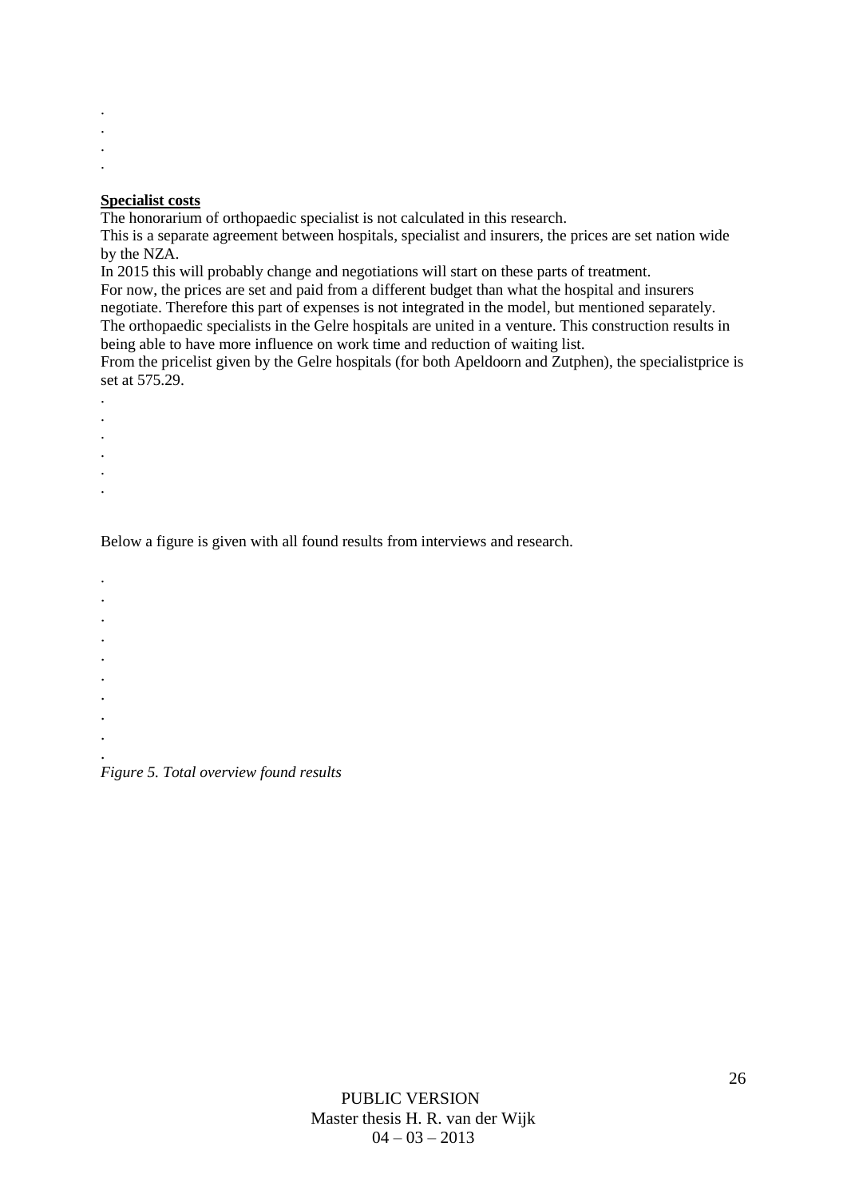.
.
.
.

**Specialist costs**

The honorarium of orthopaedic specialist is not calculated in this research.
This is a separate agreement between hospitals, specialist and insurers, the prices are set nation wide by the NZA.
In 2015 this will probably change and negotiations will start on these parts of treatment.
For now, the prices are set and paid from a different budget than what the hospital and insurers negotiate. Therefore this part of expenses is not integrated in the model, but mentioned separately.
The orthopaedic specialists in the Gelre hospitals are united in a venture. This construction results in being able to have more influence on work time and reduction of waiting list.
From the pricelist given by the Gelre hospitals (for both Apeldoorn and Zutphen), the specialistprice is set at 575.29.

.
.
.
.
.
.

Below a figure is given with all found results from interviews and research.

.
.
.
.
.
.
.
.
.
.

*Figure 5. Total overview found results*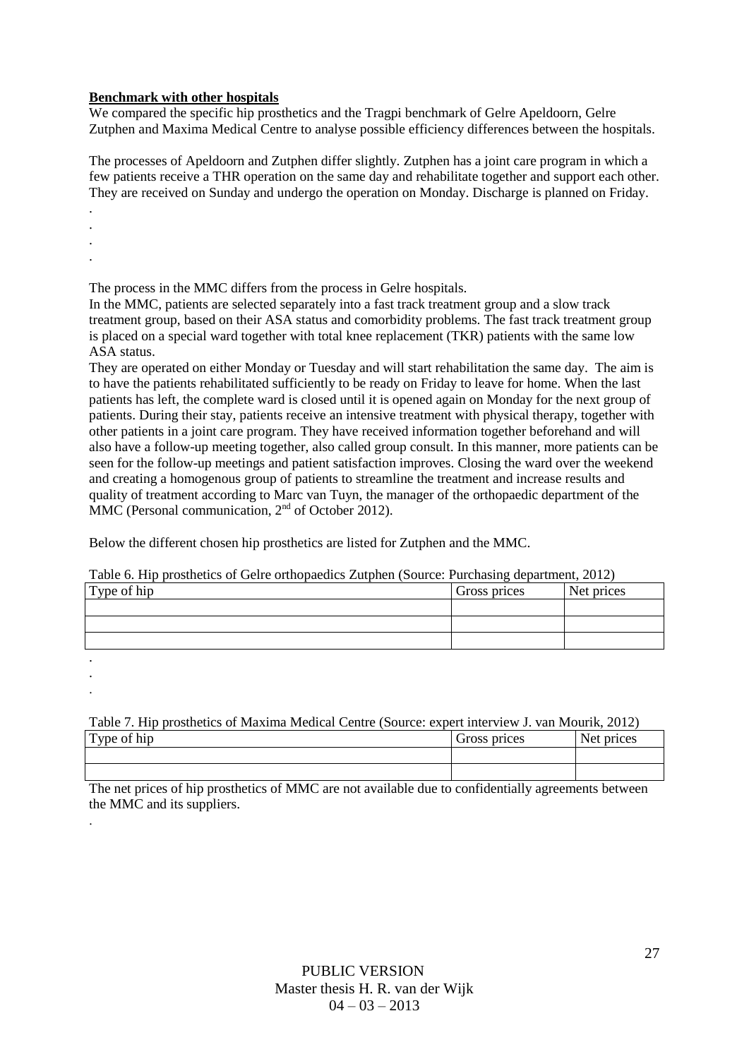**Benchmark with other hospitals**

We compared the specific hip prosthetics and the Tragpi benchmark of Gelre Apeldoorn, Gelre Zutphen and Maxima Medical Centre to analyse possible efficiency differences between the hospitals.

The processes of Apeldoorn and Zutphen differ slightly. Zutphen has a joint care program in which a few patients receive a THR operation on the same day and rehabilitate together and support each other. They are received on Sunday and undergo the operation on Monday. Discharge is planned on Friday.

.
.
.
.

The process in the MMC differs from the process in Gelre hospitals.

In the MMC, patients are selected separately into a fast track treatment group and a slow track treatment group, based on their ASA status and comorbidity problems. The fast track treatment group is placed on a special ward together with total knee replacement (TKR) patients with the same low ASA status.

They are operated on either Monday or Tuesday and will start rehabilitation the same day. The aim is to have the patients rehabilitated sufficiently to be ready on Friday to leave for home. When the last patients has left, the complete ward is closed until it is opened again on Monday for the next group of patients. During their stay, patients receive an intensive treatment with physical therapy, together with other patients in a joint care program. They have received information together beforehand and will also have a follow-up meeting together, also called group consult. In this manner, more patients can be seen for the follow-up meetings and patient satisfaction improves. Closing the ward over the weekend and creating a homogenous group of patients to streamline the treatment and increase results and quality of treatment according to Marc van Tuyn, the manager of the orthopaedic department of the MMC (Personal communication, 2nd of October 2012).

Below the different chosen hip prosthetics are listed for Zutphen and the MMC.

Table 6. Hip prosthetics of Gelre orthopaedics Zutphen (Source: Purchasing department, 2012)

| Type of hip | Gross prices | Net prices |
| --- | --- | --- |
| | | |
| | | |
| | | |

.
.
.

Table 7. Hip prosthetics of Maxima Medical Centre (Source: expert interview J. van Mourik, 2012)

| Type of hip | Gross prices | Net prices |
| --- | --- | --- |
| | | |
| | | |

The net prices of hip prosthetics of MMC are not available due to confidentially agreements between the MMC and its suppliers.

.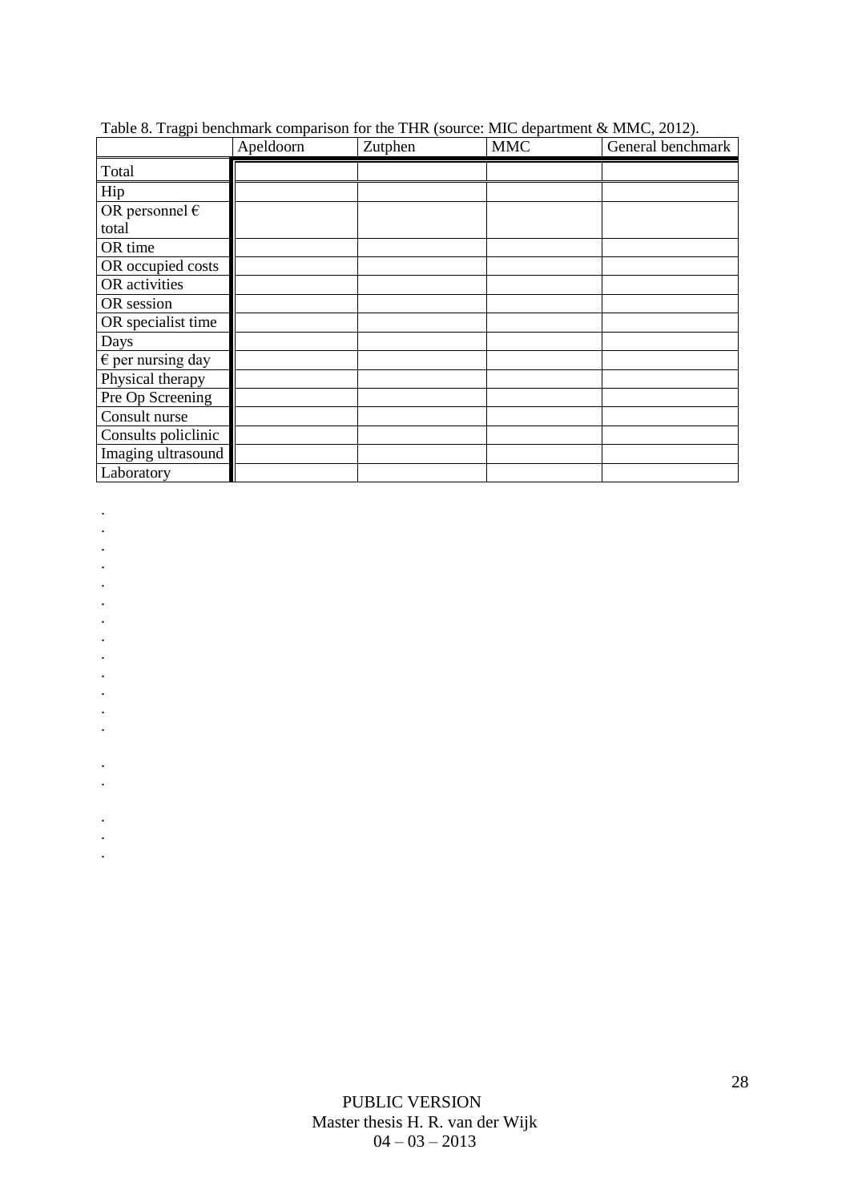Table 8. Tragpi benchmark comparison for the THR (source: MIC department & MMC, 2012).

| | Apeldoorn | Zutphen | MMC | General benchmark |
|---|---|---|---|---|
| Total | | | | |
| Hip | | | | |
| OR personnel € total | | | | |
| OR time | | | | |
| OR occupied costs | | | | |
| OR activities | | | | |
| OR session | | | | |
| OR specialist time | | | | |
| Days | | | | |
| € per nursing day | | | | |
| Physical therapy | | | | |
| Pre Op Screening | | | | |
| Consult nurse | | | | |
| Consults policlinic | | | | |
| Imaging ultrasound | | | | |
| Laboratory | | | | |

.
.
.
.
.
.
.
.
.
.
.
.
.

.
.

.
.
.

PUBLIC VERSION
Master thesis H. R. van der Wijk
04 – 03 – 2013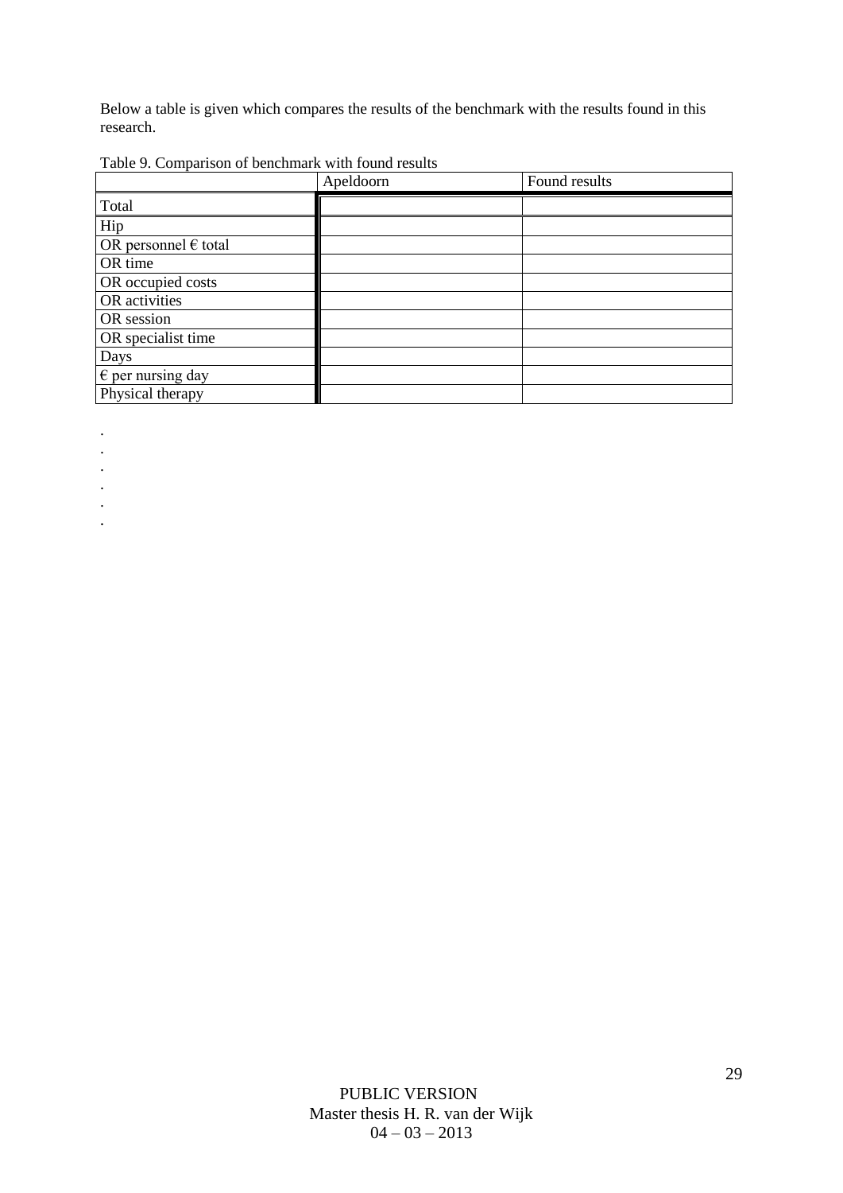Below a table is given which compares the results of the benchmark with the results found in this research.

Table 9. Comparison of benchmark with found results

| | Apeldoorn | Found results |
|---|---|---|
| Total | | |
| Hip | | |
| OR personnel € total | | |
| OR time | | |
| OR occupied costs | | |
| OR activities | | |
| OR session | | |
| OR specialist time | | |
| Days | | |
| € per nursing day | | |
| Physical therapy | | |

.
.
.
.
.
.

PUBLIC VERSION
Master thesis H. R. van der Wijk
04 – 03 – 2013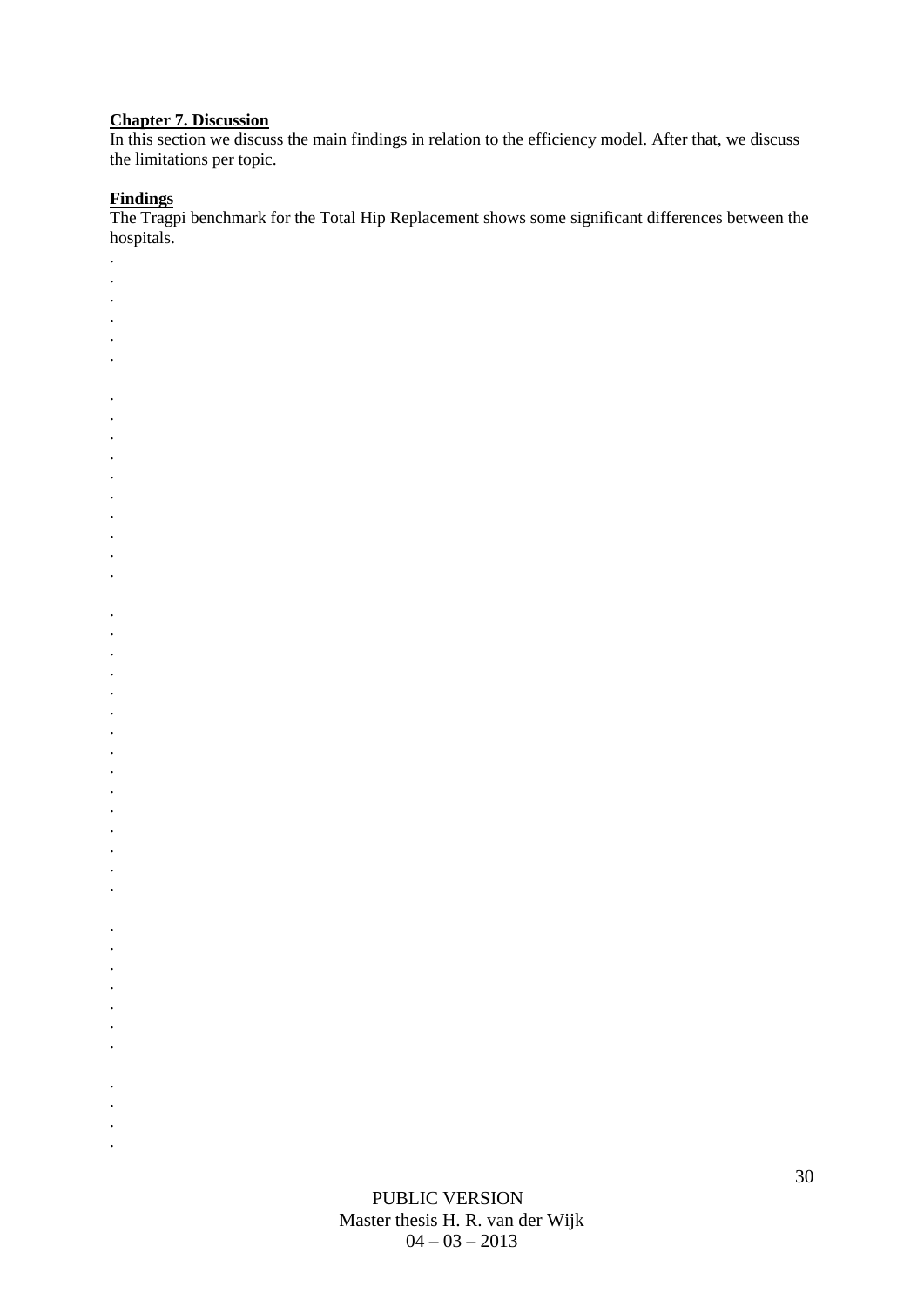**Chapter 7. Discussion**

In this section we discuss the main findings in relation to the efficiency model. After that, we discuss the limitations per topic.

**Findings**

The Tragpi benchmark for the Total Hip Replacement shows some significant differences between the hospitals.

.
.
.
.
.
.

.
.
.
.
.
.
.
.
.
.

.
.
.
.
.
.
.
.
.
.
.
.
.
.
.

.
.
.
.
.
.
.

.
.
.
.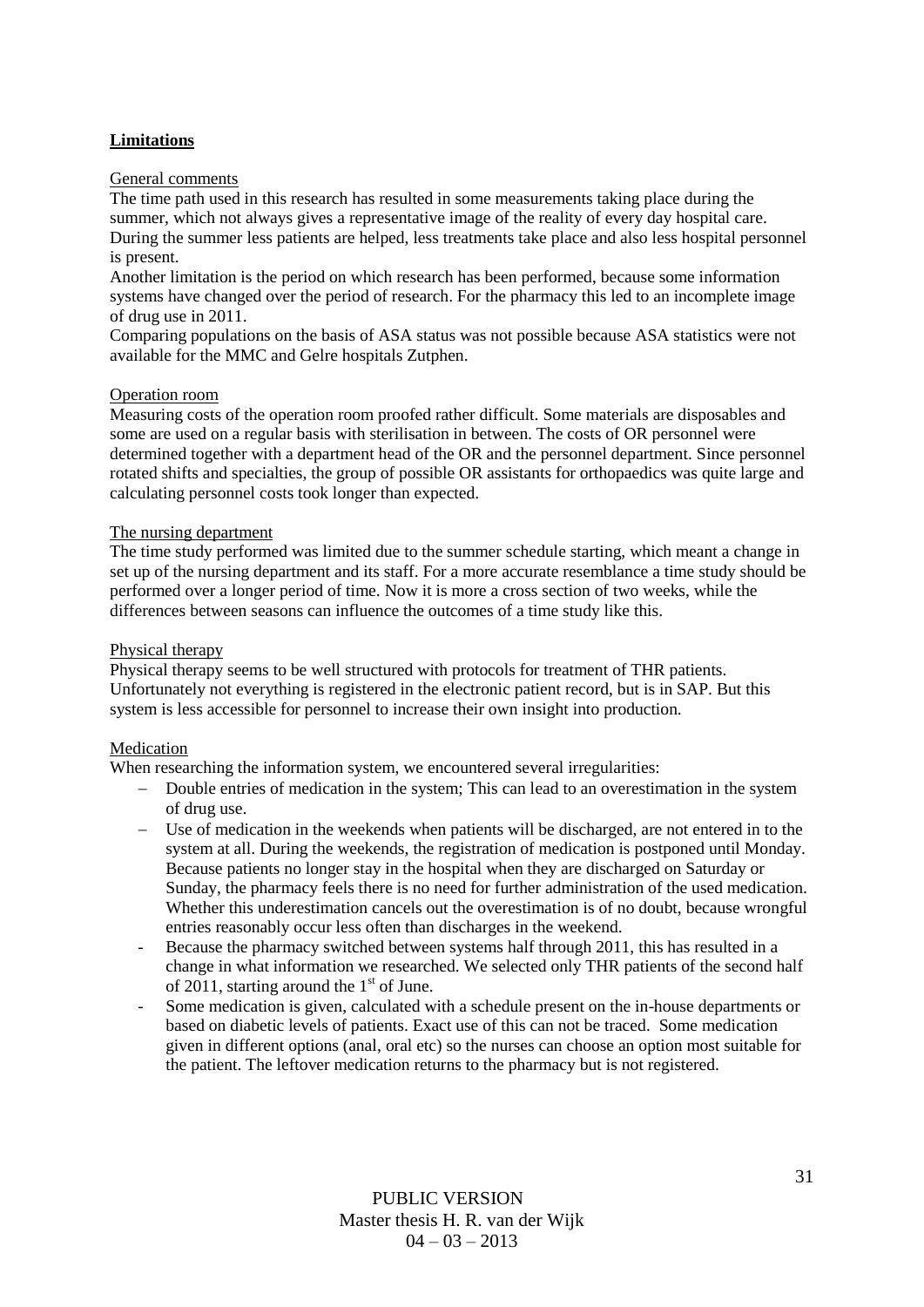**Limitations**

General comments

The time path used in this research has resulted in some measurements taking place during the summer, which not always gives a representative image of the reality of every day hospital care. During the summer less patients are helped, less treatments take place and also less hospital personnel is present.

Another limitation is the period on which research has been performed, because some information systems have changed over the period of research. For the pharmacy this led to an incomplete image of drug use in 2011.

Comparing populations on the basis of ASA status was not possible because ASA statistics were not available for the MMC and Gelre hospitals Zutphen.

Operation room

Measuring costs of the operation room proofed rather difficult. Some materials are disposables and some are used on a regular basis with sterilisation in between. The costs of OR personnel were determined together with a department head of the OR and the personnel department. Since personnel rotated shifts and specialties, the group of possible OR assistants for orthopaedics was quite large and calculating personnel costs took longer than expected.

The nursing department

The time study performed was limited due to the summer schedule starting, which meant a change in set up of the nursing department and its staff. For a more accurate resemblance a time study should be performed over a longer period of time. Now it is more a cross section of two weeks, while the differences between seasons can influence the outcomes of a time study like this.

Physical therapy

Physical therapy seems to be well structured with protocols for treatment of THR patients. Unfortunately not everything is registered in the electronic patient record, but is in SAP. But this system is less accessible for personnel to increase their own insight into production.

Medication

When researching the information system, we encountered several irregularities:

- Double entries of medication in the system; This can lead to an overestimation in the system of drug use.
- Use of medication in the weekends when patients will be discharged, are not entered in to the system at all. During the weekends, the registration of medication is postponed until Monday. Because patients no longer stay in the hospital when they are discharged on Saturday or Sunday, the pharmacy feels there is no need for further administration of the used medication. Whether this underestimation cancels out the overestimation is of no doubt, because wrongful entries reasonably occur less often than discharges in the weekend.
- Because the pharmacy switched between systems half through 2011, this has resulted in a change in what information we researched. We selected only THR patients of the second half of 2011, starting around the 1st of June.
- Some medication is given, calculated with a schedule present on the in-house departments or based on diabetic levels of patients. Exact use of this can not be traced. Some medication given in different options (anal, oral etc) so the nurses can choose an option most suitable for the patient. The leftover medication returns to the pharmacy but is not registered.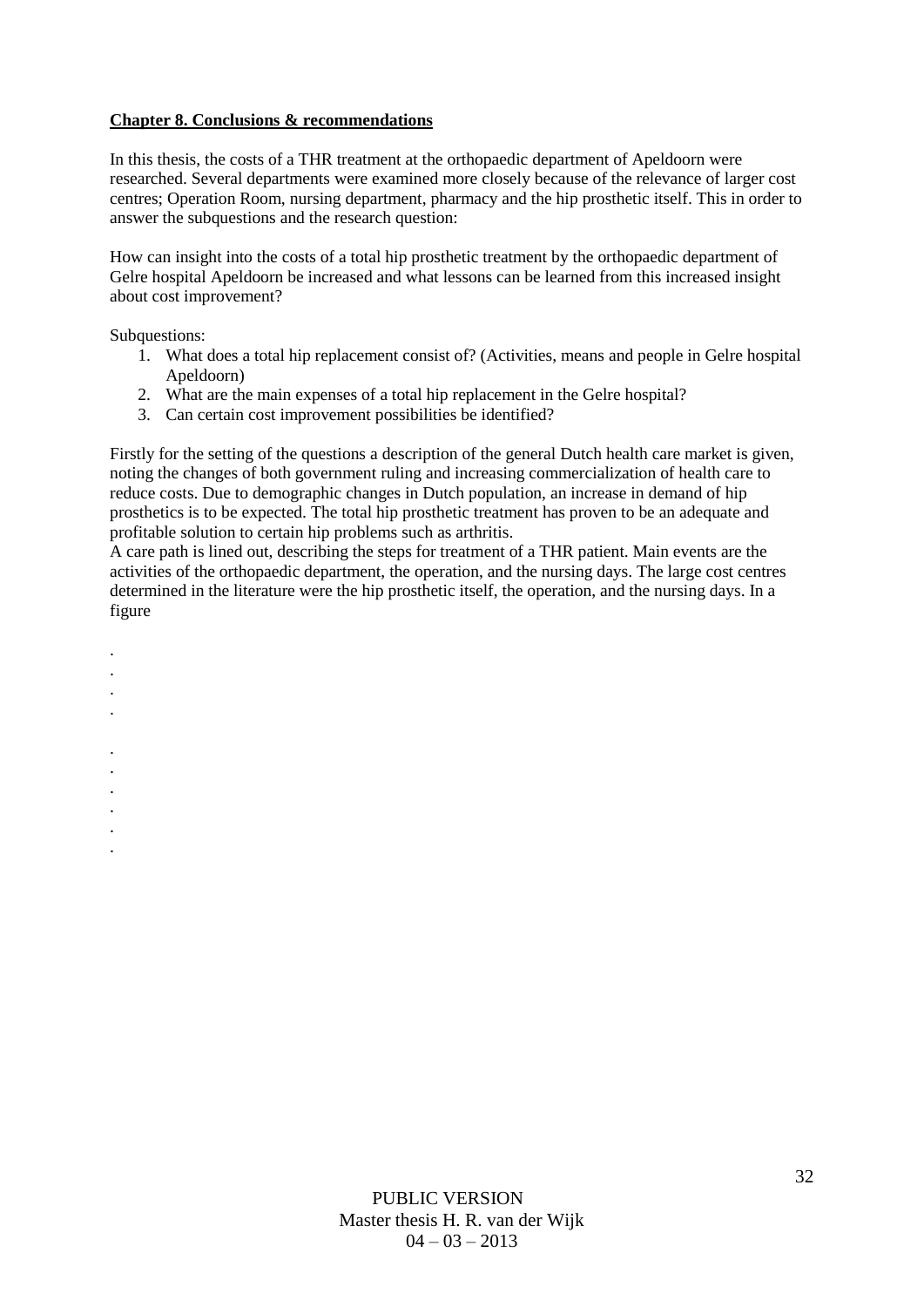**Chapter 8. Conclusions & recommendations**

In this thesis, the costs of a THR treatment at the orthopaedic department of Apeldoorn were researched. Several departments were examined more closely because of the relevance of larger cost centres; Operation Room, nursing department, pharmacy and the hip prosthetic itself. This in order to answer the subquestions and the research question:

How can insight into the costs of a total hip prosthetic treatment by the orthopaedic department of Gelre hospital Apeldoorn be increased and what lessons can be learned from this increased insight about cost improvement?

Subquestions:

1. What does a total hip replacement consist of? (Activities, means and people in Gelre hospital Apeldoorn)
2. What are the main expenses of a total hip replacement in the Gelre hospital?
3. Can certain cost improvement possibilities be identified?

Firstly for the setting of the questions a description of the general Dutch health care market is given, noting the changes of both government ruling and increasing commercialization of health care to reduce costs. Due to demographic changes in Dutch population, an increase in demand of hip prosthetics is to be expected. The total hip prosthetic treatment has proven to be an adequate and profitable solution to certain hip problems such as arthritis.
A care path is lined out, describing the steps for treatment of a THR patient. Main events are the activities of the orthopaedic department, the operation, and the nursing days. The large cost centres determined in the literature were the hip prosthetic itself, the operation, and the nursing days. In a figure

.
.
.
.

.
.
.
.
.
.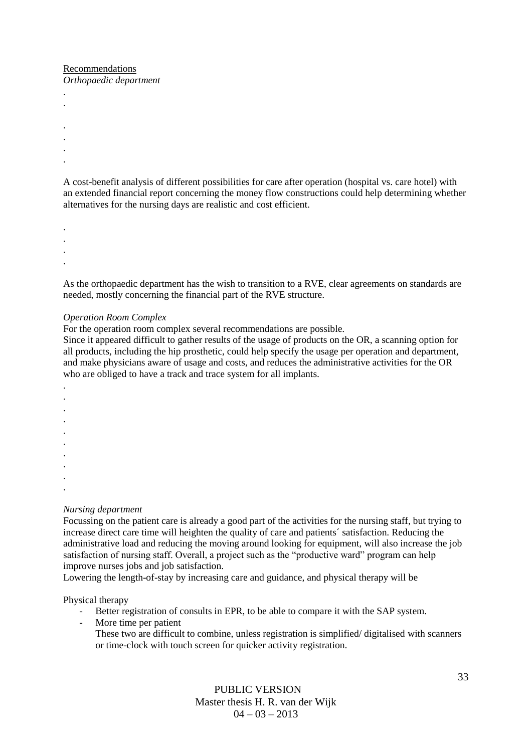Recommendations

*Orthopaedic department*

.
.

.
.
.
.

A cost-benefit analysis of different possibilities for care after operation (hospital vs. care hotel) with an extended financial report concerning the money flow constructions could help determining whether alternatives for the nursing days are realistic and cost efficient.

.
.
.
.

As the orthopaedic department has the wish to transition to a RVE, clear agreements on standards are needed, mostly concerning the financial part of the RVE structure.

*Operation Room Complex*

For the operation room complex several recommendations are possible.

Since it appeared difficult to gather results of the usage of products on the OR, a scanning option for all products, including the hip prosthetic, could help specify the usage per operation and department, and make physicians aware of usage and costs, and reduces the administrative activities for the OR who are obliged to have a track and trace system for all implants.

.
.
.
.
.
.
.
.
.
.

*Nursing department*

Focussing on the patient care is already a good part of the activities for the nursing staff, but trying to increase direct care time will heighten the quality of care and patients´ satisfaction. Reducing the administrative load and reducing the moving around looking for equipment, will also increase the job satisfaction of nursing staff. Overall, a project such as the "productive ward" program can help improve nurses jobs and job satisfaction.

Lowering the length-of-stay by increasing care and guidance, and physical therapy will be

Physical therapy

- Better registration of consults in EPR, to be able to compare it with the SAP system.
- More time per patient

  These two are difficult to combine, unless registration is simplified/ digitalised with scanners or time-clock with touch screen for quicker activity registration.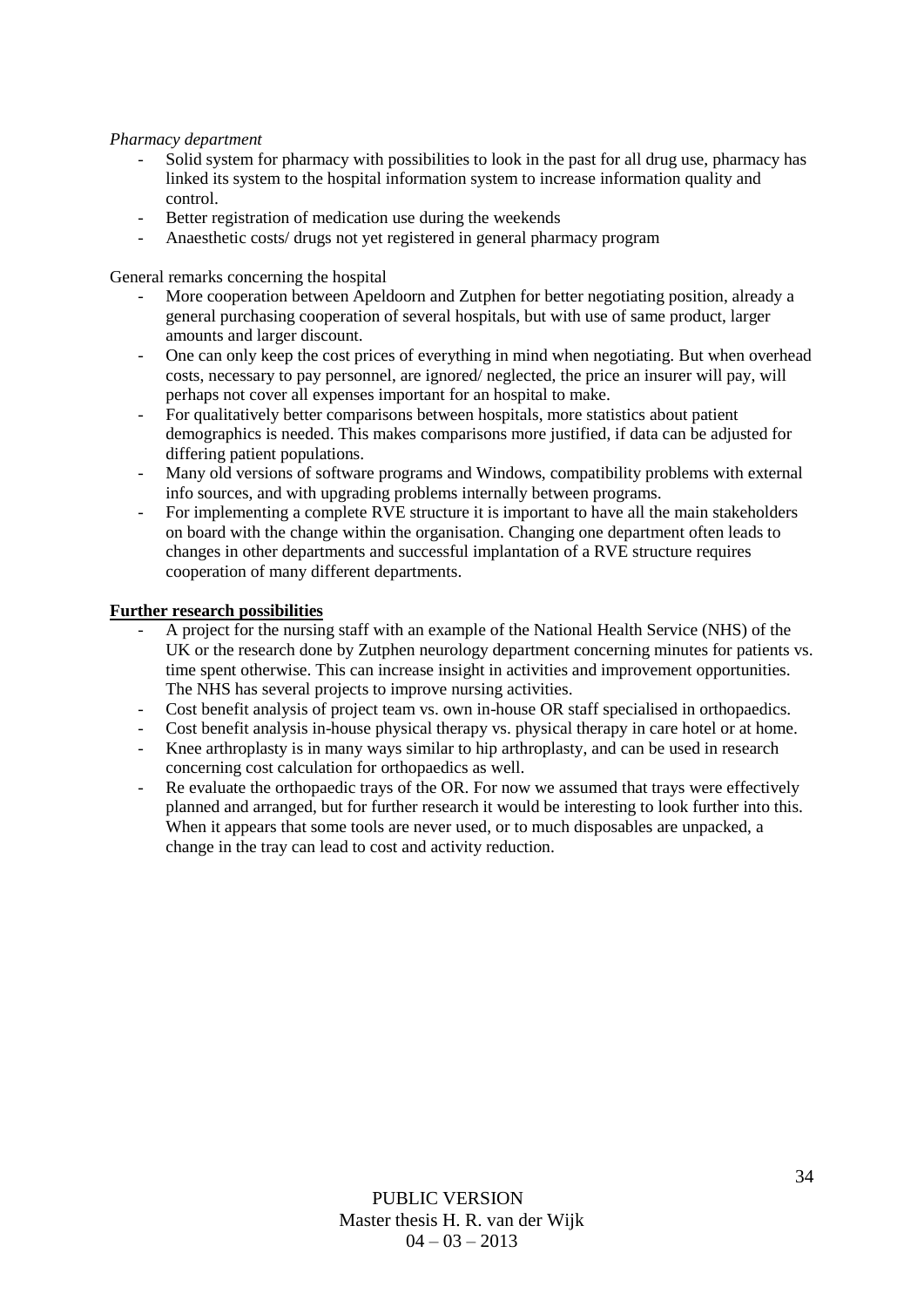*Pharmacy department*

- Solid system for pharmacy with possibilities to look in the past for all drug use, pharmacy has linked its system to the hospital information system to increase information quality and control.
- Better registration of medication use during the weekends
- Anaesthetic costs/ drugs not yet registered in general pharmacy program

General remarks concerning the hospital

- More cooperation between Apeldoorn and Zutphen for better negotiating position, already a general purchasing cooperation of several hospitals, but with use of same product, larger amounts and larger discount.
- One can only keep the cost prices of everything in mind when negotiating. But when overhead costs, necessary to pay personnel, are ignored/ neglected, the price an insurer will pay, will perhaps not cover all expenses important for an hospital to make.
- For qualitatively better comparisons between hospitals, more statistics about patient demographics is needed. This makes comparisons more justified, if data can be adjusted for differing patient populations.
- Many old versions of software programs and Windows, compatibility problems with external info sources, and with upgrading problems internally between programs.
- For implementing a complete RVE structure it is important to have all the main stakeholders on board with the change within the organisation. Changing one department often leads to changes in other departments and successful implantation of a RVE structure requires cooperation of many different departments.

**Further research possibilities**

- A project for the nursing staff with an example of the National Health Service (NHS) of the UK or the research done by Zutphen neurology department concerning minutes for patients vs. time spent otherwise. This can increase insight in activities and improvement opportunities. The NHS has several projects to improve nursing activities.
- Cost benefit analysis of project team vs. own in-house OR staff specialised in orthopaedics.
- Cost benefit analysis in-house physical therapy vs. physical therapy in care hotel or at home.
- Knee arthroplasty is in many ways similar to hip arthroplasty, and can be used in research concerning cost calculation for orthopaedics as well.
- Re evaluate the orthopaedic trays of the OR. For now we assumed that trays were effectively planned and arranged, but for further research it would be interesting to look further into this. When it appears that some tools are never used, or to much disposables are unpacked, a change in the tray can lead to cost and activity reduction.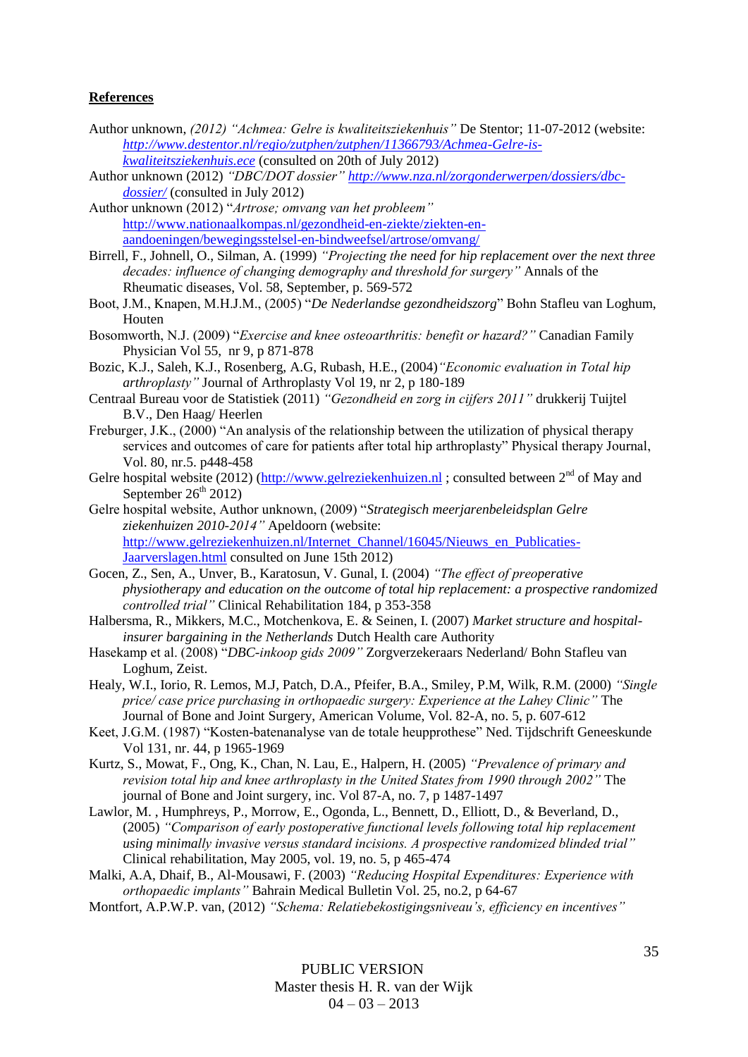**References**

Author unknown, *(2012) "Achmea: Gelre is kwaliteitsziekenhuis"* De Stentor; 11-07-2012 (website: *http://www.destentor.nl/regio/zutphen/zutphen/11366793/Achmea-Gelre-is-kwaliteitsziekenhuis.ece* (consulted on 20th of July 2012)

Author unknown (2012) *"DBC/DOT dossier"* *http://www.nza.nl/zorgonderwerpen/dossiers/dbc-dossier/* (consulted in July 2012)

Author unknown (2012) "*Artrose; omvang van het probleem"* http://www.nationaalkompas.nl/gezondheid-en-ziekte/ziekten-en-aandoeningen/bewegingsstelsel-en-bindweefsel/artrose/omvang/

Birrell, F., Johnell, O., Silman, A. (1999) *"Projecting the need for hip replacement over the next three decades: influence of changing demography and threshold for surgery"* Annals of the Rheumatic diseases, Vol. 58, September, p. 569-572

Boot, J.M., Knapen, M.H.J.M., (2005) "*De Nederlandse gezondheidszorg*" Bohn Stafleu van Loghum, Houten

Bosomworth, N.J. (2009) "*Exercise and knee osteoarthritis: benefit or hazard?"* Canadian Family Physician Vol 55, nr 9, p 871-878

Bozic, K.J., Saleh, K.J., Rosenberg, A.G, Rubash, H.E., (2004)*"Economic evaluation in Total hip arthroplasty"* Journal of Arthroplasty Vol 19, nr 2, p 180-189

Centraal Bureau voor de Statistiek (2011) *"Gezondheid en zorg in cijfers 2011"* drukkerij Tuijtel B.V., Den Haag/ Heerlen

Freburger, J.K., (2000) "An analysis of the relationship between the utilization of physical therapy services and outcomes of care for patients after total hip arthroplasty" Physical therapy Journal, Vol. 80, nr.5. p448-458

Gelre hospital website (2012) (http://www.gelreziekenhuizen.nl ; consulted between 2nd of May and September 26th 2012)

Gelre hospital website, Author unknown, (2009) "*Strategisch meerjarenbeleidsplan Gelre ziekenhuizen 2010-2014"* Apeldoorn (website: http://www.gelreziekenhuizen.nl/Internet_Channel/16045/Nieuws_en_Publicaties-Jaarverslagen.html consulted on June 15th 2012)

Gocen, Z., Sen, A., Unver, B., Karatosun, V. Gunal, I. (2004) *"The effect of preoperative physiotherapy and education on the outcome of total hip replacement: a prospective randomized controlled trial"* Clinical Rehabilitation 184, p 353-358

Halbersma, R., Mikkers, M.C., Motchenkova, E. & Seinen, I. (2007) *Market structure and hospital-insurer bargaining in the Netherlands* Dutch Health care Authority

Hasekamp et al. (2008) "*DBC-inkoop gids 2009"* Zorgverzekeraars Nederland/ Bohn Stafleu van Loghum, Zeist.

Healy, W.I., Iorio, R. Lemos, M.J, Patch, D.A., Pfeifer, B.A., Smiley, P.M, Wilk, R.M. (2000) *"Single price/ case price purchasing in orthopaedic surgery: Experience at the Lahey Clinic"* The Journal of Bone and Joint Surgery, American Volume, Vol. 82-A, no. 5, p. 607-612

Keet, J.G.M. (1987) "Kosten-batenanalyse van de totale heupprothese" Ned. Tijdschrift Geneeskunde Vol 131, nr. 44, p 1965-1969

Kurtz, S., Mowat, F., Ong, K., Chan, N. Lau, E., Halpern, H. (2005) *"Prevalence of primary and revision total hip and knee arthroplasty in the United States from 1990 through 2002"* The journal of Bone and Joint surgery, inc. Vol 87-A, no. 7, p 1487-1497

Lawlor, M. , Humphreys, P., Morrow, E., Ogonda, L., Bennett, D., Elliott, D., & Beverland, D., (2005) *"Comparison of early postoperative functional levels following total hip replacement using minimally invasive versus standard incisions. A prospective randomized blinded trial"* Clinical rehabilitation, May 2005, vol. 19, no. 5, p 465-474

Malki, A.A, Dhaif, B., Al-Mousawi, F. (2003) *"Reducing Hospital Expenditures: Experience with orthopaedic implants"* Bahrain Medical Bulletin Vol. 25, no.2, p 64-67

Montfort, A.P.W.P. van, (2012) *"Schema: Relatiebekostigingsniveau's, efficiency en incentives"*

PUBLIC VERSION
Master thesis H. R. van der Wijk
04 – 03 – 2013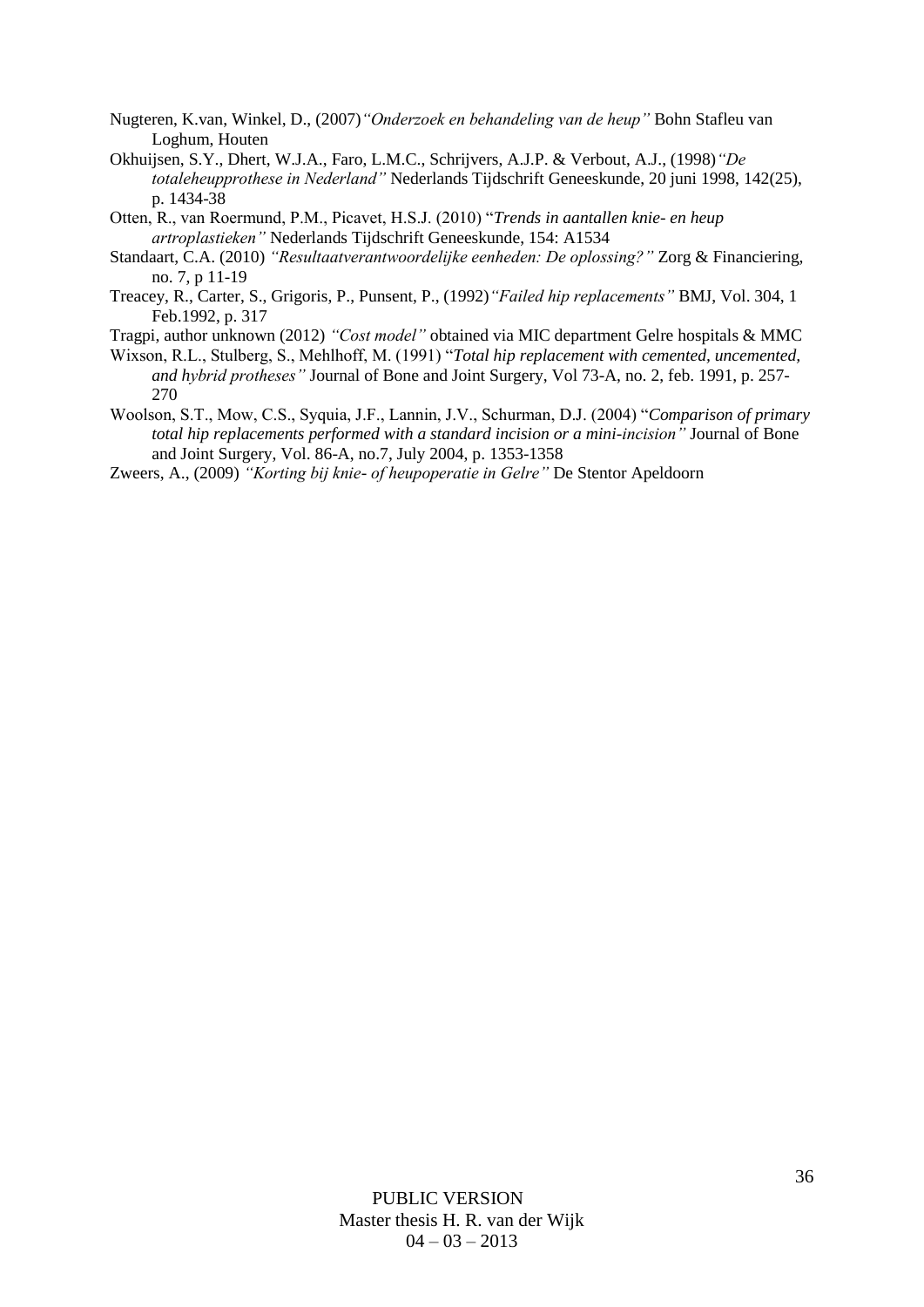Nugteren, K.van, Winkel, D., (2007)*"Onderzoek en behandeling van de heup"* Bohn Stafleu van Loghum, Houten

Okhuijsen, S.Y., Dhert, W.J.A., Faro, L.M.C., Schrijvers, A.J.P. & Verbout, A.J., (1998)*"De totaleheupprothese in Nederland"* Nederlands Tijdschrift Geneeskunde, 20 juni 1998, 142(25), p. 1434-38

Otten, R., van Roermund, P.M., Picavet, H.S.J. (2010) "*Trends in aantallen knie- en heup artroplastieken"* Nederlands Tijdschrift Geneeskunde, 154: A1534

Standaart, C.A. (2010) *"Resultaatverantwoordelijke eenheden: De oplossing?"* Zorg & Financiering, no. 7, p 11-19

Treacey, R., Carter, S., Grigoris, P., Punsent, P., (1992)*"Failed hip replacements"* BMJ, Vol. 304, 1 Feb.1992, p. 317

Tragpi, author unknown (2012) *"Cost model"* obtained via MIC department Gelre hospitals & MMC

Wixson, R.L., Stulberg, S., Mehlhoff, M. (1991) "*Total hip replacement with cemented, uncemented, and hybrid protheses"* Journal of Bone and Joint Surgery, Vol 73-A, no. 2, feb. 1991, p. 257-270

Woolson, S.T., Mow, C.S., Syquia, J.F., Lannin, J.V., Schurman, D.J. (2004) "*Comparison of primary total hip replacements performed with a standard incision or a mini-incision"* Journal of Bone and Joint Surgery, Vol. 86-A, no.7, July 2004, p. 1353-1358

Zweers, A., (2009) *"Korting bij knie- of heupoperatie in Gelre"* De Stentor Apeldoorn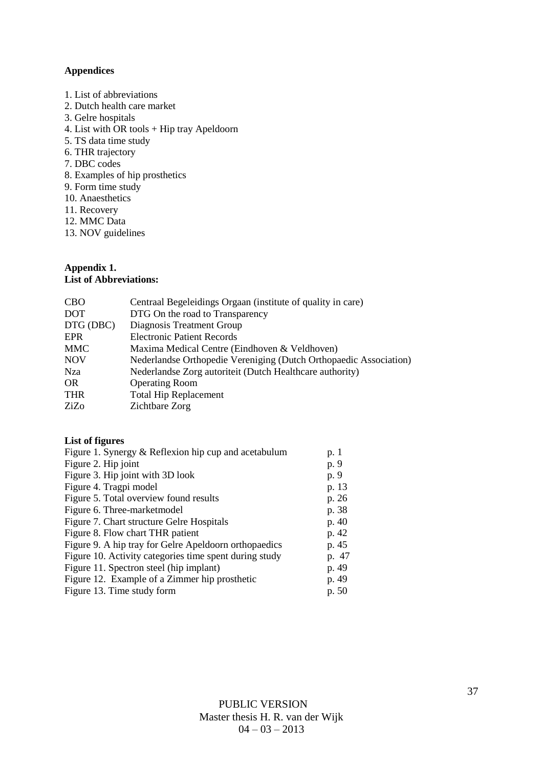**Appendices**

1. List of abbreviations
2. Dutch health care market
3. Gelre hospitals
4. List with OR tools + Hip tray Apeldoorn
5. TS data time study
6. THR trajectory
7. DBC codes
8. Examples of hip prosthetics
9. Form time study
10. Anaesthetics
11. Recovery
12. MMC Data
13. NOV guidelines

**Appendix 1.**
**List of Abbreviations:**

| | |
|---|---|
| CBO | Centraal Begeleidings Orgaan (institute of quality in care) |
| DOT | DTG On the road to Transparency |
| DTG (DBC) | Diagnosis Treatment Group |
| EPR | Electronic Patient Records |
| MMC | Maxima Medical Centre (Eindhoven & Veldhoven) |
| NOV | Nederlandse Orthopedie Vereniging (Dutch Orthopaedic Association) |
| Nza | Nederlandse Zorg autoriteit (Dutch Healthcare authority) |
| OR | Operating Room |
| THR | Total Hip Replacement |
| ZiZo | Zichtbare Zorg |

**List of figures**

| | |
|---|---|
| Figure 1. Synergy & Reflexion hip cup and acetabulum | p. 1 |
| Figure 2. Hip joint | p. 9 |
| Figure 3. Hip joint with 3D look | p. 9 |
| Figure 4. Tragpi model | p. 13 |
| Figure 5. Total overview found results | p. 26 |
| Figure 6. Three-marketmodel | p. 38 |
| Figure 7. Chart structure Gelre Hospitals | p. 40 |
| Figure 8. Flow chart THR patient | p. 42 |
| Figure 9. A hip tray for Gelre Apeldoorn orthopaedics | p. 45 |
| Figure 10. Activity categories time spent during study | p. 47 |
| Figure 11. Spectron steel (hip implant) | p. 49 |
| Figure 12. Example of a Zimmer hip prosthetic | p. 49 |
| Figure 13. Time study form | p. 50 |

PUBLIC VERSION
Master thesis H. R. van der Wijk
04 – 03 – 2013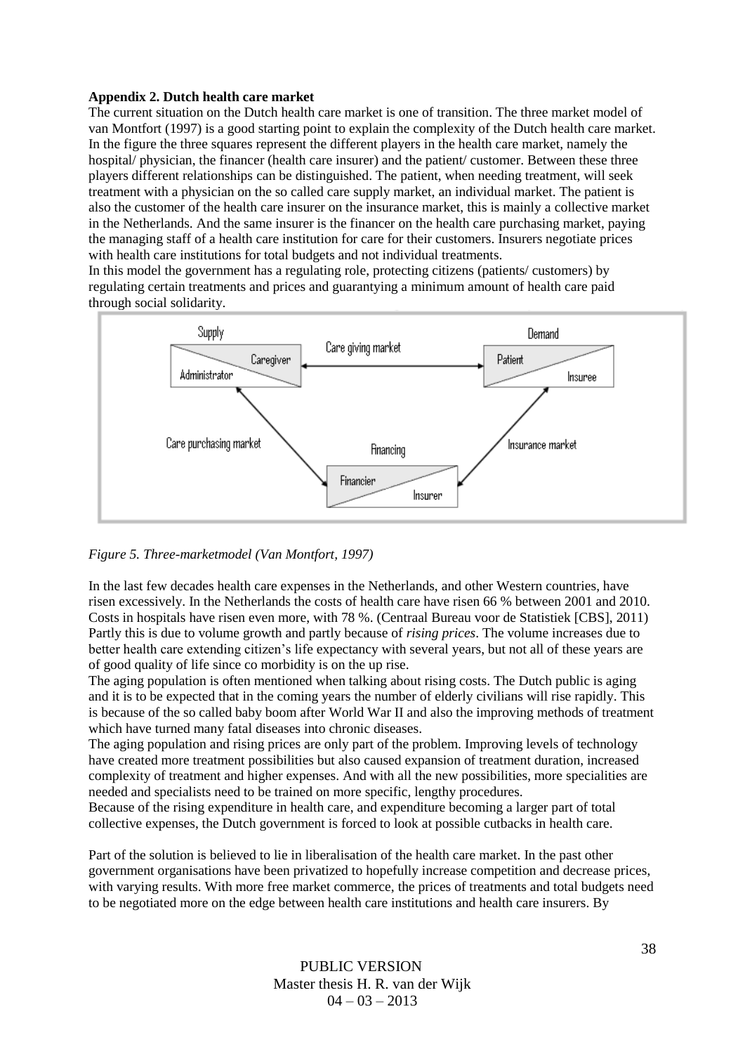**Appendix 2. Dutch health care market**

The current situation on the Dutch health care market is one of transition. The three market model of van Montfort (1997) is a good starting point to explain the complexity of the Dutch health care market. In the figure the three squares represent the different players in the health care market, namely the hospital/ physician, the financer (health care insurer) and the patient/ customer. Between these three players different relationships can be distinguished. The patient, when needing treatment, will seek treatment with a physician on the so called care supply market, an individual market. The patient is also the customer of the health care insurer on the insurance market, this is mainly a collective market in the Netherlands. And the same insurer is the financer on the health care purchasing market, paying the managing staff of a health care institution for care for their customers. Insurers negotiate prices with health care institutions for total budgets and not individual treatments.

In this model the government has a regulating role, protecting citizens (patients/ customers) by regulating certain treatments and prices and guarantying a minimum amount of health care paid through social solidarity.

*Figure 5. Three-marketmodel (Van Montfort, 1997)*

In the last few decades health care expenses in the Netherlands, and other Western countries, have risen excessively. In the Netherlands the costs of health care have risen 66 % between 2001 and 2010. Costs in hospitals have risen even more, with 78 %. (Centraal Bureau voor de Statistiek [CBS], 2011) Partly this is due to volume growth and partly because of *rising prices*. The volume increases due to better health care extending citizen's life expectancy with several years, but not all of these years are of good quality of life since co morbidity is on the up rise.

The aging population is often mentioned when talking about rising costs. The Dutch public is aging and it is to be expected that in the coming years the number of elderly civilians will rise rapidly. This is because of the so called baby boom after World War II and also the improving methods of treatment which have turned many fatal diseases into chronic diseases.

The aging population and rising prices are only part of the problem. Improving levels of technology have created more treatment possibilities but also caused expansion of treatment duration, increased complexity of treatment and higher expenses. And with all the new possibilities, more specialities are needed and specialists need to be trained on more specific, lengthy procedures.

Because of the rising expenditure in health care, and expenditure becoming a larger part of total collective expenses, the Dutch government is forced to look at possible cutbacks in health care.

Part of the solution is believed to lie in liberalisation of the health care market. In the past other government organisations have been privatized to hopefully increase competition and decrease prices, with varying results. With more free market commerce, the prices of treatments and total budgets need to be negotiated more on the edge between health care institutions and health care insurers. By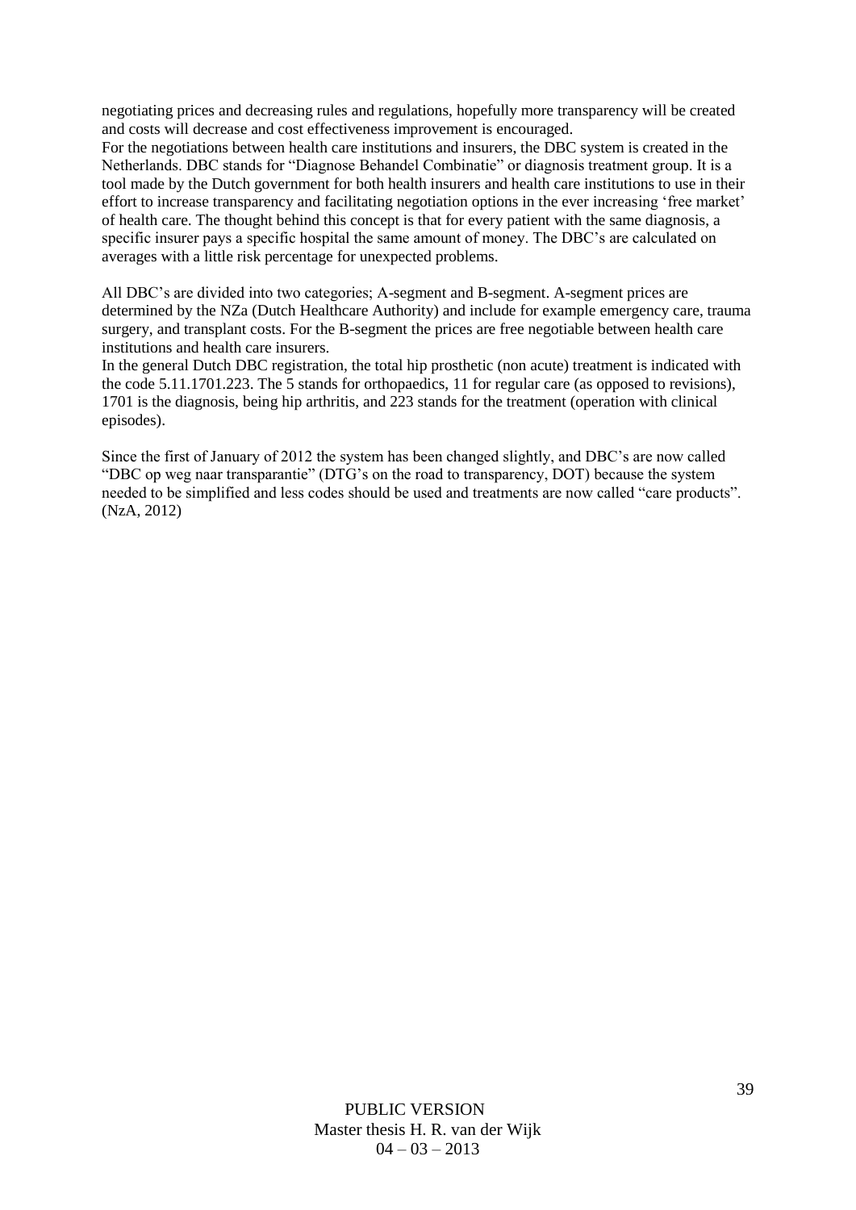negotiating prices and decreasing rules and regulations, hopefully more transparency will be created and costs will decrease and cost effectiveness improvement is encouraged.
For the negotiations between health care institutions and insurers, the DBC system is created in the Netherlands. DBC stands for "Diagnose Behandel Combinatie" or diagnosis treatment group. It is a tool made by the Dutch government for both health insurers and health care institutions to use in their effort to increase transparency and facilitating negotiation options in the ever increasing 'free market' of health care. The thought behind this concept is that for every patient with the same diagnosis, a specific insurer pays a specific hospital the same amount of money. The DBC's are calculated on averages with a little risk percentage for unexpected problems.

All DBC's are divided into two categories; A-segment and B-segment. A-segment prices are determined by the NZa (Dutch Healthcare Authority) and include for example emergency care, trauma surgery, and transplant costs. For the B-segment the prices are free negotiable between health care institutions and health care insurers.
In the general Dutch DBC registration, the total hip prosthetic (non acute) treatment is indicated with the code 5.11.1701.223. The 5 stands for orthopaedics, 11 for regular care (as opposed to revisions), 1701 is the diagnosis, being hip arthritis, and 223 stands for the treatment (operation with clinical episodes).

Since the first of January of 2012 the system has been changed slightly, and DBC's are now called "DBC op weg naar transparantie" (DTG's on the road to transparency, DOT) because the system needed to be simplified and less codes should be used and treatments are now called "care products". (NzA, 2012)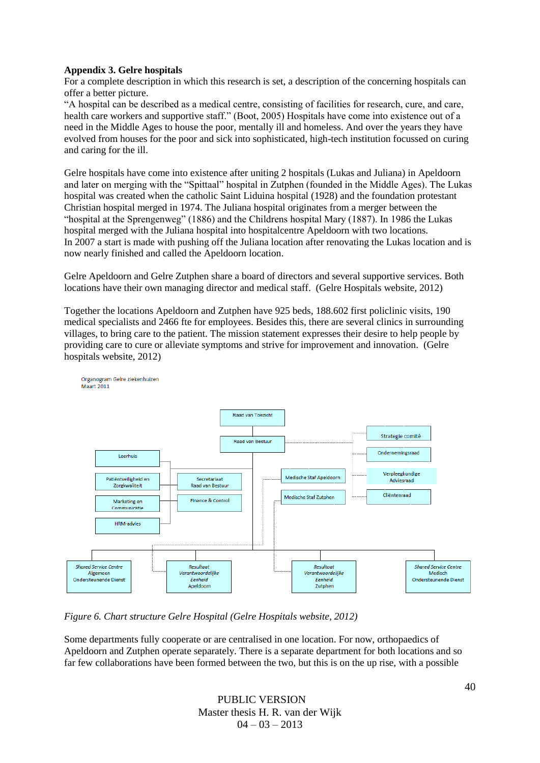**Appendix 3. Gelre hospitals**

For a complete description in which this research is set, a description of the concerning hospitals can offer a better picture.

"A hospital can be described as a medical centre, consisting of facilities for research, cure, and care, health care workers and supportive staff." (Boot, 2005) Hospitals have come into existence out of a need in the Middle Ages to house the poor, mentally ill and homeless. And over the years they have evolved from houses for the poor and sick into sophisticated, high-tech institution focussed on curing and caring for the ill.

Gelre hospitals have come into existence after uniting 2 hospitals (Lukas and Juliana) in Apeldoorn and later on merging with the "Spittaal" hospital in Zutphen (founded in the Middle Ages). The Lukas hospital was created when the catholic Saint Liduina hospital (1928) and the foundation protestant Christian hospital merged in 1974. The Juliana hospital originates from a merger between the "hospital at the Sprengenweg" (1886) and the Childrens hospital Mary (1887). In 1986 the Lukas hospital merged with the Juliana hospital into hospitalcentre Apeldoorn with two locations.
In 2007 a start is made with pushing off the Juliana location after renovating the Lukas location and is now nearly finished and called the Apeldoorn location.

Gelre Apeldoorn and Gelre Zutphen share a board of directors and several supportive services. Both locations have their own managing director and medical staff. (Gelre Hospitals website, 2012)

Together the locations Apeldoorn and Zutphen have 925 beds, 188.602 first policlinic visits, 190 medical specialists and 2466 fte for employees. Besides this, there are several clinics in surrounding villages, to bring care to the patient. The mission statement expresses their desire to help people by providing care to cure or alleviate symptoms and strive for improvement and innovation. (Gelre hospitals website, 2012)

Organogram Gelre ziekenhuizen
Maart 2011

- Raad van Toezicht
  - Raad van Bestuur
    - Strategie comité
    - Ondernemingsraad
    - Verpleegkundige Adviesraad
    - Cliëntenraad
    - Leerhuis
    - Patiëntveiligheid en Zorgkwaliteit
    - Marketing en Communicatie
    - HRM-advies
    - Secretariaat Raad van Bestuur
    - Finance & Control
    - Medische Staf Apeldoorn
    - Medische Staf Zutphen
    - *Shared Service Centre* Algemeen Ondersteunende Dienst
    - *Resultaat Verantwoordelijke Eenheid* Apeldoorn
    - *Resultaat Verantwoordelijke Eenheid* Zutphen
    - *Shared Service Centre* Medisch Ondersteunende Dienst

*Figure 6. Chart structure Gelre Hospital (Gelre Hospitals website, 2012)*

Some departments fully cooperate or are centralised in one location. For now, orthopaedics of Apeldoorn and Zutphen operate separately. There is a separate department for both locations and so far few collaborations have been formed between the two, but this is on the up rise, with a possible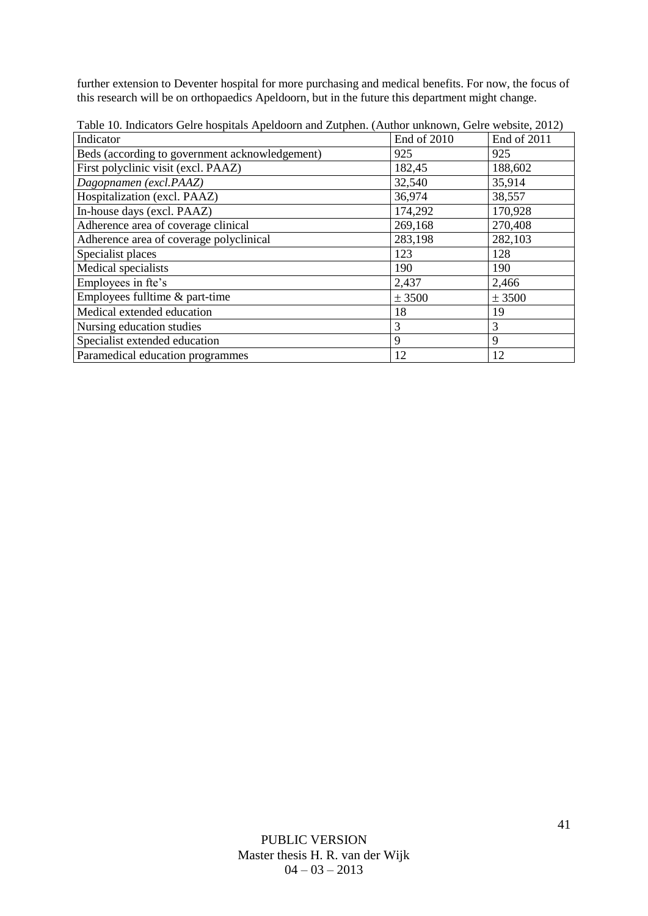further extension to Deventer hospital for more purchasing and medical benefits. For now, the focus of this research will be on orthopaedics Apeldoorn, but in the future this department might change.

Table 10. Indicators Gelre hospitals Apeldoorn and Zutphen. (Author unknown, Gelre website, 2012)

| Indicator | End of 2010 | End of 2011 |
|---|---|---|
| Beds (according to government acknowledgement) | 925 | 925 |
| First polyclinic visit (excl. PAAZ) | 182,45 | 188,602 |
| *Dagopnamen (excl.PAAZ)* | 32,540 | 35,914 |
| Hospitalization (excl. PAAZ) | 36,974 | 38,557 |
| In-house days (excl. PAAZ) | 174,292 | 170,928 |
| Adherence area of coverage clinical | 269,168 | 270,408 |
| Adherence area of coverage polyclinical | 283,198 | 282,103 |
| Specialist places | 123 | 128 |
| Medical specialists | 190 | 190 |
| Employees in fte's | 2,437 | 2,466 |
| Employees fulltime & part-time | ± 3500 | ± 3500 |
| Medical extended education | 18 | 19 |
| Nursing education studies | 3 | 3 |
| Specialist extended education | 9 | 9 |
| Paramedical education programmes | 12 | 12 |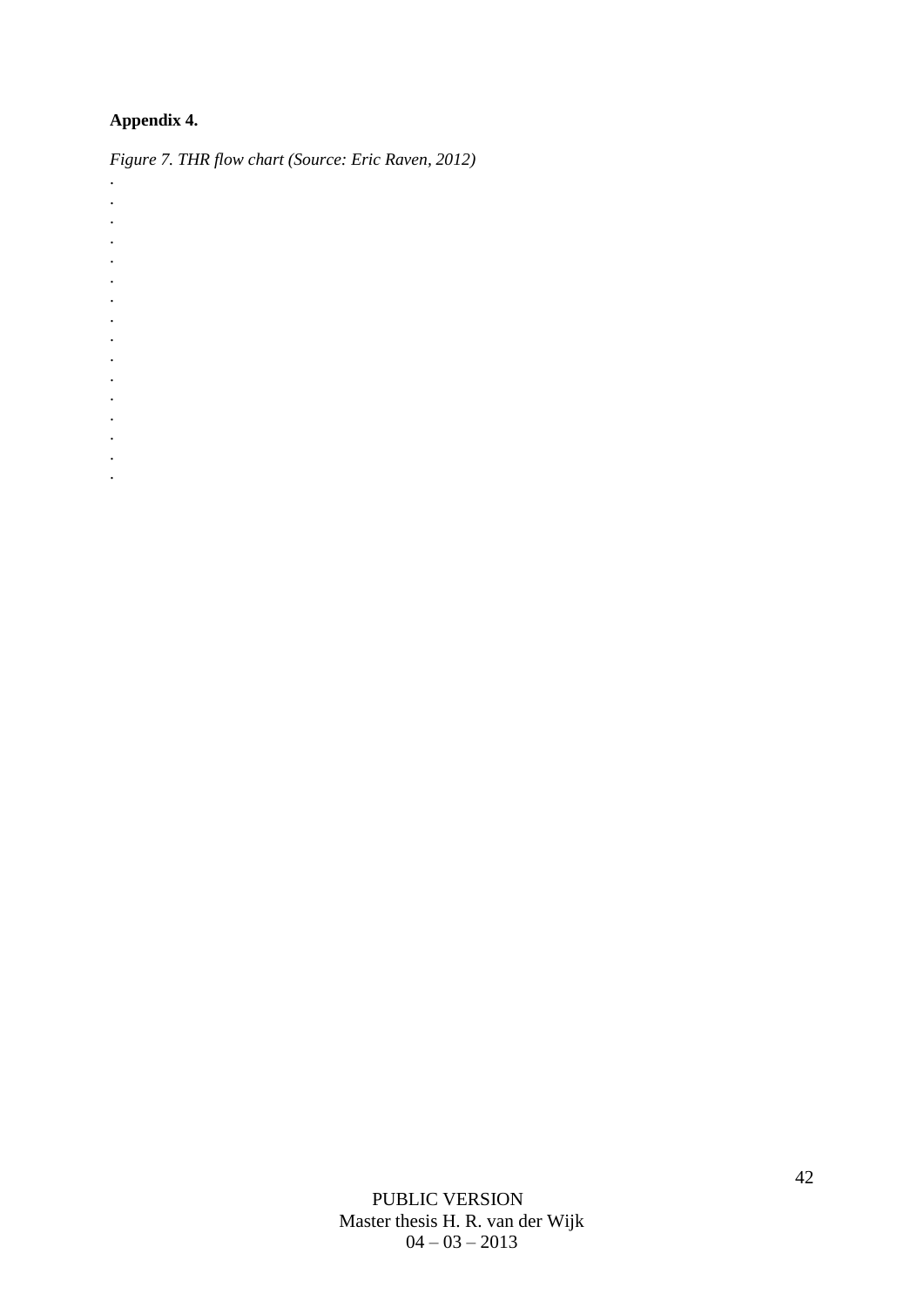**Appendix 4.**

*Figure 7. THR flow chart (Source: Eric Raven, 2012)*

.
.
.
.
.
.
.
.
.
.
.
.
.
.
.
.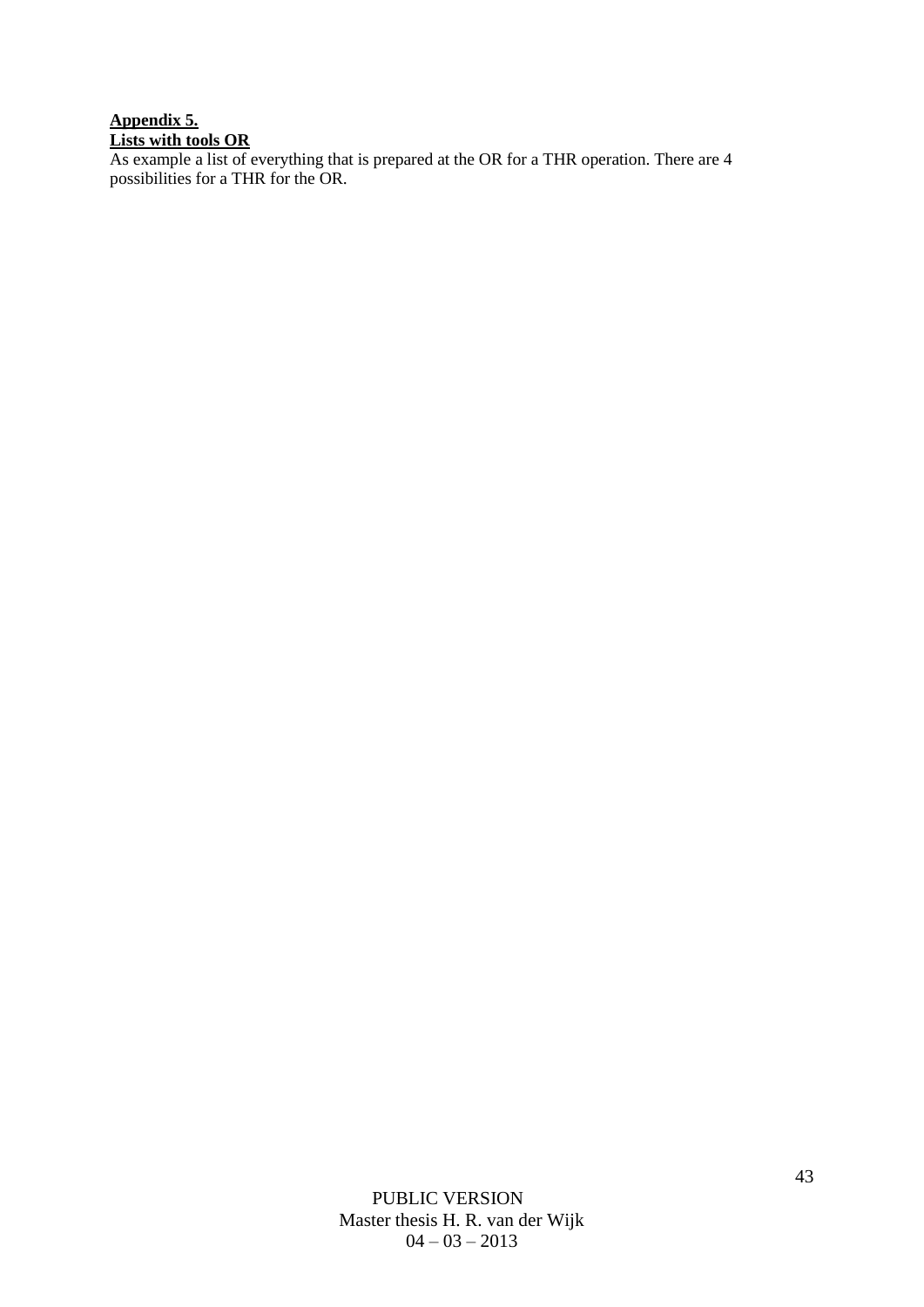**Appendix 5.**
**Lists with tools OR**

As example a list of everything that is prepared at the OR for a THR operation. There are 4 possibilities for a THR for the OR.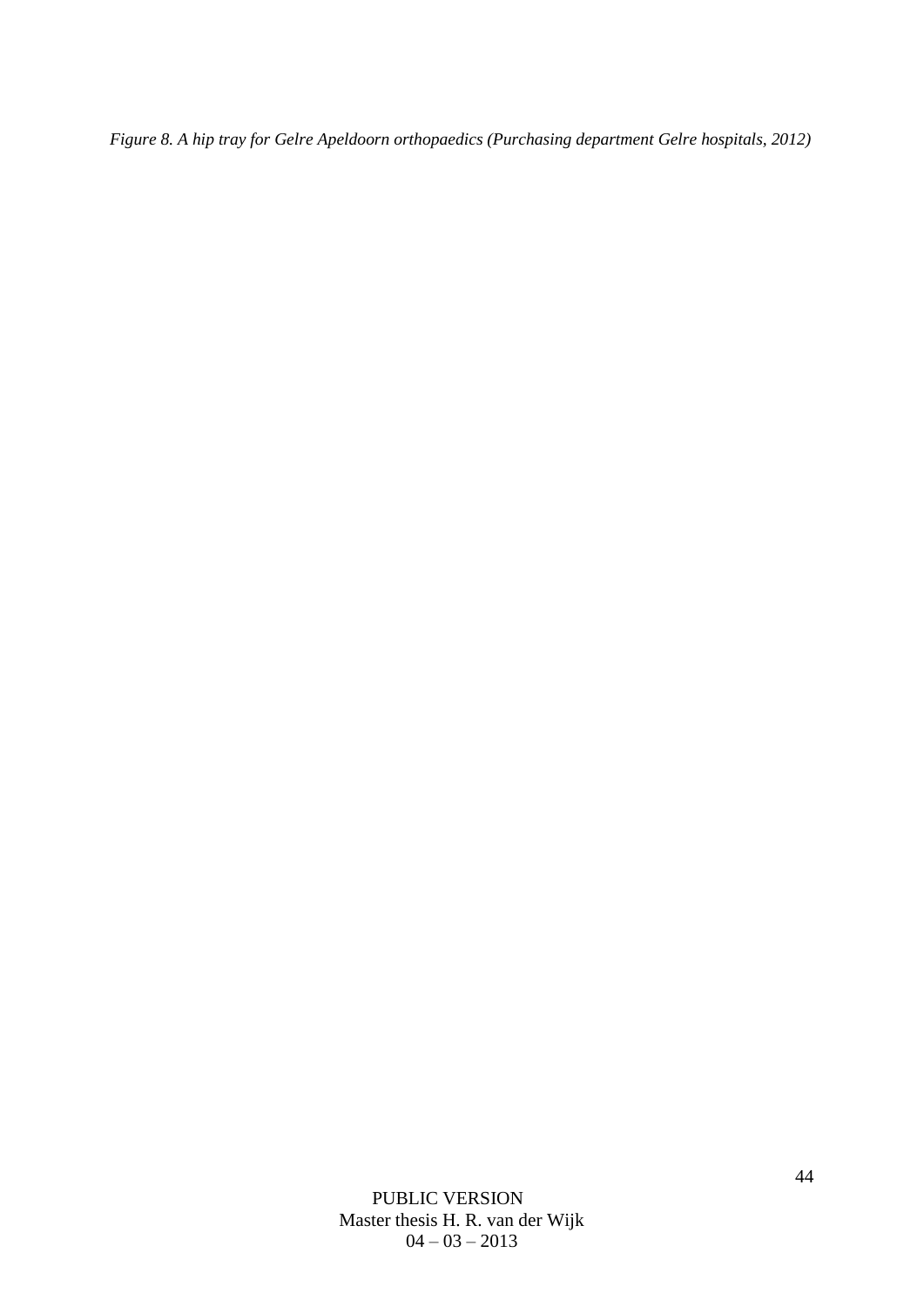*Figure 8. A hip tray for Gelre Apeldoorn orthopaedics (Purchasing department Gelre hospitals, 2012)*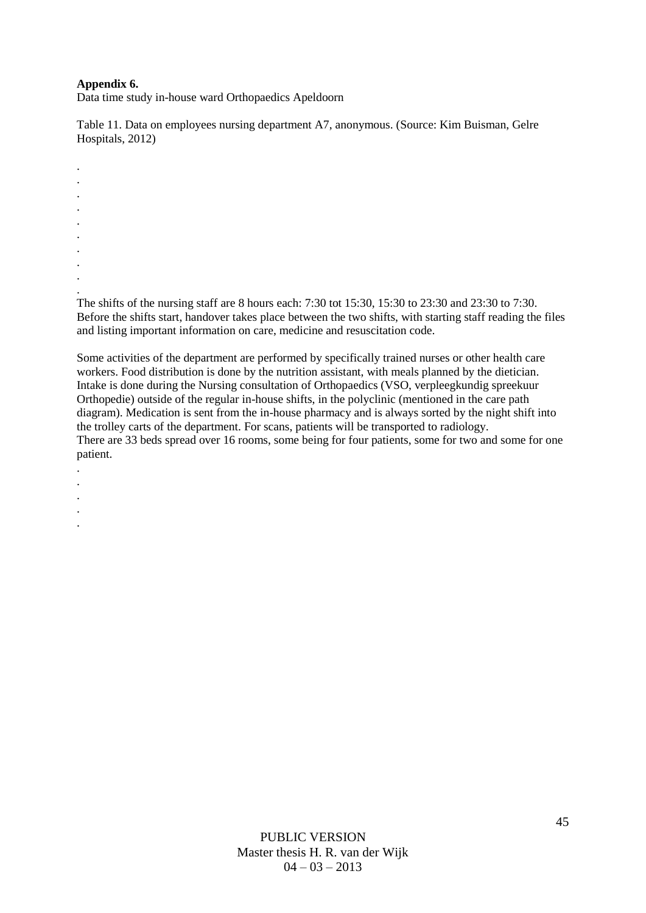**Appendix 6.**

Data time study in-house ward Orthopaedics Apeldoorn

Table 11. Data on employees nursing department A7, anonymous. (Source: Kim Buisman, Gelre Hospitals, 2012)

.
.
.
.
.
.
.
.
.
.

The shifts of the nursing staff are 8 hours each: 7:30 tot 15:30, 15:30 to 23:30 and 23:30 to 7:30. Before the shifts start, handover takes place between the two shifts, with starting staff reading the files and listing important information on care, medicine and resuscitation code.

Some activities of the department are performed by specifically trained nurses or other health care workers. Food distribution is done by the nutrition assistant, with meals planned by the dietician. Intake is done during the Nursing consultation of Orthopaedics (VSO, verpleegkundig spreekuur Orthopedie) outside of the regular in-house shifts, in the polyclinic (mentioned in the care path diagram). Medication is sent from the in-house pharmacy and is always sorted by the night shift into the trolley carts of the department. For scans, patients will be transported to radiology.
There are 33 beds spread over 16 rooms, some being for four patients, some for two and some for one patient.

.
.
.
.
.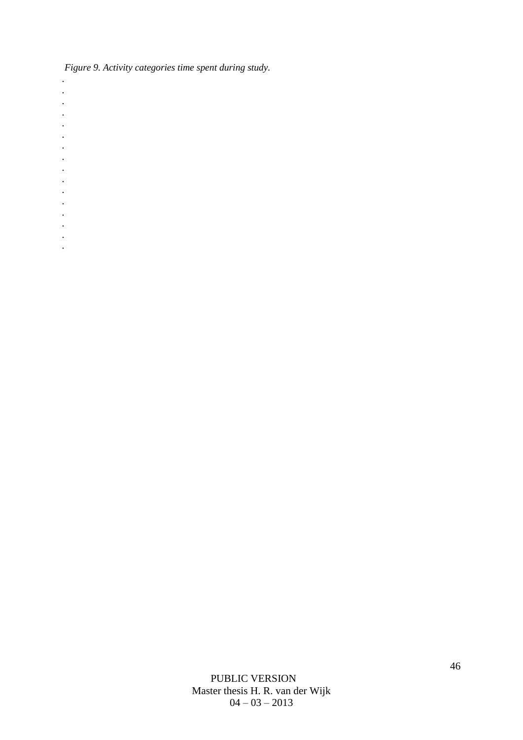*Figure 9. Activity categories time spent during study.*

.
.
.
.
.
.
.
.
.
.
.
.
.
.
.
.

PUBLIC VERSION
Master thesis H. R. van der Wijk
04 – 03 – 2013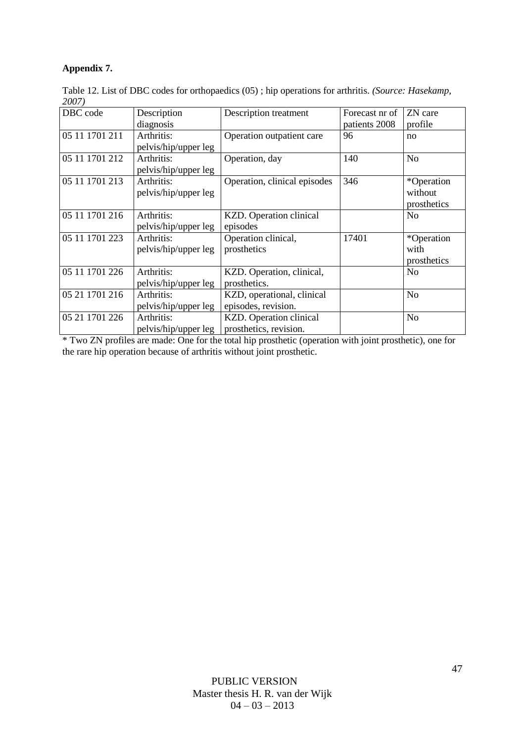**Appendix 7.**

Table 12. List of DBC codes for orthopaedics (05) ; hip operations for arthritis. *(Source: Hasekamp, 2007)*

| DBC code | Description diagnosis | Description treatment | Forecast nr of patients 2008 | ZN care profile |
|---|---|---|---|---|
| 05 11 1701 211 | Arthritis: pelvis/hip/upper leg | Operation outpatient care | 96 | no |
| 05 11 1701 212 | Arthritis: pelvis/hip/upper leg | Operation, day | 140 | No |
| 05 11 1701 213 | Arthritis: pelvis/hip/upper leg | Operation, clinical episodes | 346 | *Operation without prosthetics |
| 05 11 1701 216 | Arthritis: pelvis/hip/upper leg | KZD. Operation clinical episodes | | No |
| 05 11 1701 223 | Arthritis: pelvis/hip/upper leg | Operation clinical, prosthetics | 17401 | *Operation with prosthetics |
| 05 11 1701 226 | Arthritis: pelvis/hip/upper leg | KZD. Operation, clinical, prosthetics. | | No |
| 05 21 1701 216 | Arthritis: pelvis/hip/upper leg | KZD, operational, clinical episodes, revision. | | No |
| 05 21 1701 226 | Arthritis: pelvis/hip/upper leg | KZD. Operation clinical prosthetics, revision. | | No |

* Two ZN profiles are made: One for the total hip prosthetic (operation with joint prosthetic), one for the rare hip operation because of arthritis without joint prosthetic.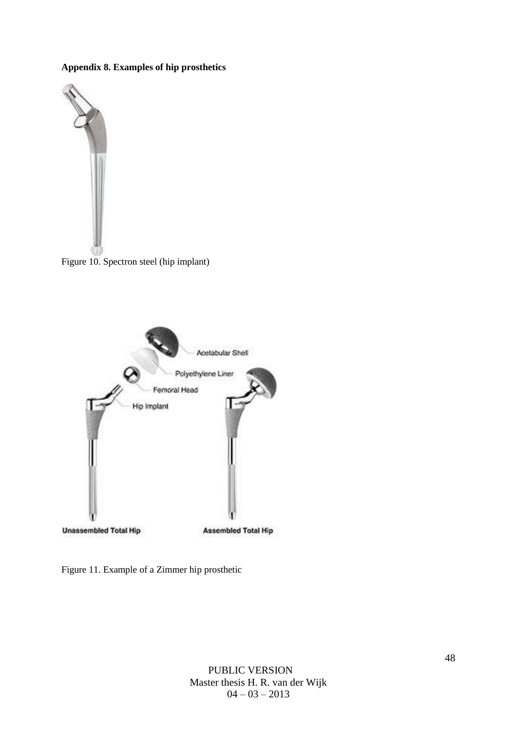**Appendix 8. Examples of hip prosthetics**

Figure 10. Spectron steel (hip implant)

Figure 11. Example of a Zimmer hip prosthetic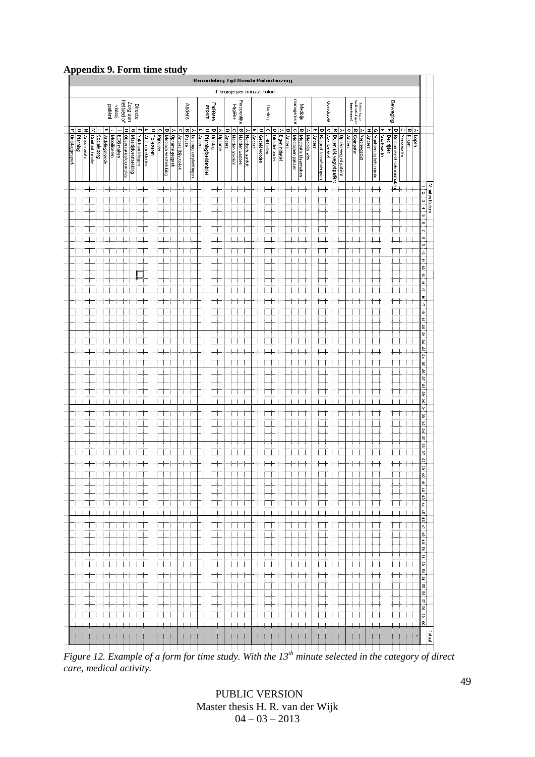## Appendix 9. Form time study

**Beoordeling Tijd Directe Patiëntenzorg**

1 kruisje per minuut kolom

| Category | Code | Activity |
|---|---|---|
| Beweging | A | Lopen |
| | B | Tillen |
| | C | Verzamelen |
| | D | Reorganiseren/schoonmaken |
| | E | Bedrijden |
| | F | Verzorgen |
| | G | Wachten bij beh. ruimte |
| | H | Anders |
| Administratie medewerker | A | Verpleegpost |
| | B | Computer |
| | C | Anders |
| Overdracht | A | Op afd weg vd patiënt |
| | B | Buiten afd weg vd patiënt |
| | C | Aan het bed |
| | D | Rapport lezen/schrijven |
| | E | Anders |
| Medicijn management | A | Medicijn adm |
| | B | Medicatie klaarmaken |
| | C | Medicijnen pakken |
| | D | Anders |
| Overleg | A | Eigen initiatief |
| | B | Initiatief ander |
| | C | Zelf bellen |
| | D | Gebeld worden |
| | E | Anders |
| Persoonlijke Hygiëne | A | Handschoen aan/uit |
| | B | Handen wassen |
| | C | Handen alcohol |
| | D | Anders |
| Patiënten stroom | A | Opname |
| | B | Ontslag |
| | D | Planningsbeddenbrief |
| | E | Anders |
| Anders | A | Leiding verpleegkundigen |
| | B | Pauze |
| | C | Anders (bijv. toilet) |
| Directe Zorg aan het bed of vlakbij patiënt | A | Opname gesprek |
| | B | Medicijn verstrekking |
| | C | Pijncijfer |
| | D | Toiletteren |
| | E | ADL + omkleden |
| | F | Vpk handelingen |
| | G | Maaltijdverstrekking |
| | H | Observaties/controles |
| | I | ECG maken |
| | J | Mobiliseren |
| | K | Ander lagene onde |
| | L | Sociale zorg |
| | M | Contact familie |
| | N | Artsenvisite |
| | O | Planning |
| | P | Ontslaggesprek |

Minuten Kolom: 1 – 60, Totaal

*Figure 12. Example of a form for time study. With the 13th minute selected in the category of direct care, medical activity.*

PUBLIC VERSION
Master thesis H. R. van der Wijk
04 – 03 – 2013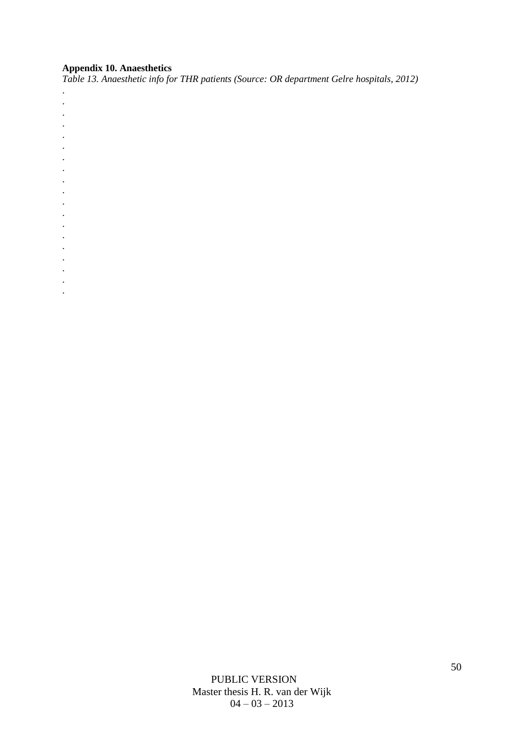**Appendix 10. Anaesthetics**

*Table 13. Anaesthetic info for THR patients (Source: OR department Gelre hospitals, 2012)*

.
.
.
.
.
.
.
.
.
.
.
.
.
.
.
.
.
.
.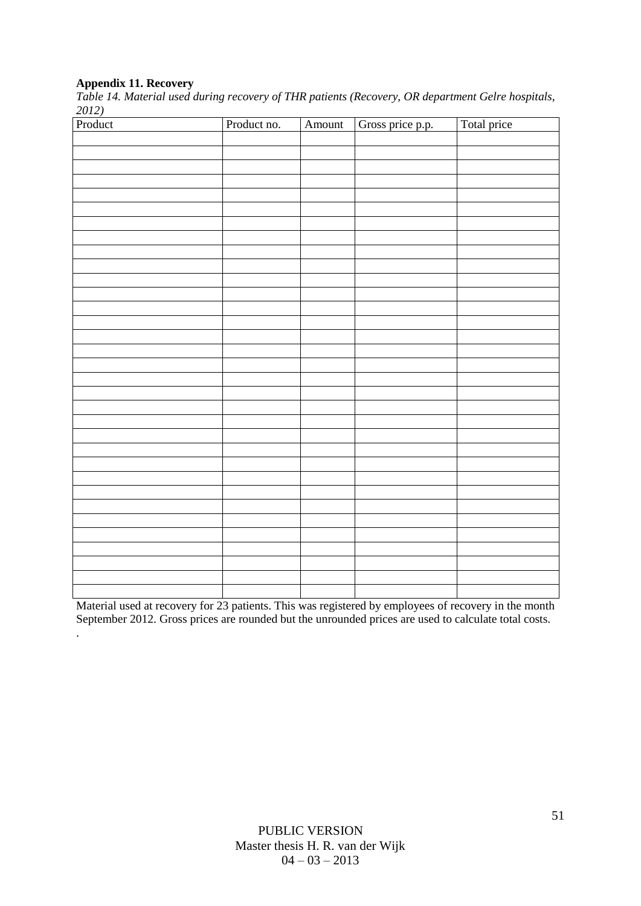**Appendix 11. Recovery**

*Table 14. Material used during recovery of THR patients (Recovery, OR department Gelre hospitals, 2012)*

| Product | Product no. | Amount | Gross price p.p. | Total price |
|---|---|---|---|---|
| | | | | |
| | | | | |
| | | | | |
| | | | | |
| | | | | |
| | | | | |
| | | | | |
| | | | | |
| | | | | |
| | | | | |
| | | | | |
| | | | | |
| | | | | |
| | | | | |
| | | | | |
| | | | | |
| | | | | |
| | | | | |
| | | | | |
| | | | | |
| | | | | |
| | | | | |
| | | | | |
| | | | | |
| | | | | |
| | | | | |
| | | | | |
| | | | | |
| | | | | |
| | | | | |
| | | | | |
| | | | | |
| | | | | |

Material used at recovery for 23 patients. This was registered by employees of recovery in the month September 2012. Gross prices are rounded but the unrounded prices are used to calculate total costs.

.

PUBLIC VERSION
Master thesis H. R. van der Wijk
04 – 03 – 2013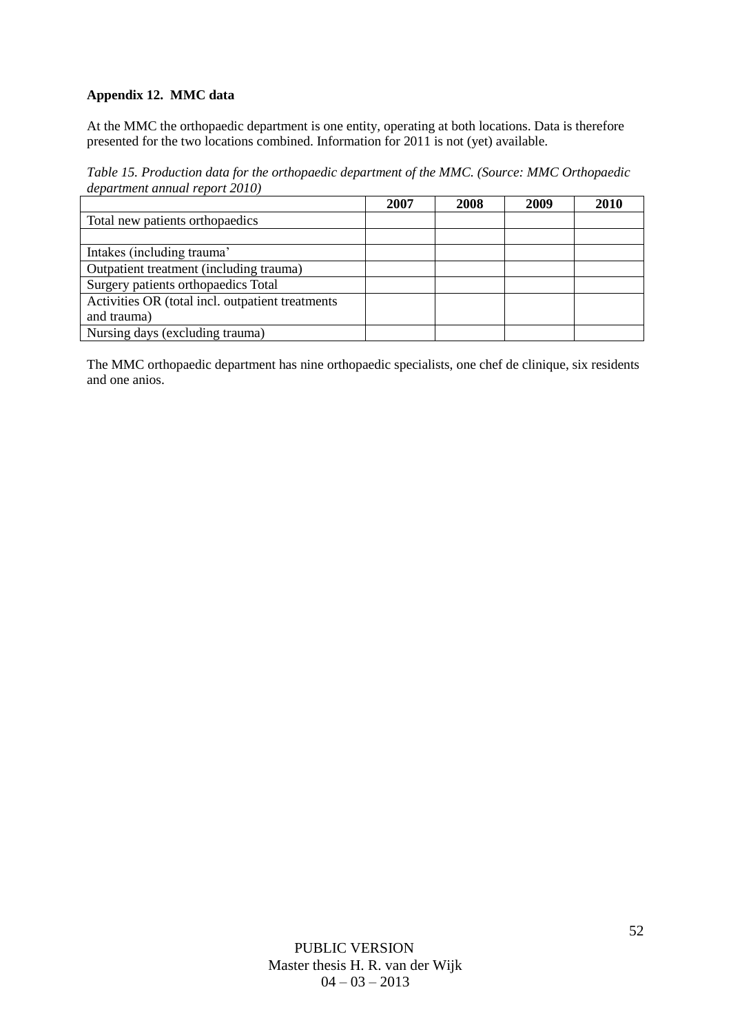**Appendix 12. MMC data**

At the MMC the orthopaedic department is one entity, operating at both locations. Data is therefore presented for the two locations combined. Information for 2011 is not (yet) available.

*Table 15. Production data for the orthopaedic department of the MMC. (Source: MMC Orthopaedic department annual report 2010)*

| | 2007 | 2008 | 2009 | 2010 |
|---|---|---|---|---|
| Total new patients orthopaedics | | | | |
| | | | | |
| Intakes (including trauma' | | | | |
| Outpatient treatment (including trauma) | | | | |
| Surgery patients orthopaedics Total | | | | |
| Activities OR (total incl. outpatient treatments and trauma) | | | | |
| Nursing days (excluding trauma) | | | | |

The MMC orthopaedic department has nine orthopaedic specialists, one chef de clinique, six residents and one anios.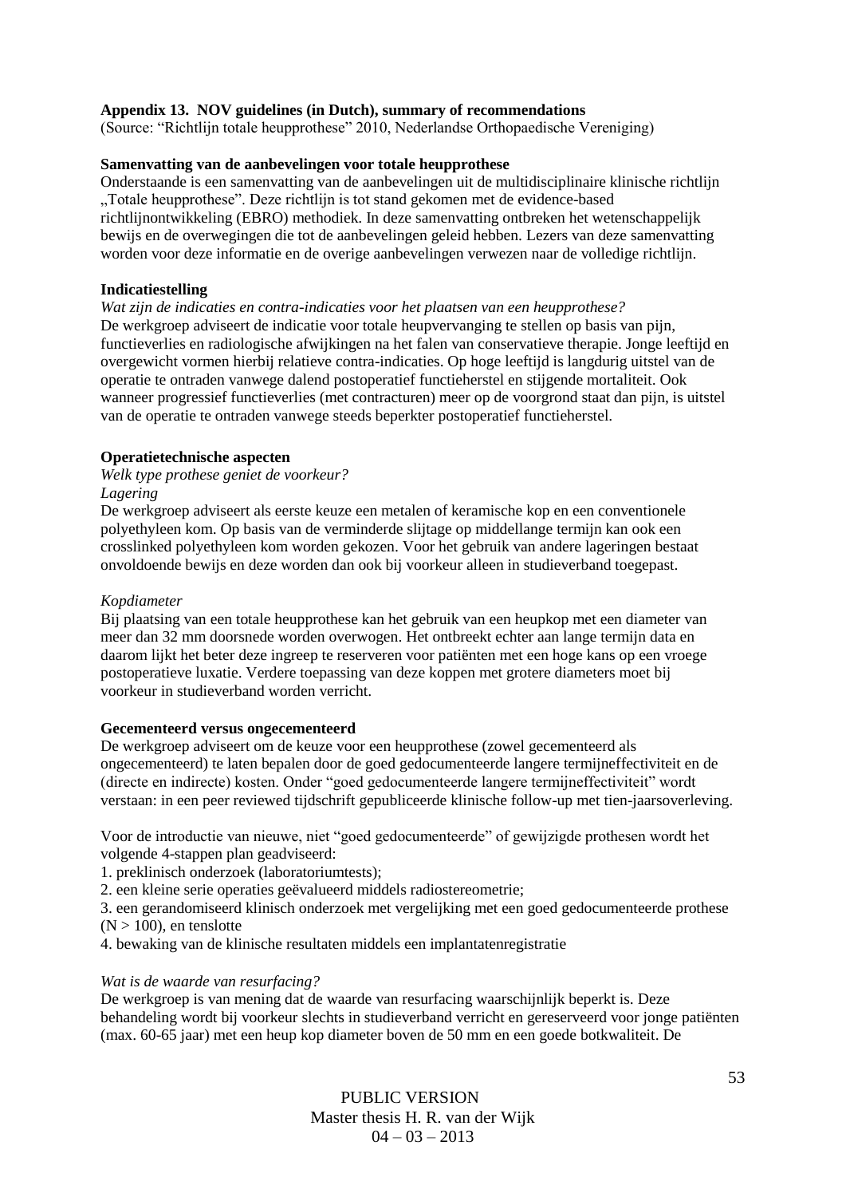**Appendix 13. NOV guidelines (in Dutch), summary of recommendations**

(Source: "Richtlijn totale heupprothese" 2010, Nederlandse Orthopaedische Vereniging)

**Samenvatting van de aanbevelingen voor totale heupprothese**

Onderstaande is een samenvatting van de aanbevelingen uit de multidisciplinaire klinische richtlijn „Totale heupprothese". Deze richtlijn is tot stand gekomen met de evidence-based richtlijnontwikkeling (EBRO) methodiek. In deze samenvatting ontbreken het wetenschappelijk bewijs en de overwegingen die tot de aanbevelingen geleid hebben. Lezers van deze samenvatting worden voor deze informatie en de overige aanbevelingen verwezen naar de volledige richtlijn.

**Indicatiestelling**

*Wat zijn de indicaties en contra-indicaties voor het plaatsen van een heupprothese?*

De werkgroep adviseert de indicatie voor totale heupvervanging te stellen op basis van pijn, functieverlies en radiologische afwijkingen na het falen van conservatieve therapie. Jonge leeftijd en overgewicht vormen hierbij relatieve contra-indicaties. Op hoge leeftijd is langdurig uitstel van de operatie te ontraden vanwege dalend postoperatief functieherstel en stijgende mortaliteit. Ook wanneer progressief functieverlies (met contracturen) meer op de voorgrond staat dan pijn, is uitstel van de operatie te ontraden vanwege steeds beperkter postoperatief functieherstel.

**Operatietechnische aspecten**

*Welk type prothese geniet de voorkeur?*

*Lagering*

De werkgroep adviseert als eerste keuze een metalen of keramische kop en een conventionele polyethyleen kom. Op basis van de verminderde slijtage op middellange termijn kan ook een crosslinked polyethyleen kom worden gekozen. Voor het gebruik van andere lageringen bestaat onvoldoende bewijs en deze worden dan ook bij voorkeur alleen in studieverband toegepast.

*Kopdiameter*

Bij plaatsing van een totale heupprothese kan het gebruik van een heupkop met een diameter van meer dan 32 mm doorsnede worden overwogen. Het ontbreekt echter aan lange termijn data en daarom lijkt het beter deze ingreep te reserveren voor patiënten met een hoge kans op een vroege postoperatieve luxatie. Verdere toepassing van deze koppen met grotere diameters moet bij voorkeur in studieverband worden verricht.

**Gecementeerd versus ongecementeerd**

De werkgroep adviseert om de keuze voor een heupprothese (zowel gecementeerd als ongecementeerd) te laten bepalen door de goed gedocumenteerde langere termijneffectiviteit en de (directe en indirecte) kosten. Onder "goed gedocumenteerde langere termijneffectiviteit" wordt verstaan: in een peer reviewed tijdschrift gepubliceerde klinische follow-up met tien-jaarsoverleving.

Voor de introductie van nieuwe, niet "goed gedocumenteerde" of gewijzigde prothesen wordt het volgende 4-stappen plan geadviseerd:

1. preklinisch onderzoek (laboratoriumtests);
2. een kleine serie operaties geëvalueerd middels radiostereometrie;
3. een gerandomiseerd klinisch onderzoek met vergelijking met een goed gedocumenteerde prothese ($N > 100$), en tenslotte
4. bewaking van de klinische resultaten middels een implantatenregistratie

*Wat is de waarde van resurfacing?*

De werkgroep is van mening dat de waarde van resurfacing waarschijnlijk beperkt is. Deze behandeling wordt bij voorkeur slechts in studieverband verricht en gereserveerd voor jonge patiënten (max. 60-65 jaar) met een heup kop diameter boven de 50 mm en een goede botkwaliteit. De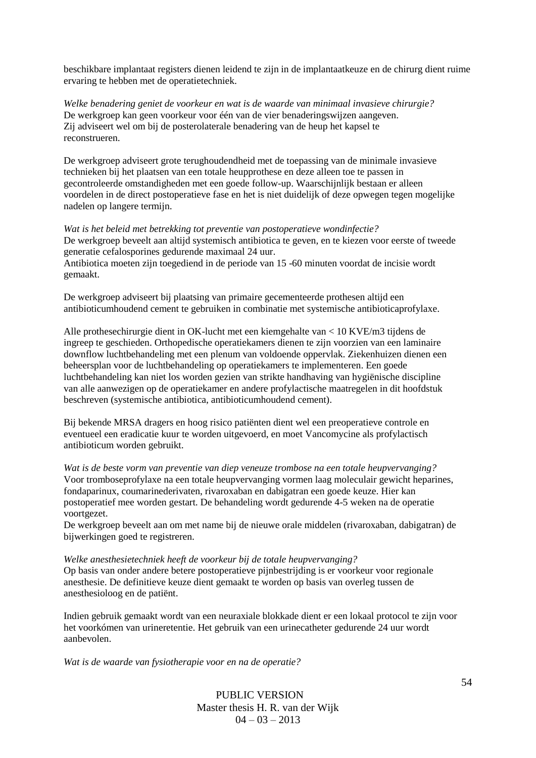beschikbare implantaat registers dienen leidend te zijn in de implantaatkeuze en de chirurg dient ruime ervaring te hebben met de operatietechniek.

*Welke benadering geniet de voorkeur en wat is de waarde van minimaal invasieve chirurgie?*
De werkgroep kan geen voorkeur voor één van de vier benaderingswijzen aangeven.
Zij adviseert wel om bij de posterolaterale benadering van de heup het kapsel te reconstrueren.

De werkgroep adviseert grote terughoudendheid met de toepassing van de minimale invasieve technieken bij het plaatsen van een totale heupprothese en deze alleen toe te passen in gecontroleerde omstandigheden met een goede follow-up. Waarschijnlijk bestaan er alleen voordelen in de direct postoperatieve fase en het is niet duidelijk of deze opwegen tegen mogelijke nadelen op langere termijn.

*Wat is het beleid met betrekking tot preventie van postoperatieve wondinfectie?*
De werkgroep beveelt aan altijd systemisch antibiotica te geven, en te kiezen voor eerste of tweede generatie cefalosporines gedurende maximaal 24 uur.
Antibiotica moeten zijn toegediend in de periode van 15 -60 minuten voordat de incisie wordt gemaakt.

De werkgroep adviseert bij plaatsing van primaire gecementeerde prothesen altijd een antibioticumhoudend cement te gebruiken in combinatie met systemische antibioticaprofylaxe.

Alle prothesechirurgie dient in OK-lucht met een kiemgehalte van < 10 KVE/m3 tijdens de ingreep te geschieden. Orthopedische operatiekamers dienen te zijn voorzien van een laminaire downflow luchtbehandeling met een plenum van voldoende oppervlak. Ziekenhuizen dienen een beheersplan voor de luchtbehandeling op operatiekamers te implementeren. Een goede luchtbehandeling kan niet los worden gezien van strikte handhaving van hygiënische discipline van alle aanwezigen op de operatiekamer en andere profylactische maatregelen in dit hoofdstuk beschreven (systemische antibiotica, antibioticumhoudend cement).

Bij bekende MRSA dragers en hoog risico patiënten dient wel een preoperatieve controle en eventueel een eradicatie kuur te worden uitgevoerd, en moet Vancomycine als profylactisch antibioticum worden gebruikt.

*Wat is de beste vorm van preventie van diep veneuze trombose na een totale heupvervanging?*
Voor tromboseprofylaxe na een totale heupvervanging vormen laag moleculair gewicht heparines, fondaparinux, coumarinederivaten, rivaroxaban en dabigatran een goede keuze. Hier kan postoperatief mee worden gestart. De behandeling wordt gedurende 4-5 weken na de operatie voortgezet.
De werkgroep beveelt aan om met name bij de nieuwe orale middelen (rivaroxaban, dabigatran) de bijwerkingen goed te registreren.

*Welke anesthesietechniek heeft de voorkeur bij de totale heupvervanging?*
Op basis van onder andere betere postoperatieve pijnbestrijding is er voorkeur voor regionale anesthesie. De definitieve keuze dient gemaakt te worden op basis van overleg tussen de anesthesioloog en de patiënt.

Indien gebruik gemaakt wordt van een neuraxiale blokkade dient er een lokaal protocol te zijn voor het voorkómen van urineretentie. Het gebruik van een urinecatheter gedurende 24 uur wordt aanbevolen.

*Wat is de waarde van fysiotherapie voor en na de operatie?*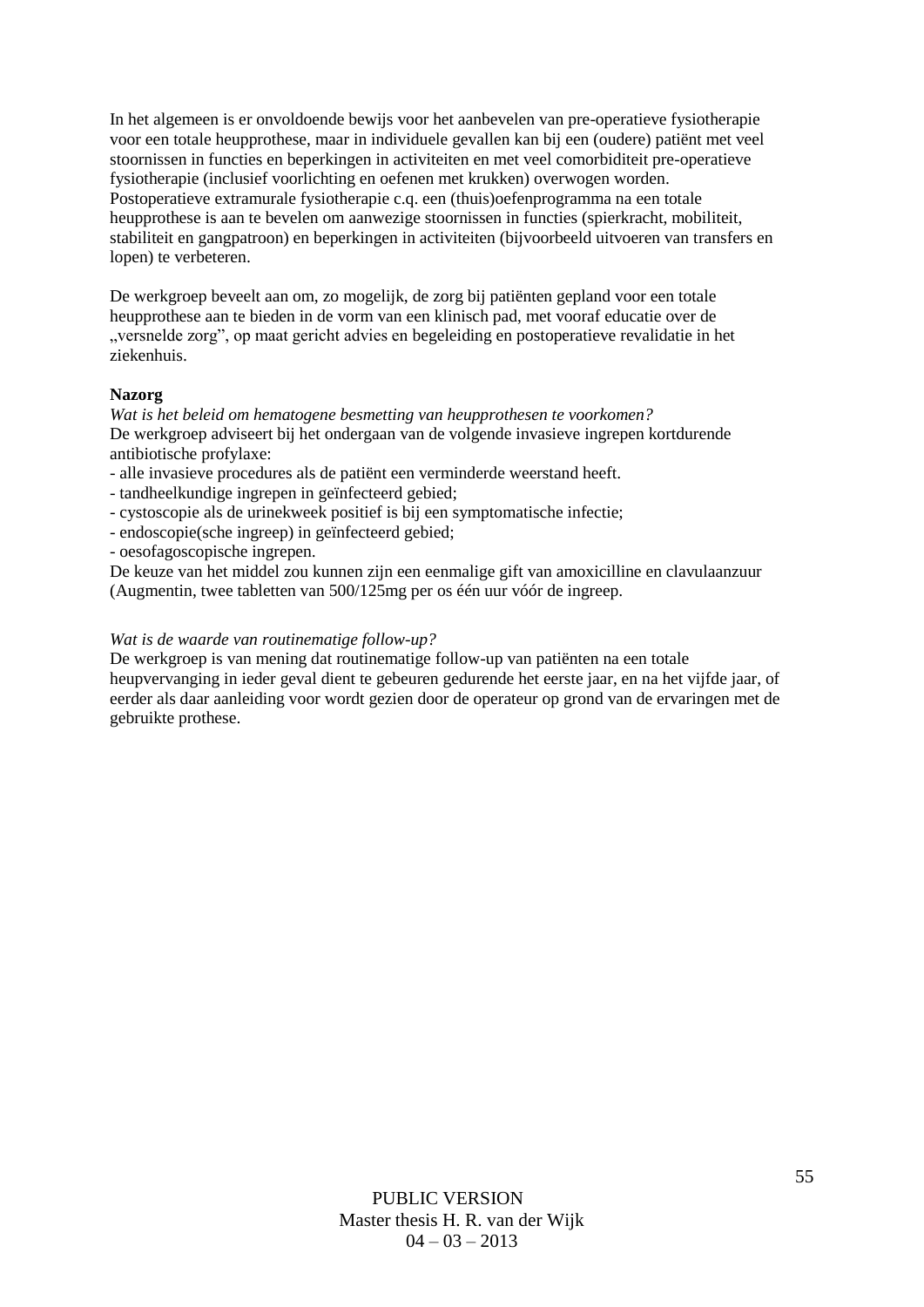In het algemeen is er onvoldoende bewijs voor het aanbevelen van pre-operatieve fysiotherapie voor een totale heupprothese, maar in individuele gevallen kan bij een (oudere) patiënt met veel stoornissen in functies en beperkingen in activiteiten en met veel comorbiditeit pre-operatieve fysiotherapie (inclusief voorlichting en oefenen met krukken) overwogen worden. Postoperatieve extramurale fysiotherapie c.q. een (thuis)oefenprogramma na een totale heupprothese is aan te bevelen om aanwezige stoornissen in functies (spierkracht, mobiliteit, stabiliteit en gangpatroon) en beperkingen in activiteiten (bijvoorbeeld uitvoeren van transfers en lopen) te verbeteren.

De werkgroep beveelt aan om, zo mogelijk, de zorg bij patiënten gepland voor een totale heupprothese aan te bieden in de vorm van een klinisch pad, met vooraf educatie over de „versnelde zorg", op maat gericht advies en begeleiding en postoperatieve revalidatie in het ziekenhuis.

**Nazorg**

*Wat is het beleid om hematogene besmetting van heupprothesen te voorkomen?*
De werkgroep adviseert bij het ondergaan van de volgende invasieve ingrepen kortdurende antibiotische profylaxe:
- alle invasieve procedures als de patiënt een verminderde weerstand heeft.
- tandheelkundige ingrepen in geïnfecteerd gebied;
- cystoscopie als de urinekweek positief is bij een symptomatische infectie;
- endoscopie(sche ingreep) in geïnfecteerd gebied;
- oesofagoscopische ingrepen.

De keuze van het middel zou kunnen zijn een eenmalige gift van amoxicilline en clavulaanzuur (Augmentin, twee tabletten van 500/125mg per os één uur vóór de ingreep.

*Wat is de waarde van routinematige follow-up?*
De werkgroep is van mening dat routinematige follow-up van patiënten na een totale heupvervanging in ieder geval dient te gebeuren gedurende het eerste jaar, en na het vijfde jaar, of eerder als daar aanleiding voor wordt gezien door de operateur op grond van de ervaringen met de gebruikte prothese.